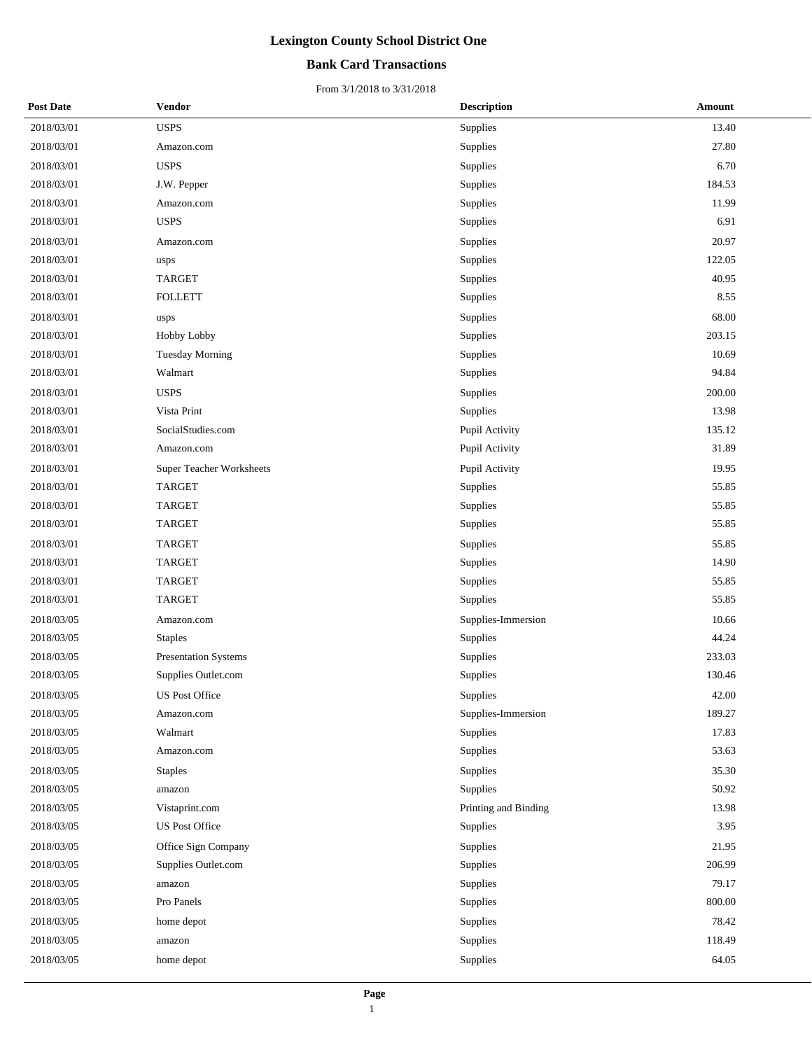# Lexington County School District One

## Bank Card Transactions

From 3/1/2018 to 3/31/2018

| Post Date | Vendor | Description | Amount |
|---|---|---|---|
| 2018/03/01 | USPS | Supplies | 13.40 |
| 2018/03/01 | Amazon.com | Supplies | 27.80 |
| 2018/03/01 | USPS | Supplies | 6.70 |
| 2018/03/01 | J.W. Pepper | Supplies | 184.53 |
| 2018/03/01 | Amazon.com | Supplies | 11.99 |
| 2018/03/01 | USPS | Supplies | 6.91 |
| 2018/03/01 | Amazon.com | Supplies | 20.97 |
| 2018/03/01 | usps | Supplies | 122.05 |
| 2018/03/01 | TARGET | Supplies | 40.95 |
| 2018/03/01 | FOLLETT | Supplies | 8.55 |
| 2018/03/01 | usps | Supplies | 68.00 |
| 2018/03/01 | Hobby Lobby | Supplies | 203.15 |
| 2018/03/01 | Tuesday Morning | Supplies | 10.69 |
| 2018/03/01 | Walmart | Supplies | 94.84 |
| 2018/03/01 | USPS | Supplies | 200.00 |
| 2018/03/01 | Vista Print | Supplies | 13.98 |
| 2018/03/01 | SocialStudies.com | Pupil Activity | 135.12 |
| 2018/03/01 | Amazon.com | Pupil Activity | 31.89 |
| 2018/03/01 | Super Teacher Worksheets | Pupil Activity | 19.95 |
| 2018/03/01 | TARGET | Supplies | 55.85 |
| 2018/03/01 | TARGET | Supplies | 55.85 |
| 2018/03/01 | TARGET | Supplies | 55.85 |
| 2018/03/01 | TARGET | Supplies | 55.85 |
| 2018/03/01 | TARGET | Supplies | 14.90 |
| 2018/03/01 | TARGET | Supplies | 55.85 |
| 2018/03/01 | TARGET | Supplies | 55.85 |
| 2018/03/05 | Amazon.com | Supplies-Immersion | 10.66 |
| 2018/03/05 | Staples | Supplies | 44.24 |
| 2018/03/05 | Presentation Systems | Supplies | 233.03 |
| 2018/03/05 | Supplies Outlet.com | Supplies | 130.46 |
| 2018/03/05 | US Post Office | Supplies | 42.00 |
| 2018/03/05 | Amazon.com | Supplies-Immersion | 189.27 |
| 2018/03/05 | Walmart | Supplies | 17.83 |
| 2018/03/05 | Amazon.com | Supplies | 53.63 |
| 2018/03/05 | Staples | Supplies | 35.30 |
| 2018/03/05 | amazon | Supplies | 50.92 |
| 2018/03/05 | Vistaprint.com | Printing and Binding | 13.98 |
| 2018/03/05 | US Post Office | Supplies | 3.95 |
| 2018/03/05 | Office Sign Company | Supplies | 21.95 |
| 2018/03/05 | Supplies Outlet.com | Supplies | 206.99 |
| 2018/03/05 | amazon | Supplies | 79.17 |
| 2018/03/05 | Pro Panels | Supplies | 800.00 |
| 2018/03/05 | home depot | Supplies | 78.42 |
| 2018/03/05 | amazon | Supplies | 118.49 |
| 2018/03/05 | home depot | Supplies | 64.05 |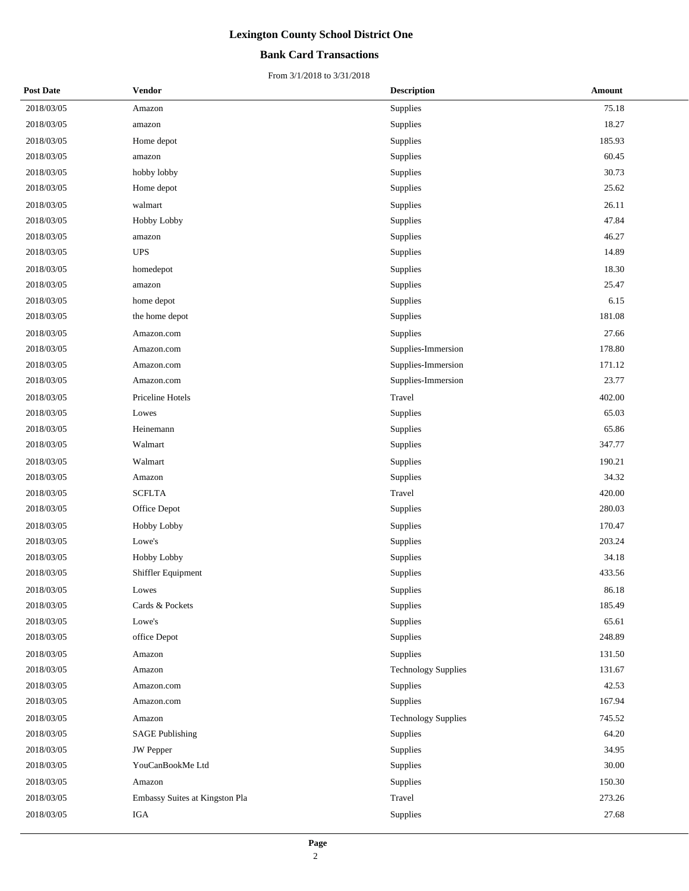# Lexington County School District One

## Bank Card Transactions

From 3/1/2018 to 3/31/2018

| Post Date | Vendor | Description | Amount |
|---|---|---|---|
| 2018/03/05 | Amazon | Supplies | 75.18 |
| 2018/03/05 | amazon | Supplies | 18.27 |
| 2018/03/05 | Home depot | Supplies | 185.93 |
| 2018/03/05 | amazon | Supplies | 60.45 |
| 2018/03/05 | hobby lobby | Supplies | 30.73 |
| 2018/03/05 | Home depot | Supplies | 25.62 |
| 2018/03/05 | walmart | Supplies | 26.11 |
| 2018/03/05 | Hobby Lobby | Supplies | 47.84 |
| 2018/03/05 | amazon | Supplies | 46.27 |
| 2018/03/05 | UPS | Supplies | 14.89 |
| 2018/03/05 | homedepot | Supplies | 18.30 |
| 2018/03/05 | amazon | Supplies | 25.47 |
| 2018/03/05 | home depot | Supplies | 6.15 |
| 2018/03/05 | the home depot | Supplies | 181.08 |
| 2018/03/05 | Amazon.com | Supplies | 27.66 |
| 2018/03/05 | Amazon.com | Supplies-Immersion | 178.80 |
| 2018/03/05 | Amazon.com | Supplies-Immersion | 171.12 |
| 2018/03/05 | Amazon.com | Supplies-Immersion | 23.77 |
| 2018/03/05 | Priceline Hotels | Travel | 402.00 |
| 2018/03/05 | Lowes | Supplies | 65.03 |
| 2018/03/05 | Heinemann | Supplies | 65.86 |
| 2018/03/05 | Walmart | Supplies | 347.77 |
| 2018/03/05 | Walmart | Supplies | 190.21 |
| 2018/03/05 | Amazon | Supplies | 34.32 |
| 2018/03/05 | SCFLTA | Travel | 420.00 |
| 2018/03/05 | Office Depot | Supplies | 280.03 |
| 2018/03/05 | Hobby Lobby | Supplies | 170.47 |
| 2018/03/05 | Lowe's | Supplies | 203.24 |
| 2018/03/05 | Hobby Lobby | Supplies | 34.18 |
| 2018/03/05 | Shiffler Equipment | Supplies | 433.56 |
| 2018/03/05 | Lowes | Supplies | 86.18 |
| 2018/03/05 | Cards & Pockets | Supplies | 185.49 |
| 2018/03/05 | Lowe's | Supplies | 65.61 |
| 2018/03/05 | office Depot | Supplies | 248.89 |
| 2018/03/05 | Amazon | Supplies | 131.50 |
| 2018/03/05 | Amazon | Technology Supplies | 131.67 |
| 2018/03/05 | Amazon.com | Supplies | 42.53 |
| 2018/03/05 | Amazon.com | Supplies | 167.94 |
| 2018/03/05 | Amazon | Technology Supplies | 745.52 |
| 2018/03/05 | SAGE Publishing | Supplies | 64.20 |
| 2018/03/05 | JW Pepper | Supplies | 34.95 |
| 2018/03/05 | YouCanBookMe Ltd | Supplies | 30.00 |
| 2018/03/05 | Amazon | Supplies | 150.30 |
| 2018/03/05 | Embassy Suites at Kingston Pla | Travel | 273.26 |
| 2018/03/05 | IGA | Supplies | 27.68 |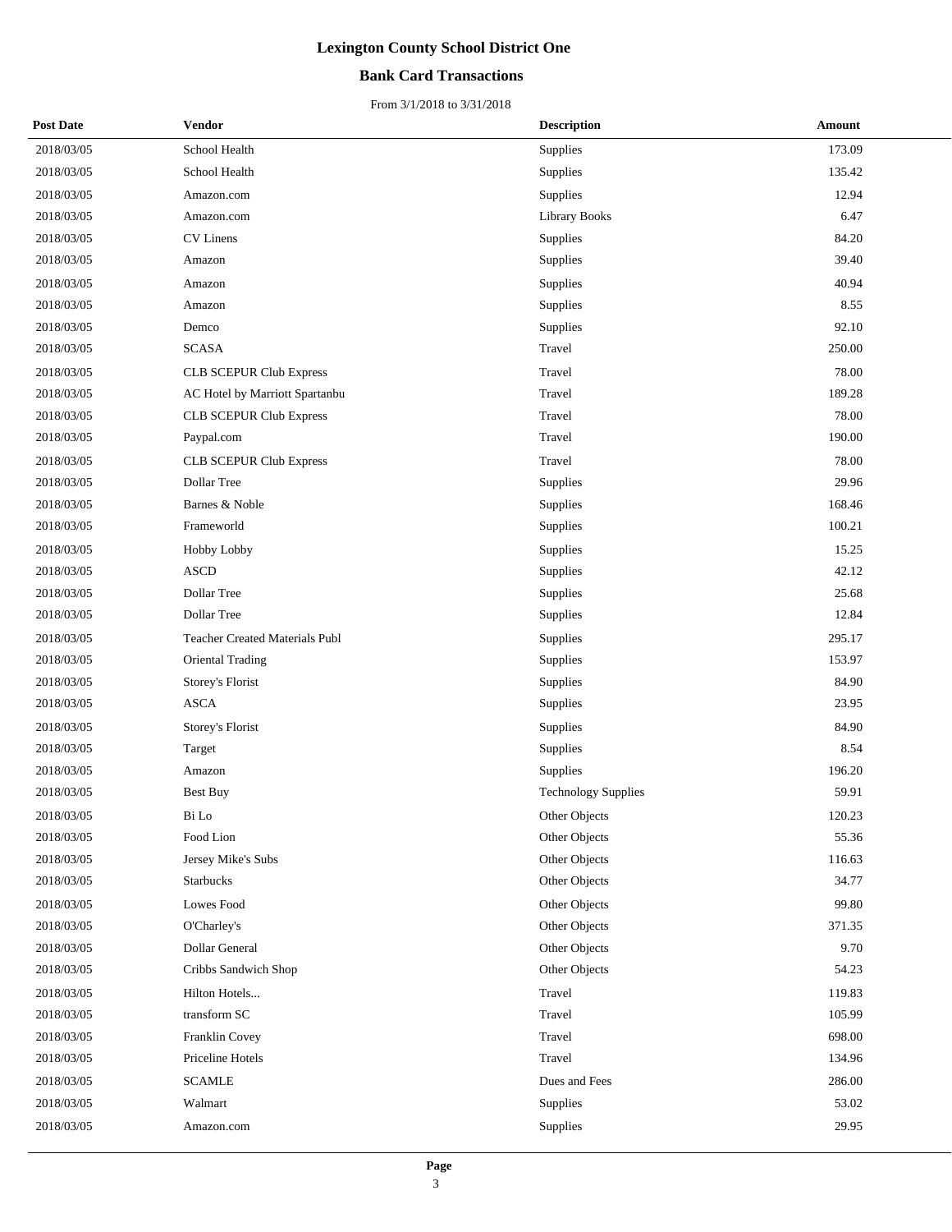# Lexington County School District One

## Bank Card Transactions

From 3/1/2018 to 3/31/2018

| Post Date | Vendor | Description | Amount |
|---|---|---|---|
| 2018/03/05 | School Health | Supplies | 173.09 |
| 2018/03/05 | School Health | Supplies | 135.42 |
| 2018/03/05 | Amazon.com | Supplies | 12.94 |
| 2018/03/05 | Amazon.com | Library Books | 6.47 |
| 2018/03/05 | CV Linens | Supplies | 84.20 |
| 2018/03/05 | Amazon | Supplies | 39.40 |
| 2018/03/05 | Amazon | Supplies | 40.94 |
| 2018/03/05 | Amazon | Supplies | 8.55 |
| 2018/03/05 | Demco | Supplies | 92.10 |
| 2018/03/05 | SCASA | Travel | 250.00 |
| 2018/03/05 | CLB SCEPUR Club Express | Travel | 78.00 |
| 2018/03/05 | AC Hotel by Marriott Spartanbu | Travel | 189.28 |
| 2018/03/05 | CLB SCEPUR Club Express | Travel | 78.00 |
| 2018/03/05 | Paypal.com | Travel | 190.00 |
| 2018/03/05 | CLB SCEPUR Club Express | Travel | 78.00 |
| 2018/03/05 | Dollar Tree | Supplies | 29.96 |
| 2018/03/05 | Barnes & Noble | Supplies | 168.46 |
| 2018/03/05 | Frameworld | Supplies | 100.21 |
| 2018/03/05 | Hobby Lobby | Supplies | 15.25 |
| 2018/03/05 | ASCD | Supplies | 42.12 |
| 2018/03/05 | Dollar Tree | Supplies | 25.68 |
| 2018/03/05 | Dollar Tree | Supplies | 12.84 |
| 2018/03/05 | Teacher Created Materials Publ | Supplies | 295.17 |
| 2018/03/05 | Oriental Trading | Supplies | 153.97 |
| 2018/03/05 | Storey's Florist | Supplies | 84.90 |
| 2018/03/05 | ASCA | Supplies | 23.95 |
| 2018/03/05 | Storey's Florist | Supplies | 84.90 |
| 2018/03/05 | Target | Supplies | 8.54 |
| 2018/03/05 | Amazon | Supplies | 196.20 |
| 2018/03/05 | Best Buy | Technology Supplies | 59.91 |
| 2018/03/05 | Bi Lo | Other Objects | 120.23 |
| 2018/03/05 | Food Lion | Other Objects | 55.36 |
| 2018/03/05 | Jersey Mike's Subs | Other Objects | 116.63 |
| 2018/03/05 | Starbucks | Other Objects | 34.77 |
| 2018/03/05 | Lowes Food | Other Objects | 99.80 |
| 2018/03/05 | O'Charley's | Other Objects | 371.35 |
| 2018/03/05 | Dollar General | Other Objects | 9.70 |
| 2018/03/05 | Cribbs Sandwich Shop | Other Objects | 54.23 |
| 2018/03/05 | Hilton Hotels... | Travel | 119.83 |
| 2018/03/05 | transform SC | Travel | 105.99 |
| 2018/03/05 | Franklin Covey | Travel | 698.00 |
| 2018/03/05 | Priceline Hotels | Travel | 134.96 |
| 2018/03/05 | SCAMLE | Dues and Fees | 286.00 |
| 2018/03/05 | Walmart | Supplies | 53.02 |
| 2018/03/05 | Amazon.com | Supplies | 29.95 |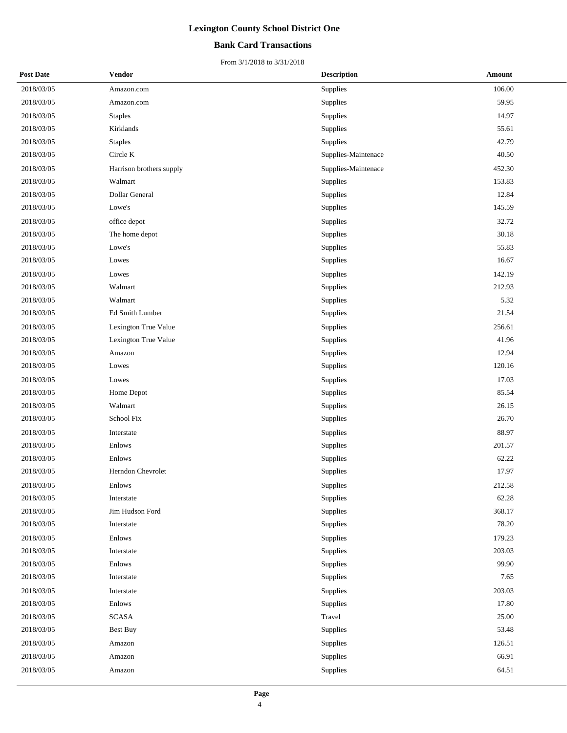# Lexington County School District One

## Bank Card Transactions

From 3/1/2018 to 3/31/2018

| Post Date | Vendor | Description | Amount |
|---|---|---|---|
| 2018/03/05 | Amazon.com | Supplies | 106.00 |
| 2018/03/05 | Amazon.com | Supplies | 59.95 |
| 2018/03/05 | Staples | Supplies | 14.97 |
| 2018/03/05 | Kirklands | Supplies | 55.61 |
| 2018/03/05 | Staples | Supplies | 42.79 |
| 2018/03/05 | Circle K | Supplies-Maintenace | 40.50 |
| 2018/03/05 | Harrison brothers supply | Supplies-Maintenace | 452.30 |
| 2018/03/05 | Walmart | Supplies | 153.83 |
| 2018/03/05 | Dollar General | Supplies | 12.84 |
| 2018/03/05 | Lowe's | Supplies | 145.59 |
| 2018/03/05 | office depot | Supplies | 32.72 |
| 2018/03/05 | The home depot | Supplies | 30.18 |
| 2018/03/05 | Lowe's | Supplies | 55.83 |
| 2018/03/05 | Lowes | Supplies | 16.67 |
| 2018/03/05 | Lowes | Supplies | 142.19 |
| 2018/03/05 | Walmart | Supplies | 212.93 |
| 2018/03/05 | Walmart | Supplies | 5.32 |
| 2018/03/05 | Ed Smith Lumber | Supplies | 21.54 |
| 2018/03/05 | Lexington True Value | Supplies | 256.61 |
| 2018/03/05 | Lexington True Value | Supplies | 41.96 |
| 2018/03/05 | Amazon | Supplies | 12.94 |
| 2018/03/05 | Lowes | Supplies | 120.16 |
| 2018/03/05 | Lowes | Supplies | 17.03 |
| 2018/03/05 | Home Depot | Supplies | 85.54 |
| 2018/03/05 | Walmart | Supplies | 26.15 |
| 2018/03/05 | School Fix | Supplies | 26.70 |
| 2018/03/05 | Interstate | Supplies | 88.97 |
| 2018/03/05 | Enlows | Supplies | 201.57 |
| 2018/03/05 | Enlows | Supplies | 62.22 |
| 2018/03/05 | Herndon Chevrolet | Supplies | 17.97 |
| 2018/03/05 | Enlows | Supplies | 212.58 |
| 2018/03/05 | Interstate | Supplies | 62.28 |
| 2018/03/05 | Jim Hudson Ford | Supplies | 368.17 |
| 2018/03/05 | Interstate | Supplies | 78.20 |
| 2018/03/05 | Enlows | Supplies | 179.23 |
| 2018/03/05 | Interstate | Supplies | 203.03 |
| 2018/03/05 | Enlows | Supplies | 99.90 |
| 2018/03/05 | Interstate | Supplies | 7.65 |
| 2018/03/05 | Interstate | Supplies | 203.03 |
| 2018/03/05 | Enlows | Supplies | 17.80 |
| 2018/03/05 | SCASA | Travel | 25.00 |
| 2018/03/05 | Best Buy | Supplies | 53.48 |
| 2018/03/05 | Amazon | Supplies | 126.51 |
| 2018/03/05 | Amazon | Supplies | 66.91 |
| 2018/03/05 | Amazon | Supplies | 64.51 |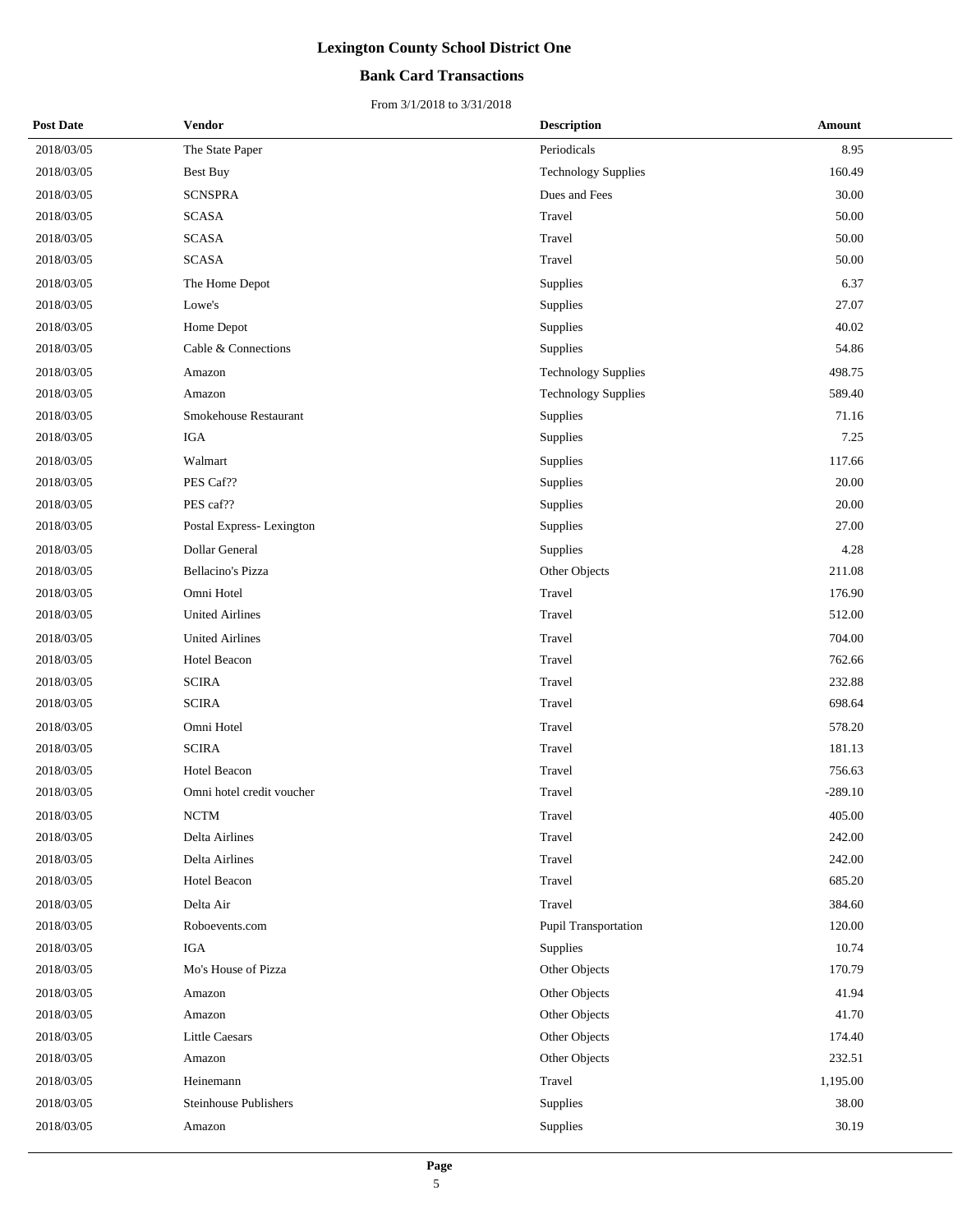# Lexington County School District One

## Bank Card Transactions

From 3/1/2018 to 3/31/2018

| Post Date | Vendor | Description | Amount |
|---|---|---|---|
| 2018/03/05 | The State Paper | Periodicals | 8.95 |
| 2018/03/05 | Best Buy | Technology Supplies | 160.49 |
| 2018/03/05 | SCNSPRA | Dues and Fees | 30.00 |
| 2018/03/05 | SCASA | Travel | 50.00 |
| 2018/03/05 | SCASA | Travel | 50.00 |
| 2018/03/05 | SCASA | Travel | 50.00 |
| 2018/03/05 | The Home Depot | Supplies | 6.37 |
| 2018/03/05 | Lowe's | Supplies | 27.07 |
| 2018/03/05 | Home Depot | Supplies | 40.02 |
| 2018/03/05 | Cable & Connections | Supplies | 54.86 |
| 2018/03/05 | Amazon | Technology Supplies | 498.75 |
| 2018/03/05 | Amazon | Technology Supplies | 589.40 |
| 2018/03/05 | Smokehouse Restaurant | Supplies | 71.16 |
| 2018/03/05 | IGA | Supplies | 7.25 |
| 2018/03/05 | Walmart | Supplies | 117.66 |
| 2018/03/05 | PES Caf?? | Supplies | 20.00 |
| 2018/03/05 | PES caf?? | Supplies | 20.00 |
| 2018/03/05 | Postal Express- Lexington | Supplies | 27.00 |
| 2018/03/05 | Dollar General | Supplies | 4.28 |
| 2018/03/05 | Bellacino's Pizza | Other Objects | 211.08 |
| 2018/03/05 | Omni Hotel | Travel | 176.90 |
| 2018/03/05 | United Airlines | Travel | 512.00 |
| 2018/03/05 | United Airlines | Travel | 704.00 |
| 2018/03/05 | Hotel Beacon | Travel | 762.66 |
| 2018/03/05 | SCIRA | Travel | 232.88 |
| 2018/03/05 | SCIRA | Travel | 698.64 |
| 2018/03/05 | Omni Hotel | Travel | 578.20 |
| 2018/03/05 | SCIRA | Travel | 181.13 |
| 2018/03/05 | Hotel Beacon | Travel | 756.63 |
| 2018/03/05 | Omni hotel credit voucher | Travel | -289.10 |
| 2018/03/05 | NCTM | Travel | 405.00 |
| 2018/03/05 | Delta Airlines | Travel | 242.00 |
| 2018/03/05 | Delta Airlines | Travel | 242.00 |
| 2018/03/05 | Hotel Beacon | Travel | 685.20 |
| 2018/03/05 | Delta Air | Travel | 384.60 |
| 2018/03/05 | Roboevents.com | Pupil Transportation | 120.00 |
| 2018/03/05 | IGA | Supplies | 10.74 |
| 2018/03/05 | Mo's House of Pizza | Other Objects | 170.79 |
| 2018/03/05 | Amazon | Other Objects | 41.94 |
| 2018/03/05 | Amazon | Other Objects | 41.70 |
| 2018/03/05 | Little Caesars | Other Objects | 174.40 |
| 2018/03/05 | Amazon | Other Objects | 232.51 |
| 2018/03/05 | Heinemann | Travel | 1,195.00 |
| 2018/03/05 | Steinhouse Publishers | Supplies | 38.00 |
| 2018/03/05 | Amazon | Supplies | 30.19 |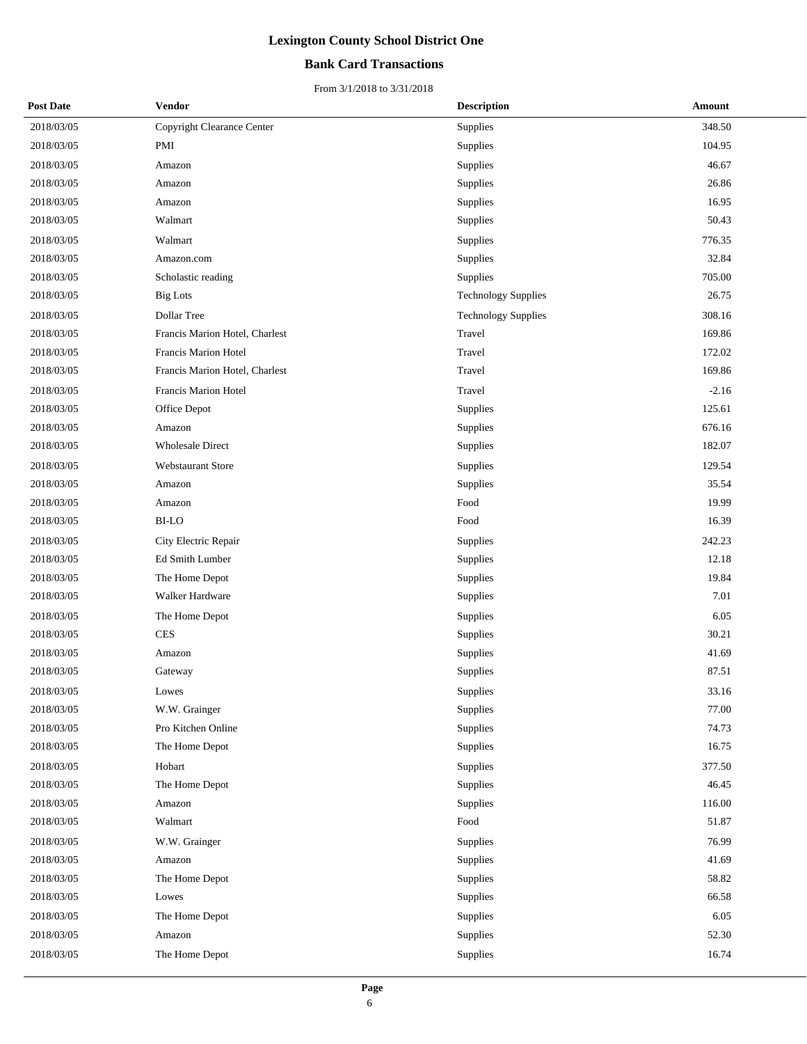# Lexington County School District One

## Bank Card Transactions

From 3/1/2018 to 3/31/2018

| Post Date | Vendor | Description | Amount |
|---|---|---|---|
| 2018/03/05 | Copyright Clearance Center | Supplies | 348.50 |
| 2018/03/05 | PMI | Supplies | 104.95 |
| 2018/03/05 | Amazon | Supplies | 46.67 |
| 2018/03/05 | Amazon | Supplies | 26.86 |
| 2018/03/05 | Amazon | Supplies | 16.95 |
| 2018/03/05 | Walmart | Supplies | 50.43 |
| 2018/03/05 | Walmart | Supplies | 776.35 |
| 2018/03/05 | Amazon.com | Supplies | 32.84 |
| 2018/03/05 | Scholastic reading | Supplies | 705.00 |
| 2018/03/05 | Big Lots | Technology Supplies | 26.75 |
| 2018/03/05 | Dollar Tree | Technology Supplies | 308.16 |
| 2018/03/05 | Francis Marion Hotel, Charlest | Travel | 169.86 |
| 2018/03/05 | Francis Marion Hotel | Travel | 172.02 |
| 2018/03/05 | Francis Marion Hotel, Charlest | Travel | 169.86 |
| 2018/03/05 | Francis Marion Hotel | Travel | -2.16 |
| 2018/03/05 | Office Depot | Supplies | 125.61 |
| 2018/03/05 | Amazon | Supplies | 676.16 |
| 2018/03/05 | Wholesale Direct | Supplies | 182.07 |
| 2018/03/05 | Webstaurant Store | Supplies | 129.54 |
| 2018/03/05 | Amazon | Supplies | 35.54 |
| 2018/03/05 | Amazon | Food | 19.99 |
| 2018/03/05 | BI-LO | Food | 16.39 |
| 2018/03/05 | City Electric Repair | Supplies | 242.23 |
| 2018/03/05 | Ed Smith Lumber | Supplies | 12.18 |
| 2018/03/05 | The Home Depot | Supplies | 19.84 |
| 2018/03/05 | Walker Hardware | Supplies | 7.01 |
| 2018/03/05 | The Home Depot | Supplies | 6.05 |
| 2018/03/05 | CES | Supplies | 30.21 |
| 2018/03/05 | Amazon | Supplies | 41.69 |
| 2018/03/05 | Gateway | Supplies | 87.51 |
| 2018/03/05 | Lowes | Supplies | 33.16 |
| 2018/03/05 | W.W. Grainger | Supplies | 77.00 |
| 2018/03/05 | Pro Kitchen Online | Supplies | 74.73 |
| 2018/03/05 | The Home Depot | Supplies | 16.75 |
| 2018/03/05 | Hobart | Supplies | 377.50 |
| 2018/03/05 | The Home Depot | Supplies | 46.45 |
| 2018/03/05 | Amazon | Supplies | 116.00 |
| 2018/03/05 | Walmart | Food | 51.87 |
| 2018/03/05 | W.W. Grainger | Supplies | 76.99 |
| 2018/03/05 | Amazon | Supplies | 41.69 |
| 2018/03/05 | The Home Depot | Supplies | 58.82 |
| 2018/03/05 | Lowes | Supplies | 66.58 |
| 2018/03/05 | The Home Depot | Supplies | 6.05 |
| 2018/03/05 | Amazon | Supplies | 52.30 |
| 2018/03/05 | The Home Depot | Supplies | 16.74 |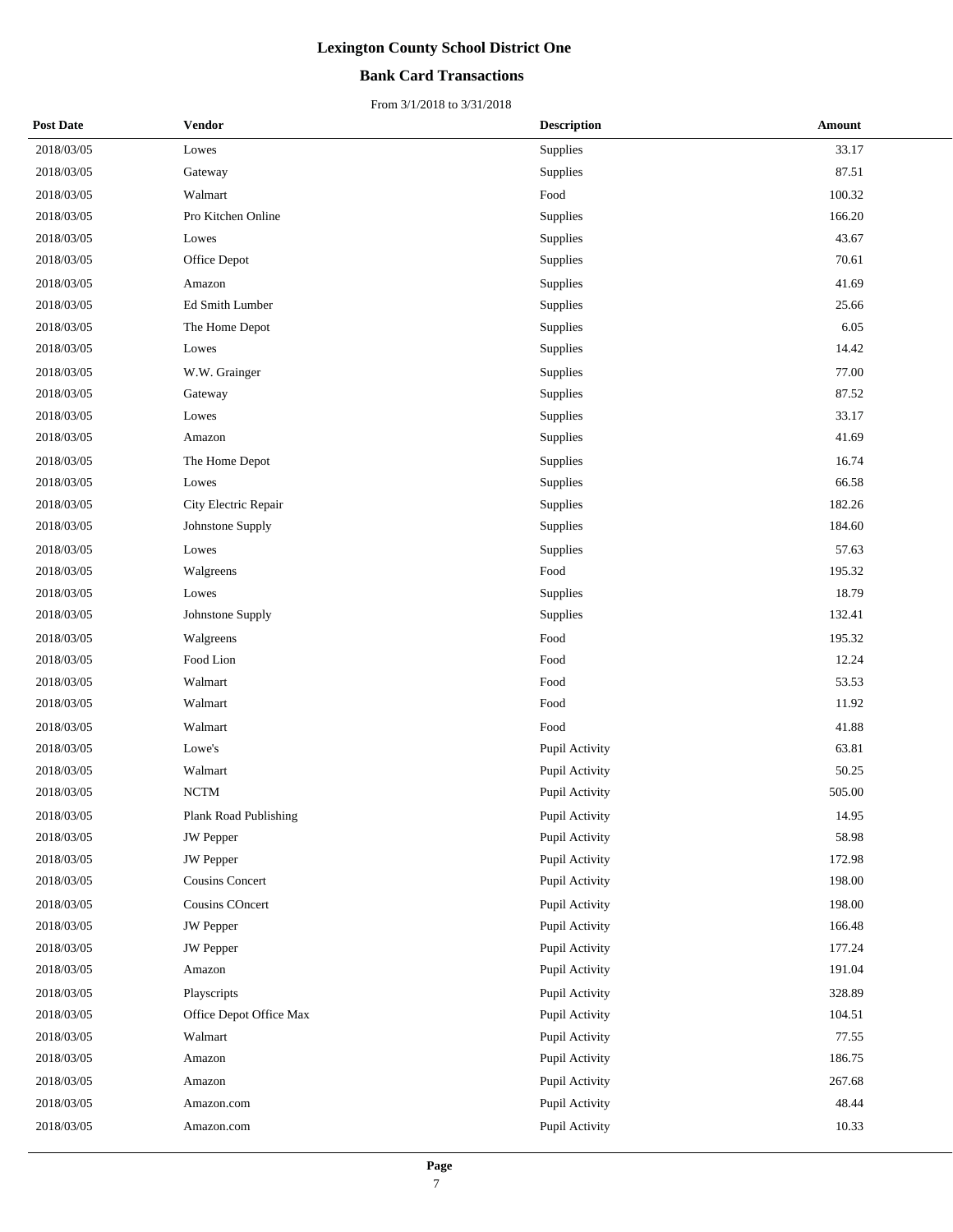# Lexington County School District One

## Bank Card Transactions

From 3/1/2018 to 3/31/2018

| Post Date | Vendor | Description | Amount |
|---|---|---|---|
| 2018/03/05 | Lowes | Supplies | 33.17 |
| 2018/03/05 | Gateway | Supplies | 87.51 |
| 2018/03/05 | Walmart | Food | 100.32 |
| 2018/03/05 | Pro Kitchen Online | Supplies | 166.20 |
| 2018/03/05 | Lowes | Supplies | 43.67 |
| 2018/03/05 | Office Depot | Supplies | 70.61 |
| 2018/03/05 | Amazon | Supplies | 41.69 |
| 2018/03/05 | Ed Smith Lumber | Supplies | 25.66 |
| 2018/03/05 | The Home Depot | Supplies | 6.05 |
| 2018/03/05 | Lowes | Supplies | 14.42 |
| 2018/03/05 | W.W. Grainger | Supplies | 77.00 |
| 2018/03/05 | Gateway | Supplies | 87.52 |
| 2018/03/05 | Lowes | Supplies | 33.17 |
| 2018/03/05 | Amazon | Supplies | 41.69 |
| 2018/03/05 | The Home Depot | Supplies | 16.74 |
| 2018/03/05 | Lowes | Supplies | 66.58 |
| 2018/03/05 | City Electric Repair | Supplies | 182.26 |
| 2018/03/05 | Johnstone Supply | Supplies | 184.60 |
| 2018/03/05 | Lowes | Supplies | 57.63 |
| 2018/03/05 | Walgreens | Food | 195.32 |
| 2018/03/05 | Lowes | Supplies | 18.79 |
| 2018/03/05 | Johnstone Supply | Supplies | 132.41 |
| 2018/03/05 | Walgreens | Food | 195.32 |
| 2018/03/05 | Food Lion | Food | 12.24 |
| 2018/03/05 | Walmart | Food | 53.53 |
| 2018/03/05 | Walmart | Food | 11.92 |
| 2018/03/05 | Walmart | Food | 41.88 |
| 2018/03/05 | Lowe's | Pupil Activity | 63.81 |
| 2018/03/05 | Walmart | Pupil Activity | 50.25 |
| 2018/03/05 | NCTM | Pupil Activity | 505.00 |
| 2018/03/05 | Plank Road Publishing | Pupil Activity | 14.95 |
| 2018/03/05 | JW Pepper | Pupil Activity | 58.98 |
| 2018/03/05 | JW Pepper | Pupil Activity | 172.98 |
| 2018/03/05 | Cousins Concert | Pupil Activity | 198.00 |
| 2018/03/05 | Cousins COncert | Pupil Activity | 198.00 |
| 2018/03/05 | JW Pepper | Pupil Activity | 166.48 |
| 2018/03/05 | JW Pepper | Pupil Activity | 177.24 |
| 2018/03/05 | Amazon | Pupil Activity | 191.04 |
| 2018/03/05 | Playscripts | Pupil Activity | 328.89 |
| 2018/03/05 | Office Depot Office Max | Pupil Activity | 104.51 |
| 2018/03/05 | Walmart | Pupil Activity | 77.55 |
| 2018/03/05 | Amazon | Pupil Activity | 186.75 |
| 2018/03/05 | Amazon | Pupil Activity | 267.68 |
| 2018/03/05 | Amazon.com | Pupil Activity | 48.44 |
| 2018/03/05 | Amazon.com | Pupil Activity | 10.33 |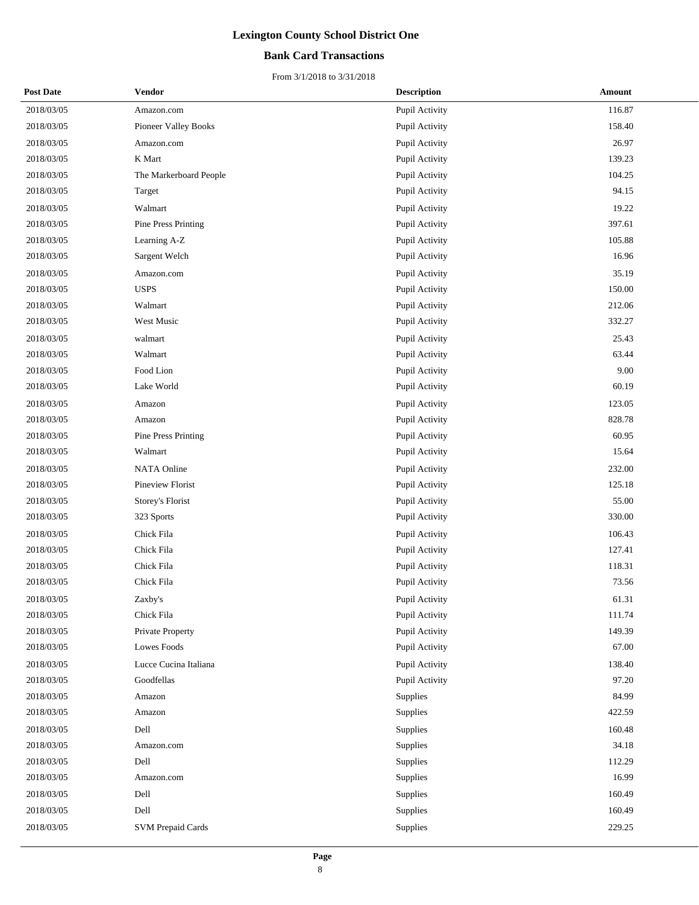# Lexington County School District One

## Bank Card Transactions

From 3/1/2018 to 3/31/2018

| Post Date | Vendor | Description | Amount |
|---|---|---|---|
| 2018/03/05 | Amazon.com | Pupil Activity | 116.87 |
| 2018/03/05 | Pioneer Valley Books | Pupil Activity | 158.40 |
| 2018/03/05 | Amazon.com | Pupil Activity | 26.97 |
| 2018/03/05 | K Mart | Pupil Activity | 139.23 |
| 2018/03/05 | The Markerboard People | Pupil Activity | 104.25 |
| 2018/03/05 | Target | Pupil Activity | 94.15 |
| 2018/03/05 | Walmart | Pupil Activity | 19.22 |
| 2018/03/05 | Pine Press Printing | Pupil Activity | 397.61 |
| 2018/03/05 | Learning A-Z | Pupil Activity | 105.88 |
| 2018/03/05 | Sargent Welch | Pupil Activity | 16.96 |
| 2018/03/05 | Amazon.com | Pupil Activity | 35.19 |
| 2018/03/05 | USPS | Pupil Activity | 150.00 |
| 2018/03/05 | Walmart | Pupil Activity | 212.06 |
| 2018/03/05 | West Music | Pupil Activity | 332.27 |
| 2018/03/05 | walmart | Pupil Activity | 25.43 |
| 2018/03/05 | Walmart | Pupil Activity | 63.44 |
| 2018/03/05 | Food Lion | Pupil Activity | 9.00 |
| 2018/03/05 | Lake World | Pupil Activity | 60.19 |
| 2018/03/05 | Amazon | Pupil Activity | 123.05 |
| 2018/03/05 | Amazon | Pupil Activity | 828.78 |
| 2018/03/05 | Pine Press Printing | Pupil Activity | 60.95 |
| 2018/03/05 | Walmart | Pupil Activity | 15.64 |
| 2018/03/05 | NATA Online | Pupil Activity | 232.00 |
| 2018/03/05 | Pineview Florist | Pupil Activity | 125.18 |
| 2018/03/05 | Storey's Florist | Pupil Activity | 55.00 |
| 2018/03/05 | 323 Sports | Pupil Activity | 330.00 |
| 2018/03/05 | Chick Fila | Pupil Activity | 106.43 |
| 2018/03/05 | Chick Fila | Pupil Activity | 127.41 |
| 2018/03/05 | Chick Fila | Pupil Activity | 118.31 |
| 2018/03/05 | Chick Fila | Pupil Activity | 73.56 |
| 2018/03/05 | Zaxby's | Pupil Activity | 61.31 |
| 2018/03/05 | Chick Fila | Pupil Activity | 111.74 |
| 2018/03/05 | Private Property | Pupil Activity | 149.39 |
| 2018/03/05 | Lowes Foods | Pupil Activity | 67.00 |
| 2018/03/05 | Lucce Cucina Italiana | Pupil Activity | 138.40 |
| 2018/03/05 | Goodfellas | Pupil Activity | 97.20 |
| 2018/03/05 | Amazon | Supplies | 84.99 |
| 2018/03/05 | Amazon | Supplies | 422.59 |
| 2018/03/05 | Dell | Supplies | 160.48 |
| 2018/03/05 | Amazon.com | Supplies | 34.18 |
| 2018/03/05 | Dell | Supplies | 112.29 |
| 2018/03/05 | Amazon.com | Supplies | 16.99 |
| 2018/03/05 | Dell | Supplies | 160.49 |
| 2018/03/05 | Dell | Supplies | 160.49 |
| 2018/03/05 | SVM Prepaid Cards | Supplies | 229.25 |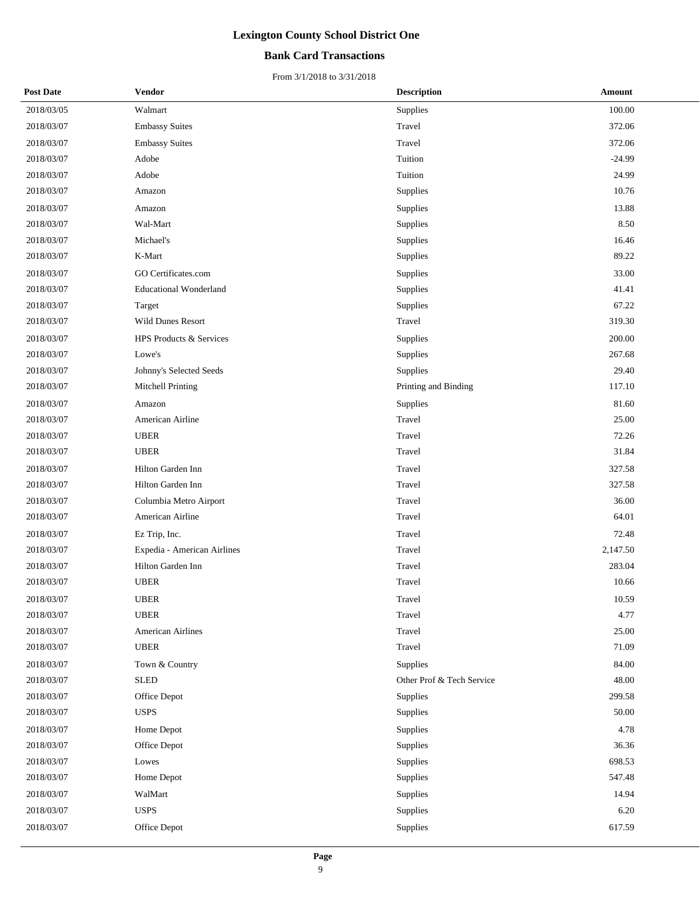# Lexington County School District One

## Bank Card Transactions

From 3/1/2018 to 3/31/2018

| Post Date | Vendor | Description | Amount |
|---|---|---|---|
| 2018/03/05 | Walmart | Supplies | 100.00 |
| 2018/03/07 | Embassy Suites | Travel | 372.06 |
| 2018/03/07 | Embassy Suites | Travel | 372.06 |
| 2018/03/07 | Adobe | Tuition | -24.99 |
| 2018/03/07 | Adobe | Tuition | 24.99 |
| 2018/03/07 | Amazon | Supplies | 10.76 |
| 2018/03/07 | Amazon | Supplies | 13.88 |
| 2018/03/07 | Wal-Mart | Supplies | 8.50 |
| 2018/03/07 | Michael's | Supplies | 16.46 |
| 2018/03/07 | K-Mart | Supplies | 89.22 |
| 2018/03/07 | GO Certificates.com | Supplies | 33.00 |
| 2018/03/07 | Educational Wonderland | Supplies | 41.41 |
| 2018/03/07 | Target | Supplies | 67.22 |
| 2018/03/07 | Wild Dunes Resort | Travel | 319.30 |
| 2018/03/07 | HPS Products & Services | Supplies | 200.00 |
| 2018/03/07 | Lowe's | Supplies | 267.68 |
| 2018/03/07 | Johnny's Selected Seeds | Supplies | 29.40 |
| 2018/03/07 | Mitchell Printing | Printing and Binding | 117.10 |
| 2018/03/07 | Amazon | Supplies | 81.60 |
| 2018/03/07 | American Airline | Travel | 25.00 |
| 2018/03/07 | UBER | Travel | 72.26 |
| 2018/03/07 | UBER | Travel | 31.84 |
| 2018/03/07 | Hilton Garden Inn | Travel | 327.58 |
| 2018/03/07 | Hilton Garden Inn | Travel | 327.58 |
| 2018/03/07 | Columbia Metro Airport | Travel | 36.00 |
| 2018/03/07 | American Airline | Travel | 64.01 |
| 2018/03/07 | Ez Trip, Inc. | Travel | 72.48 |
| 2018/03/07 | Expedia - American Airlines | Travel | 2,147.50 |
| 2018/03/07 | Hilton Garden Inn | Travel | 283.04 |
| 2018/03/07 | UBER | Travel | 10.66 |
| 2018/03/07 | UBER | Travel | 10.59 |
| 2018/03/07 | UBER | Travel | 4.77 |
| 2018/03/07 | American Airlines | Travel | 25.00 |
| 2018/03/07 | UBER | Travel | 71.09 |
| 2018/03/07 | Town & Country | Supplies | 84.00 |
| 2018/03/07 | SLED | Other Prof & Tech Service | 48.00 |
| 2018/03/07 | Office Depot | Supplies | 299.58 |
| 2018/03/07 | USPS | Supplies | 50.00 |
| 2018/03/07 | Home Depot | Supplies | 4.78 |
| 2018/03/07 | Office Depot | Supplies | 36.36 |
| 2018/03/07 | Lowes | Supplies | 698.53 |
| 2018/03/07 | Home Depot | Supplies | 547.48 |
| 2018/03/07 | WalMart | Supplies | 14.94 |
| 2018/03/07 | USPS | Supplies | 6.20 |
| 2018/03/07 | Office Depot | Supplies | 617.59 |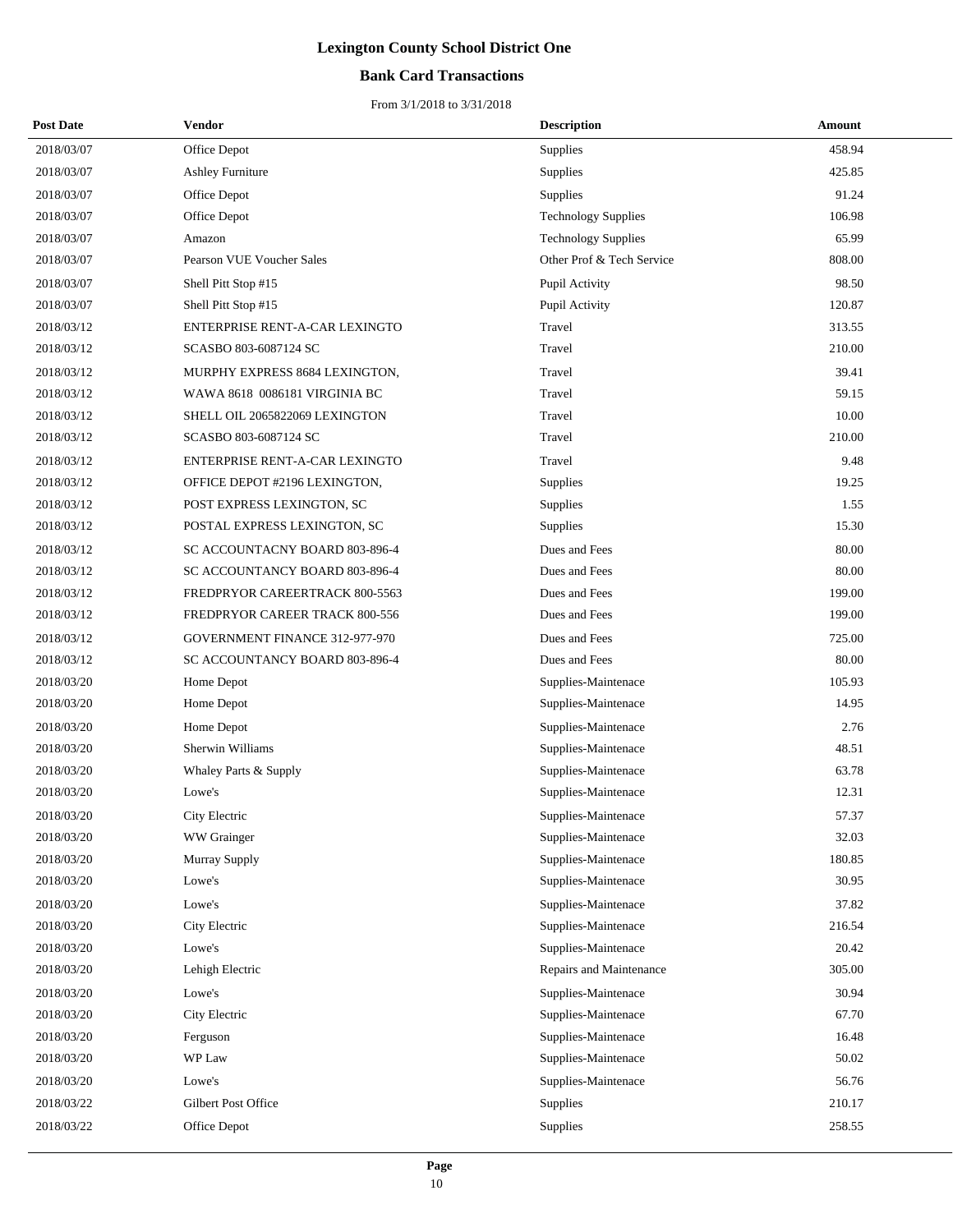# Lexington County School District One

## Bank Card Transactions

From 3/1/2018 to 3/31/2018

| Post Date | Vendor | Description | Amount |
|---|---|---|---|
| 2018/03/07 | Office Depot | Supplies | 458.94 |
| 2018/03/07 | Ashley Furniture | Supplies | 425.85 |
| 2018/03/07 | Office Depot | Supplies | 91.24 |
| 2018/03/07 | Office Depot | Technology Supplies | 106.98 |
| 2018/03/07 | Amazon | Technology Supplies | 65.99 |
| 2018/03/07 | Pearson VUE Voucher Sales | Other Prof & Tech Service | 808.00 |
| 2018/03/07 | Shell Pitt Stop #15 | Pupil Activity | 98.50 |
| 2018/03/07 | Shell Pitt Stop #15 | Pupil Activity | 120.87 |
| 2018/03/12 | ENTERPRISE RENT-A-CAR LEXINGTO | Travel | 313.55 |
| 2018/03/12 | SCASBO 803-6087124 SC | Travel | 210.00 |
| 2018/03/12 | MURPHY EXPRESS 8684 LEXINGTON, | Travel | 39.41 |
| 2018/03/12 | WAWA 8618 0086181 VIRGINIA BC | Travel | 59.15 |
| 2018/03/12 | SHELL OIL 2065822069 LEXINGTON | Travel | 10.00 |
| 2018/03/12 | SCASBO 803-6087124 SC | Travel | 210.00 |
| 2018/03/12 | ENTERPRISE RENT-A-CAR LEXINGTO | Travel | 9.48 |
| 2018/03/12 | OFFICE DEPOT #2196 LEXINGTON, | Supplies | 19.25 |
| 2018/03/12 | POST EXPRESS LEXINGTON, SC | Supplies | 1.55 |
| 2018/03/12 | POSTAL EXPRESS LEXINGTON, SC | Supplies | 15.30 |
| 2018/03/12 | SC ACCOUNTACNY BOARD 803-896-4 | Dues and Fees | 80.00 |
| 2018/03/12 | SC ACCOUNTANCY BOARD 803-896-4 | Dues and Fees | 80.00 |
| 2018/03/12 | FREDPRYOR CAREERTRACK 800-5563 | Dues and Fees | 199.00 |
| 2018/03/12 | FREDPRYOR CAREER TRACK 800-556 | Dues and Fees | 199.00 |
| 2018/03/12 | GOVERNMENT FINANCE 312-977-970 | Dues and Fees | 725.00 |
| 2018/03/12 | SC ACCOUNTANCY BOARD 803-896-4 | Dues and Fees | 80.00 |
| 2018/03/20 | Home Depot | Supplies-Maintenace | 105.93 |
| 2018/03/20 | Home Depot | Supplies-Maintenace | 14.95 |
| 2018/03/20 | Home Depot | Supplies-Maintenace | 2.76 |
| 2018/03/20 | Sherwin Williams | Supplies-Maintenace | 48.51 |
| 2018/03/20 | Whaley Parts & Supply | Supplies-Maintenace | 63.78 |
| 2018/03/20 | Lowe's | Supplies-Maintenace | 12.31 |
| 2018/03/20 | City Electric | Supplies-Maintenace | 57.37 |
| 2018/03/20 | WW Grainger | Supplies-Maintenace | 32.03 |
| 2018/03/20 | Murray Supply | Supplies-Maintenace | 180.85 |
| 2018/03/20 | Lowe's | Supplies-Maintenace | 30.95 |
| 2018/03/20 | Lowe's | Supplies-Maintenace | 37.82 |
| 2018/03/20 | City Electric | Supplies-Maintenace | 216.54 |
| 2018/03/20 | Lowe's | Supplies-Maintenace | 20.42 |
| 2018/03/20 | Lehigh Electric | Repairs and Maintenance | 305.00 |
| 2018/03/20 | Lowe's | Supplies-Maintenace | 30.94 |
| 2018/03/20 | City Electric | Supplies-Maintenace | 67.70 |
| 2018/03/20 | Ferguson | Supplies-Maintenace | 16.48 |
| 2018/03/20 | WP Law | Supplies-Maintenace | 50.02 |
| 2018/03/20 | Lowe's | Supplies-Maintenace | 56.76 |
| 2018/03/22 | Gilbert Post Office | Supplies | 210.17 |
| 2018/03/22 | Office Depot | Supplies | 258.55 |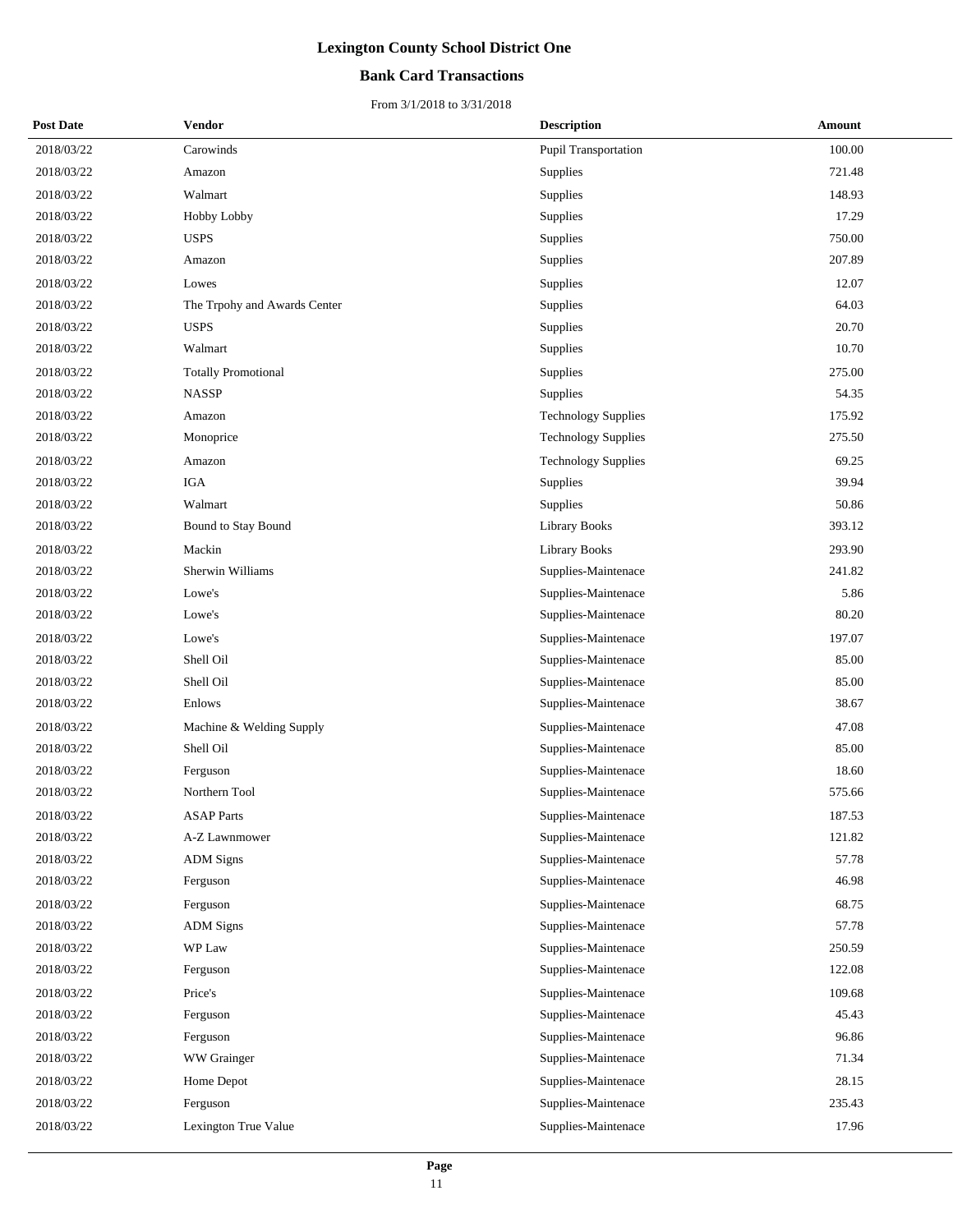# Lexington County School District One

## Bank Card Transactions

From 3/1/2018 to 3/31/2018

| Post Date | Vendor | Description | Amount |
|---|---|---|---|
| 2018/03/22 | Carowinds | Pupil Transportation | 100.00 |
| 2018/03/22 | Amazon | Supplies | 721.48 |
| 2018/03/22 | Walmart | Supplies | 148.93 |
| 2018/03/22 | Hobby Lobby | Supplies | 17.29 |
| 2018/03/22 | USPS | Supplies | 750.00 |
| 2018/03/22 | Amazon | Supplies | 207.89 |
| 2018/03/22 | Lowes | Supplies | 12.07 |
| 2018/03/22 | The Trpohy and Awards Center | Supplies | 64.03 |
| 2018/03/22 | USPS | Supplies | 20.70 |
| 2018/03/22 | Walmart | Supplies | 10.70 |
| 2018/03/22 | Totally Promotional | Supplies | 275.00 |
| 2018/03/22 | NASSP | Supplies | 54.35 |
| 2018/03/22 | Amazon | Technology Supplies | 175.92 |
| 2018/03/22 | Monoprice | Technology Supplies | 275.50 |
| 2018/03/22 | Amazon | Technology Supplies | 69.25 |
| 2018/03/22 | IGA | Supplies | 39.94 |
| 2018/03/22 | Walmart | Supplies | 50.86 |
| 2018/03/22 | Bound to Stay Bound | Library Books | 393.12 |
| 2018/03/22 | Mackin | Library Books | 293.90 |
| 2018/03/22 | Sherwin Williams | Supplies-Maintenace | 241.82 |
| 2018/03/22 | Lowe's | Supplies-Maintenace | 5.86 |
| 2018/03/22 | Lowe's | Supplies-Maintenace | 80.20 |
| 2018/03/22 | Lowe's | Supplies-Maintenace | 197.07 |
| 2018/03/22 | Shell Oil | Supplies-Maintenace | 85.00 |
| 2018/03/22 | Shell Oil | Supplies-Maintenace | 85.00 |
| 2018/03/22 | Enlows | Supplies-Maintenace | 38.67 |
| 2018/03/22 | Machine & Welding Supply | Supplies-Maintenace | 47.08 |
| 2018/03/22 | Shell Oil | Supplies-Maintenace | 85.00 |
| 2018/03/22 | Ferguson | Supplies-Maintenace | 18.60 |
| 2018/03/22 | Northern Tool | Supplies-Maintenace | 575.66 |
| 2018/03/22 | ASAP Parts | Supplies-Maintenace | 187.53 |
| 2018/03/22 | A-Z Lawnmower | Supplies-Maintenace | 121.82 |
| 2018/03/22 | ADM Signs | Supplies-Maintenace | 57.78 |
| 2018/03/22 | Ferguson | Supplies-Maintenace | 46.98 |
| 2018/03/22 | Ferguson | Supplies-Maintenace | 68.75 |
| 2018/03/22 | ADM Signs | Supplies-Maintenace | 57.78 |
| 2018/03/22 | WP Law | Supplies-Maintenace | 250.59 |
| 2018/03/22 | Ferguson | Supplies-Maintenace | 122.08 |
| 2018/03/22 | Price's | Supplies-Maintenace | 109.68 |
| 2018/03/22 | Ferguson | Supplies-Maintenace | 45.43 |
| 2018/03/22 | Ferguson | Supplies-Maintenace | 96.86 |
| 2018/03/22 | WW Grainger | Supplies-Maintenace | 71.34 |
| 2018/03/22 | Home Depot | Supplies-Maintenace | 28.15 |
| 2018/03/22 | Ferguson | Supplies-Maintenace | 235.43 |
| 2018/03/22 | Lexington True Value | Supplies-Maintenace | 17.96 |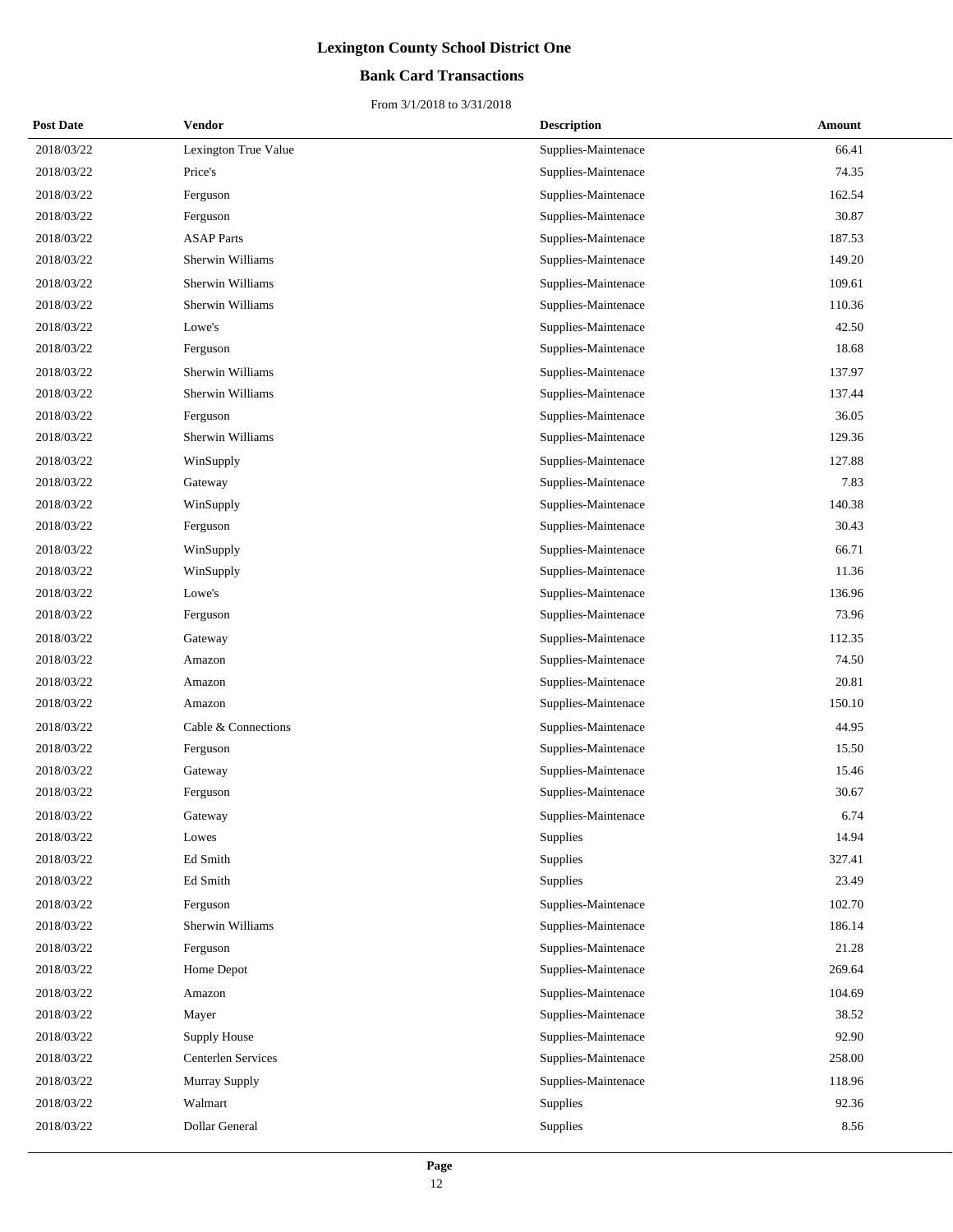# Lexington County School District One

## Bank Card Transactions

From 3/1/2018 to 3/31/2018

| Post Date | Vendor | Description | Amount |
|---|---|---|---|
| 2018/03/22 | Lexington True Value | Supplies-Maintenace | 66.41 |
| 2018/03/22 | Price's | Supplies-Maintenace | 74.35 |
| 2018/03/22 | Ferguson | Supplies-Maintenace | 162.54 |
| 2018/03/22 | Ferguson | Supplies-Maintenace | 30.87 |
| 2018/03/22 | ASAP Parts | Supplies-Maintenace | 187.53 |
| 2018/03/22 | Sherwin Williams | Supplies-Maintenace | 149.20 |
| 2018/03/22 | Sherwin Williams | Supplies-Maintenace | 109.61 |
| 2018/03/22 | Sherwin Williams | Supplies-Maintenace | 110.36 |
| 2018/03/22 | Lowe's | Supplies-Maintenace | 42.50 |
| 2018/03/22 | Ferguson | Supplies-Maintenace | 18.68 |
| 2018/03/22 | Sherwin Williams | Supplies-Maintenace | 137.97 |
| 2018/03/22 | Sherwin Williams | Supplies-Maintenace | 137.44 |
| 2018/03/22 | Ferguson | Supplies-Maintenace | 36.05 |
| 2018/03/22 | Sherwin Williams | Supplies-Maintenace | 129.36 |
| 2018/03/22 | WinSupply | Supplies-Maintenace | 127.88 |
| 2018/03/22 | Gateway | Supplies-Maintenace | 7.83 |
| 2018/03/22 | WinSupply | Supplies-Maintenace | 140.38 |
| 2018/03/22 | Ferguson | Supplies-Maintenace | 30.43 |
| 2018/03/22 | WinSupply | Supplies-Maintenace | 66.71 |
| 2018/03/22 | WinSupply | Supplies-Maintenace | 11.36 |
| 2018/03/22 | Lowe's | Supplies-Maintenace | 136.96 |
| 2018/03/22 | Ferguson | Supplies-Maintenace | 73.96 |
| 2018/03/22 | Gateway | Supplies-Maintenace | 112.35 |
| 2018/03/22 | Amazon | Supplies-Maintenace | 74.50 |
| 2018/03/22 | Amazon | Supplies-Maintenace | 20.81 |
| 2018/03/22 | Amazon | Supplies-Maintenace | 150.10 |
| 2018/03/22 | Cable & Connections | Supplies-Maintenace | 44.95 |
| 2018/03/22 | Ferguson | Supplies-Maintenace | 15.50 |
| 2018/03/22 | Gateway | Supplies-Maintenace | 15.46 |
| 2018/03/22 | Ferguson | Supplies-Maintenace | 30.67 |
| 2018/03/22 | Gateway | Supplies-Maintenace | 6.74 |
| 2018/03/22 | Lowes | Supplies | 14.94 |
| 2018/03/22 | Ed Smith | Supplies | 327.41 |
| 2018/03/22 | Ed Smith | Supplies | 23.49 |
| 2018/03/22 | Ferguson | Supplies-Maintenace | 102.70 |
| 2018/03/22 | Sherwin Williams | Supplies-Maintenace | 186.14 |
| 2018/03/22 | Ferguson | Supplies-Maintenace | 21.28 |
| 2018/03/22 | Home Depot | Supplies-Maintenace | 269.64 |
| 2018/03/22 | Amazon | Supplies-Maintenace | 104.69 |
| 2018/03/22 | Mayer | Supplies-Maintenace | 38.52 |
| 2018/03/22 | Supply House | Supplies-Maintenace | 92.90 |
| 2018/03/22 | Centerlen Services | Supplies-Maintenace | 258.00 |
| 2018/03/22 | Murray Supply | Supplies-Maintenace | 118.96 |
| 2018/03/22 | Walmart | Supplies | 92.36 |
| 2018/03/22 | Dollar General | Supplies | 8.56 |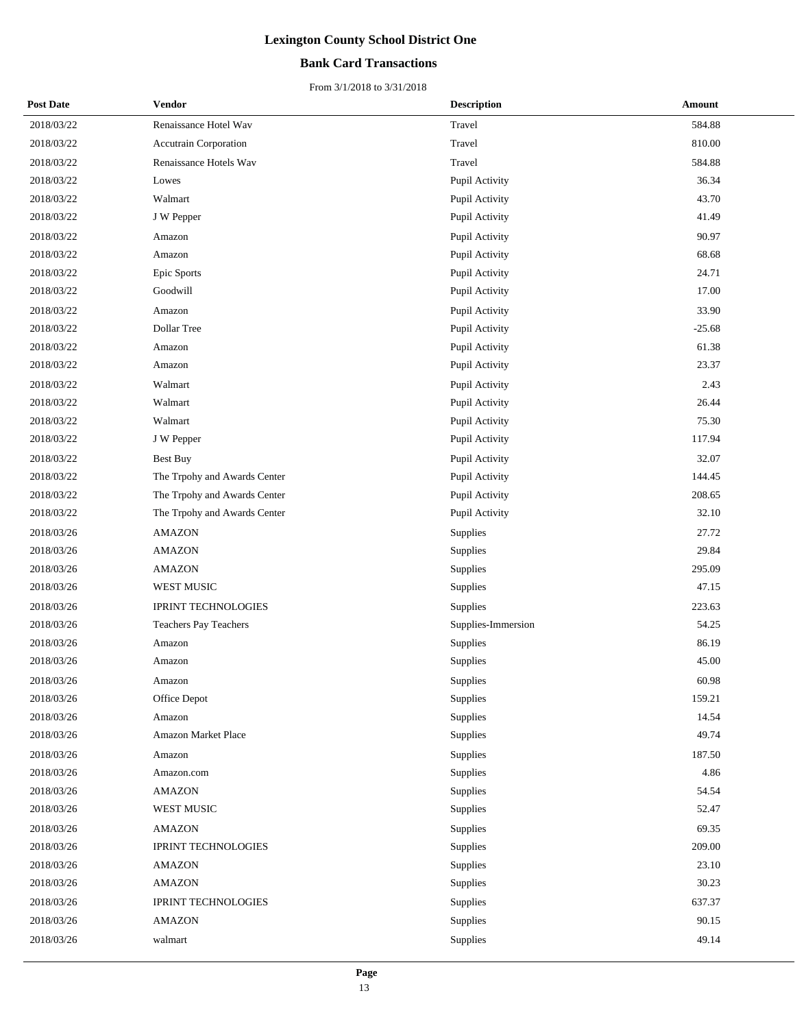# Lexington County School District One

## Bank Card Transactions

From 3/1/2018 to 3/31/2018

| Post Date | Vendor | Description | Amount |
|---|---|---|---|
| 2018/03/22 | Renaissance Hotel Wav | Travel | 584.88 |
| 2018/03/22 | Accutrain Corporation | Travel | 810.00 |
| 2018/03/22 | Renaissance Hotels Wav | Travel | 584.88 |
| 2018/03/22 | Lowes | Pupil Activity | 36.34 |
| 2018/03/22 | Walmart | Pupil Activity | 43.70 |
| 2018/03/22 | J W Pepper | Pupil Activity | 41.49 |
| 2018/03/22 | Amazon | Pupil Activity | 90.97 |
| 2018/03/22 | Amazon | Pupil Activity | 68.68 |
| 2018/03/22 | Epic Sports | Pupil Activity | 24.71 |
| 2018/03/22 | Goodwill | Pupil Activity | 17.00 |
| 2018/03/22 | Amazon | Pupil Activity | 33.90 |
| 2018/03/22 | Dollar Tree | Pupil Activity | -25.68 |
| 2018/03/22 | Amazon | Pupil Activity | 61.38 |
| 2018/03/22 | Amazon | Pupil Activity | 23.37 |
| 2018/03/22 | Walmart | Pupil Activity | 2.43 |
| 2018/03/22 | Walmart | Pupil Activity | 26.44 |
| 2018/03/22 | Walmart | Pupil Activity | 75.30 |
| 2018/03/22 | J W Pepper | Pupil Activity | 117.94 |
| 2018/03/22 | Best Buy | Pupil Activity | 32.07 |
| 2018/03/22 | The Trpohy and Awards Center | Pupil Activity | 144.45 |
| 2018/03/22 | The Trpohy and Awards Center | Pupil Activity | 208.65 |
| 2018/03/22 | The Trpohy and Awards Center | Pupil Activity | 32.10 |
| 2018/03/26 | AMAZON | Supplies | 27.72 |
| 2018/03/26 | AMAZON | Supplies | 29.84 |
| 2018/03/26 | AMAZON | Supplies | 295.09 |
| 2018/03/26 | WEST MUSIC | Supplies | 47.15 |
| 2018/03/26 | IPRINT TECHNOLOGIES | Supplies | 223.63 |
| 2018/03/26 | Teachers Pay Teachers | Supplies-Immersion | 54.25 |
| 2018/03/26 | Amazon | Supplies | 86.19 |
| 2018/03/26 | Amazon | Supplies | 45.00 |
| 2018/03/26 | Amazon | Supplies | 60.98 |
| 2018/03/26 | Office Depot | Supplies | 159.21 |
| 2018/03/26 | Amazon | Supplies | 14.54 |
| 2018/03/26 | Amazon Market Place | Supplies | 49.74 |
| 2018/03/26 | Amazon | Supplies | 187.50 |
| 2018/03/26 | Amazon.com | Supplies | 4.86 |
| 2018/03/26 | AMAZON | Supplies | 54.54 |
| 2018/03/26 | WEST MUSIC | Supplies | 52.47 |
| 2018/03/26 | AMAZON | Supplies | 69.35 |
| 2018/03/26 | IPRINT TECHNOLOGIES | Supplies | 209.00 |
| 2018/03/26 | AMAZON | Supplies | 23.10 |
| 2018/03/26 | AMAZON | Supplies | 30.23 |
| 2018/03/26 | IPRINT TECHNOLOGIES | Supplies | 637.37 |
| 2018/03/26 | AMAZON | Supplies | 90.15 |
| 2018/03/26 | walmart | Supplies | 49.14 |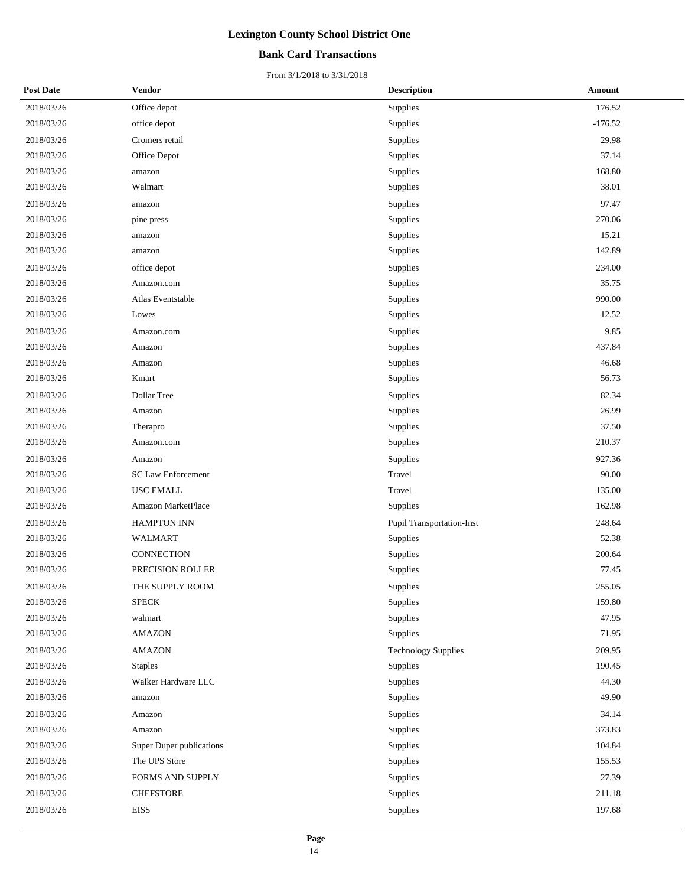# Lexington County School District One

## Bank Card Transactions

From 3/1/2018 to 3/31/2018

| Post Date | Vendor | Description | Amount |
|---|---|---|---|
| 2018/03/26 | Office depot | Supplies | 176.52 |
| 2018/03/26 | office depot | Supplies | -176.52 |
| 2018/03/26 | Cromers retail | Supplies | 29.98 |
| 2018/03/26 | Office Depot | Supplies | 37.14 |
| 2018/03/26 | amazon | Supplies | 168.80 |
| 2018/03/26 | Walmart | Supplies | 38.01 |
| 2018/03/26 | amazon | Supplies | 97.47 |
| 2018/03/26 | pine press | Supplies | 270.06 |
| 2018/03/26 | amazon | Supplies | 15.21 |
| 2018/03/26 | amazon | Supplies | 142.89 |
| 2018/03/26 | office depot | Supplies | 234.00 |
| 2018/03/26 | Amazon.com | Supplies | 35.75 |
| 2018/03/26 | Atlas Eventstable | Supplies | 990.00 |
| 2018/03/26 | Lowes | Supplies | 12.52 |
| 2018/03/26 | Amazon.com | Supplies | 9.85 |
| 2018/03/26 | Amazon | Supplies | 437.84 |
| 2018/03/26 | Amazon | Supplies | 46.68 |
| 2018/03/26 | Kmart | Supplies | 56.73 |
| 2018/03/26 | Dollar Tree | Supplies | 82.34 |
| 2018/03/26 | Amazon | Supplies | 26.99 |
| 2018/03/26 | Therapro | Supplies | 37.50 |
| 2018/03/26 | Amazon.com | Supplies | 210.37 |
| 2018/03/26 | Amazon | Supplies | 927.36 |
| 2018/03/26 | SC Law Enforcement | Travel | 90.00 |
| 2018/03/26 | USC EMALL | Travel | 135.00 |
| 2018/03/26 | Amazon MarketPlace | Supplies | 162.98 |
| 2018/03/26 | HAMPTON INN | Pupil Transportation-Inst | 248.64 |
| 2018/03/26 | WALMART | Supplies | 52.38 |
| 2018/03/26 | CONNECTION | Supplies | 200.64 |
| 2018/03/26 | PRECISION ROLLER | Supplies | 77.45 |
| 2018/03/26 | THE SUPPLY ROOM | Supplies | 255.05 |
| 2018/03/26 | SPECK | Supplies | 159.80 |
| 2018/03/26 | walmart | Supplies | 47.95 |
| 2018/03/26 | AMAZON | Supplies | 71.95 |
| 2018/03/26 | AMAZON | Technology Supplies | 209.95 |
| 2018/03/26 | Staples | Supplies | 190.45 |
| 2018/03/26 | Walker Hardware LLC | Supplies | 44.30 |
| 2018/03/26 | amazon | Supplies | 49.90 |
| 2018/03/26 | Amazon | Supplies | 34.14 |
| 2018/03/26 | Amazon | Supplies | 373.83 |
| 2018/03/26 | Super Duper publications | Supplies | 104.84 |
| 2018/03/26 | The UPS Store | Supplies | 155.53 |
| 2018/03/26 | FORMS AND SUPPLY | Supplies | 27.39 |
| 2018/03/26 | CHEFSTORE | Supplies | 211.18 |
| 2018/03/26 | EISS | Supplies | 197.68 |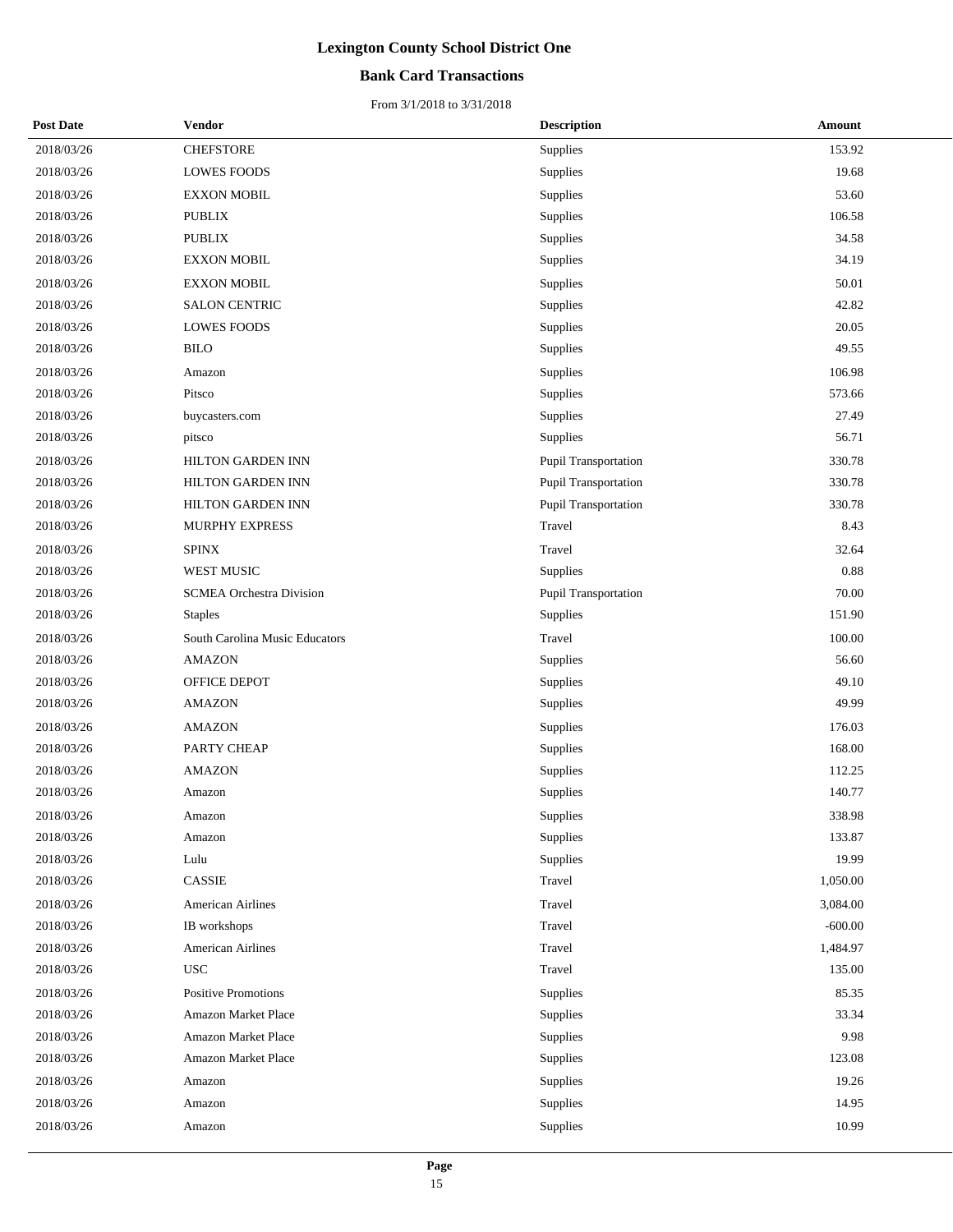# Lexington County School District One

## Bank Card Transactions

From 3/1/2018 to 3/31/2018

| Post Date | Vendor | Description | Amount |
|---|---|---|---|
| 2018/03/26 | CHEFSTORE | Supplies | 153.92 |
| 2018/03/26 | LOWES FOODS | Supplies | 19.68 |
| 2018/03/26 | EXXON MOBIL | Supplies | 53.60 |
| 2018/03/26 | PUBLIX | Supplies | 106.58 |
| 2018/03/26 | PUBLIX | Supplies | 34.58 |
| 2018/03/26 | EXXON MOBIL | Supplies | 34.19 |
| 2018/03/26 | EXXON MOBIL | Supplies | 50.01 |
| 2018/03/26 | SALON CENTRIC | Supplies | 42.82 |
| 2018/03/26 | LOWES FOODS | Supplies | 20.05 |
| 2018/03/26 | BILO | Supplies | 49.55 |
| 2018/03/26 | Amazon | Supplies | 106.98 |
| 2018/03/26 | Pitsco | Supplies | 573.66 |
| 2018/03/26 | buycasters.com | Supplies | 27.49 |
| 2018/03/26 | pitsco | Supplies | 56.71 |
| 2018/03/26 | HILTON GARDEN INN | Pupil Transportation | 330.78 |
| 2018/03/26 | HILTON GARDEN INN | Pupil Transportation | 330.78 |
| 2018/03/26 | HILTON GARDEN INN | Pupil Transportation | 330.78 |
| 2018/03/26 | MURPHY EXPRESS | Travel | 8.43 |
| 2018/03/26 | SPINX | Travel | 32.64 |
| 2018/03/26 | WEST MUSIC | Supplies | 0.88 |
| 2018/03/26 | SCMEA Orchestra Division | Pupil Transportation | 70.00 |
| 2018/03/26 | Staples | Supplies | 151.90 |
| 2018/03/26 | South Carolina Music Educators | Travel | 100.00 |
| 2018/03/26 | AMAZON | Supplies | 56.60 |
| 2018/03/26 | OFFICE DEPOT | Supplies | 49.10 |
| 2018/03/26 | AMAZON | Supplies | 49.99 |
| 2018/03/26 | AMAZON | Supplies | 176.03 |
| 2018/03/26 | PARTY CHEAP | Supplies | 168.00 |
| 2018/03/26 | AMAZON | Supplies | 112.25 |
| 2018/03/26 | Amazon | Supplies | 140.77 |
| 2018/03/26 | Amazon | Supplies | 338.98 |
| 2018/03/26 | Amazon | Supplies | 133.87 |
| 2018/03/26 | Lulu | Supplies | 19.99 |
| 2018/03/26 | CASSIE | Travel | 1,050.00 |
| 2018/03/26 | American Airlines | Travel | 3,084.00 |
| 2018/03/26 | IB workshops | Travel | -600.00 |
| 2018/03/26 | American Airlines | Travel | 1,484.97 |
| 2018/03/26 | USC | Travel | 135.00 |
| 2018/03/26 | Positive Promotions | Supplies | 85.35 |
| 2018/03/26 | Amazon Market Place | Supplies | 33.34 |
| 2018/03/26 | Amazon Market Place | Supplies | 9.98 |
| 2018/03/26 | Amazon Market Place | Supplies | 123.08 |
| 2018/03/26 | Amazon | Supplies | 19.26 |
| 2018/03/26 | Amazon | Supplies | 14.95 |
| 2018/03/26 | Amazon | Supplies | 10.99 |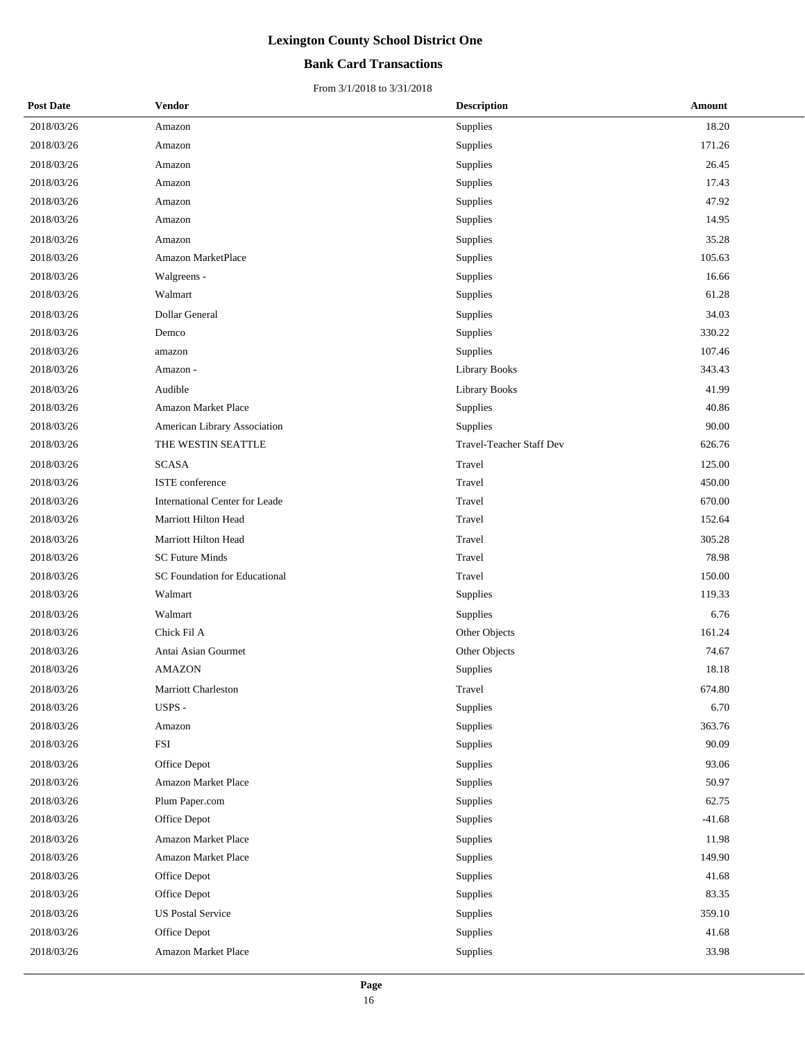# Lexington County School District One

## Bank Card Transactions

From 3/1/2018 to 3/31/2018

| Post Date | Vendor | Description | Amount |
|---|---|---|---|
| 2018/03/26 | Amazon | Supplies | 18.20 |
| 2018/03/26 | Amazon | Supplies | 171.26 |
| 2018/03/26 | Amazon | Supplies | 26.45 |
| 2018/03/26 | Amazon | Supplies | 17.43 |
| 2018/03/26 | Amazon | Supplies | 47.92 |
| 2018/03/26 | Amazon | Supplies | 14.95 |
| 2018/03/26 | Amazon | Supplies | 35.28 |
| 2018/03/26 | Amazon MarketPlace | Supplies | 105.63 |
| 2018/03/26 | Walgreens - | Supplies | 16.66 |
| 2018/03/26 | Walmart | Supplies | 61.28 |
| 2018/03/26 | Dollar General | Supplies | 34.03 |
| 2018/03/26 | Demco | Supplies | 330.22 |
| 2018/03/26 | amazon | Supplies | 107.46 |
| 2018/03/26 | Amazon - | Library Books | 343.43 |
| 2018/03/26 | Audible | Library Books | 41.99 |
| 2018/03/26 | Amazon Market Place | Supplies | 40.86 |
| 2018/03/26 | American Library Association | Supplies | 90.00 |
| 2018/03/26 | THE WESTIN SEATTLE | Travel-Teacher Staff Dev | 626.76 |
| 2018/03/26 | SCASA | Travel | 125.00 |
| 2018/03/26 | ISTE conference | Travel | 450.00 |
| 2018/03/26 | International Center for Leade | Travel | 670.00 |
| 2018/03/26 | Marriott Hilton Head | Travel | 152.64 |
| 2018/03/26 | Marriott Hilton Head | Travel | 305.28 |
| 2018/03/26 | SC Future Minds | Travel | 78.98 |
| 2018/03/26 | SC Foundation for Educational | Travel | 150.00 |
| 2018/03/26 | Walmart | Supplies | 119.33 |
| 2018/03/26 | Walmart | Supplies | 6.76 |
| 2018/03/26 | Chick Fil A | Other Objects | 161.24 |
| 2018/03/26 | Antai Asian Gourmet | Other Objects | 74.67 |
| 2018/03/26 | AMAZON | Supplies | 18.18 |
| 2018/03/26 | Marriott Charleston | Travel | 674.80 |
| 2018/03/26 | USPS - | Supplies | 6.70 |
| 2018/03/26 | Amazon | Supplies | 363.76 |
| 2018/03/26 | FSI | Supplies | 90.09 |
| 2018/03/26 | Office Depot | Supplies | 93.06 |
| 2018/03/26 | Amazon Market Place | Supplies | 50.97 |
| 2018/03/26 | Plum Paper.com | Supplies | 62.75 |
| 2018/03/26 | Office Depot | Supplies | -41.68 |
| 2018/03/26 | Amazon Market Place | Supplies | 11.98 |
| 2018/03/26 | Amazon Market Place | Supplies | 149.90 |
| 2018/03/26 | Office Depot | Supplies | 41.68 |
| 2018/03/26 | Office Depot | Supplies | 83.35 |
| 2018/03/26 | US Postal Service | Supplies | 359.10 |
| 2018/03/26 | Office Depot | Supplies | 41.68 |
| 2018/03/26 | Amazon Market Place | Supplies | 33.98 |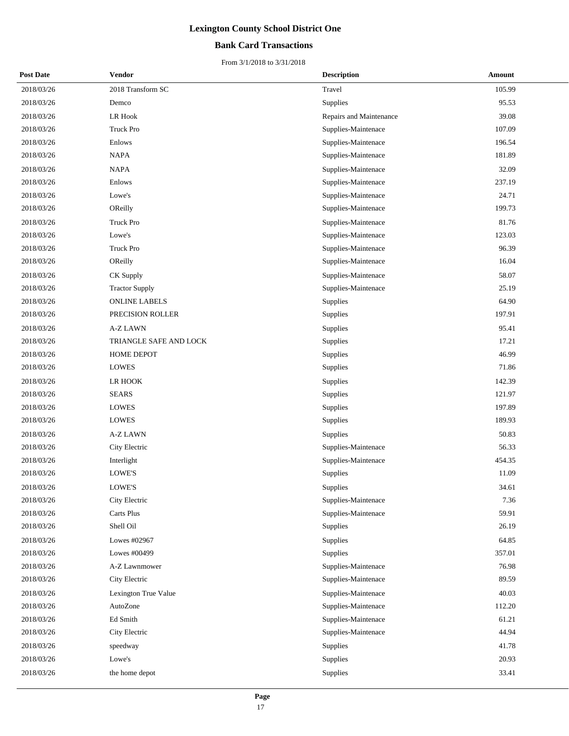# Lexington County School District One

## Bank Card Transactions

From 3/1/2018 to 3/31/2018

| Post Date | Vendor | Description | Amount |
|---|---|---|---|
| 2018/03/26 | 2018 Transform SC | Travel | 105.99 |
| 2018/03/26 | Demco | Supplies | 95.53 |
| 2018/03/26 | LR Hook | Repairs and Maintenance | 39.08 |
| 2018/03/26 | Truck Pro | Supplies-Maintenace | 107.09 |
| 2018/03/26 | Enlows | Supplies-Maintenace | 196.54 |
| 2018/03/26 | NAPA | Supplies-Maintenace | 181.89 |
| 2018/03/26 | NAPA | Supplies-Maintenace | 32.09 |
| 2018/03/26 | Enlows | Supplies-Maintenace | 237.19 |
| 2018/03/26 | Lowe's | Supplies-Maintenace | 24.71 |
| 2018/03/26 | OReilly | Supplies-Maintenace | 199.73 |
| 2018/03/26 | Truck Pro | Supplies-Maintenace | 81.76 |
| 2018/03/26 | Lowe's | Supplies-Maintenace | 123.03 |
| 2018/03/26 | Truck Pro | Supplies-Maintenace | 96.39 |
| 2018/03/26 | OReilly | Supplies-Maintenace | 16.04 |
| 2018/03/26 | CK Supply | Supplies-Maintenace | 58.07 |
| 2018/03/26 | Tractor Supply | Supplies-Maintenace | 25.19 |
| 2018/03/26 | ONLINE LABELS | Supplies | 64.90 |
| 2018/03/26 | PRECISION ROLLER | Supplies | 197.91 |
| 2018/03/26 | A-Z LAWN | Supplies | 95.41 |
| 2018/03/26 | TRIANGLE SAFE AND LOCK | Supplies | 17.21 |
| 2018/03/26 | HOME DEPOT | Supplies | 46.99 |
| 2018/03/26 | LOWES | Supplies | 71.86 |
| 2018/03/26 | LR HOOK | Supplies | 142.39 |
| 2018/03/26 | SEARS | Supplies | 121.97 |
| 2018/03/26 | LOWES | Supplies | 197.89 |
| 2018/03/26 | LOWES | Supplies | 189.93 |
| 2018/03/26 | A-Z LAWN | Supplies | 50.83 |
| 2018/03/26 | City Electric | Supplies-Maintenace | 56.33 |
| 2018/03/26 | Interlight | Supplies-Maintenace | 454.35 |
| 2018/03/26 | LOWE'S | Supplies | 11.09 |
| 2018/03/26 | LOWE'S | Supplies | 34.61 |
| 2018/03/26 | City Electric | Supplies-Maintenace | 7.36 |
| 2018/03/26 | Carts Plus | Supplies-Maintenace | 59.91 |
| 2018/03/26 | Shell Oil | Supplies | 26.19 |
| 2018/03/26 | Lowes #02967 | Supplies | 64.85 |
| 2018/03/26 | Lowes #00499 | Supplies | 357.01 |
| 2018/03/26 | A-Z Lawnmower | Supplies-Maintenace | 76.98 |
| 2018/03/26 | City Electric | Supplies-Maintenace | 89.59 |
| 2018/03/26 | Lexington True Value | Supplies-Maintenace | 40.03 |
| 2018/03/26 | AutoZone | Supplies-Maintenace | 112.20 |
| 2018/03/26 | Ed Smith | Supplies-Maintenace | 61.21 |
| 2018/03/26 | City Electric | Supplies-Maintenace | 44.94 |
| 2018/03/26 | speedway | Supplies | 41.78 |
| 2018/03/26 | Lowe's | Supplies | 20.93 |
| 2018/03/26 | the home depot | Supplies | 33.41 |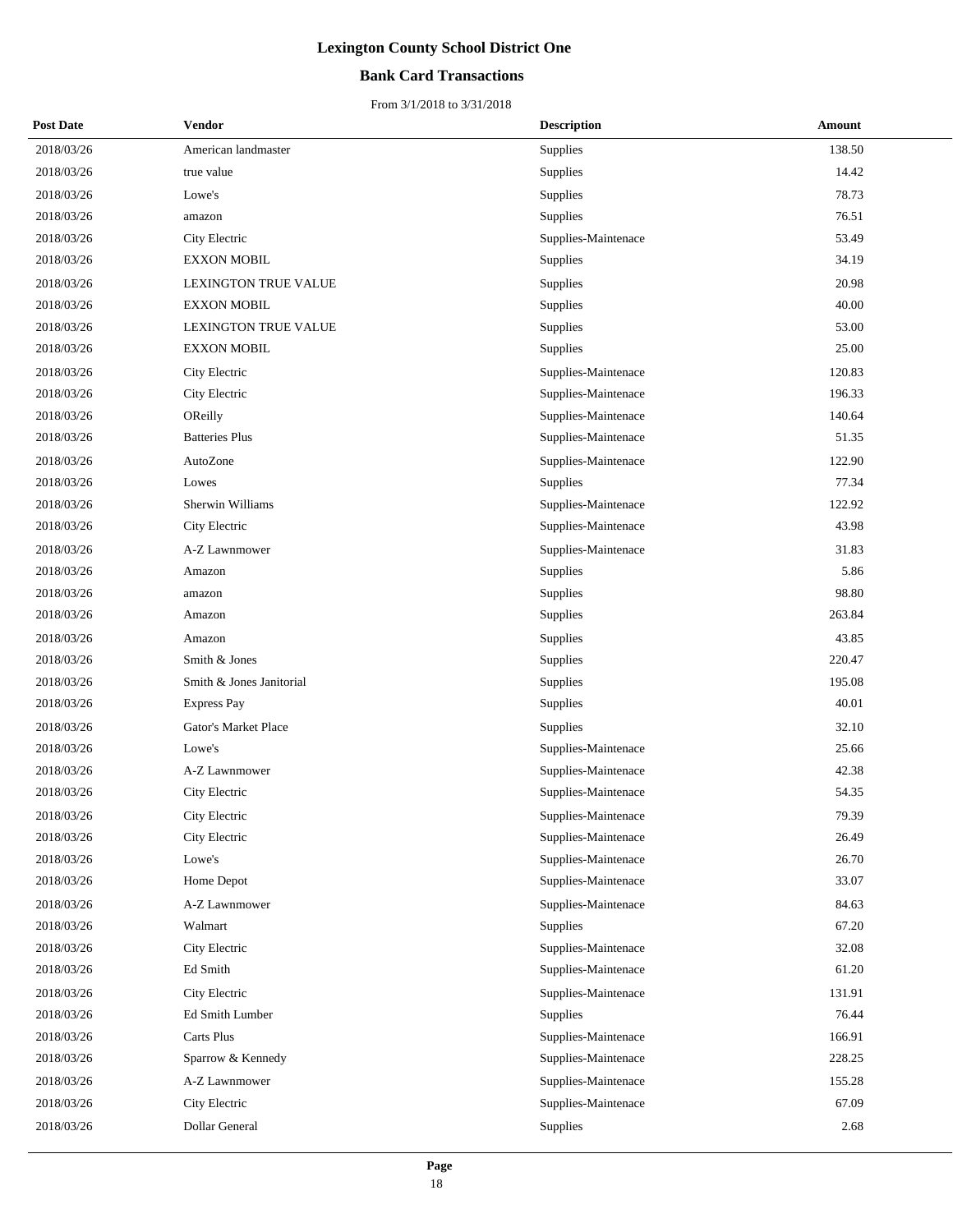# Lexington County School District One

## Bank Card Transactions

From 3/1/2018 to 3/31/2018

| Post Date | Vendor | Description | Amount |
|---|---|---|---|
| 2018/03/26 | American landmaster | Supplies | 138.50 |
| 2018/03/26 | true value | Supplies | 14.42 |
| 2018/03/26 | Lowe's | Supplies | 78.73 |
| 2018/03/26 | amazon | Supplies | 76.51 |
| 2018/03/26 | City Electric | Supplies-Maintenace | 53.49 |
| 2018/03/26 | EXXON MOBIL | Supplies | 34.19 |
| 2018/03/26 | LEXINGTON TRUE VALUE | Supplies | 20.98 |
| 2018/03/26 | EXXON MOBIL | Supplies | 40.00 |
| 2018/03/26 | LEXINGTON TRUE VALUE | Supplies | 53.00 |
| 2018/03/26 | EXXON MOBIL | Supplies | 25.00 |
| 2018/03/26 | City Electric | Supplies-Maintenace | 120.83 |
| 2018/03/26 | City Electric | Supplies-Maintenace | 196.33 |
| 2018/03/26 | OReilly | Supplies-Maintenace | 140.64 |
| 2018/03/26 | Batteries Plus | Supplies-Maintenace | 51.35 |
| 2018/03/26 | AutoZone | Supplies-Maintenace | 122.90 |
| 2018/03/26 | Lowes | Supplies | 77.34 |
| 2018/03/26 | Sherwin Williams | Supplies-Maintenace | 122.92 |
| 2018/03/26 | City Electric | Supplies-Maintenace | 43.98 |
| 2018/03/26 | A-Z Lawnmower | Supplies-Maintenace | 31.83 |
| 2018/03/26 | Amazon | Supplies | 5.86 |
| 2018/03/26 | amazon | Supplies | 98.80 |
| 2018/03/26 | Amazon | Supplies | 263.84 |
| 2018/03/26 | Amazon | Supplies | 43.85 |
| 2018/03/26 | Smith & Jones | Supplies | 220.47 |
| 2018/03/26 | Smith & Jones Janitorial | Supplies | 195.08 |
| 2018/03/26 | Express Pay | Supplies | 40.01 |
| 2018/03/26 | Gator's Market Place | Supplies | 32.10 |
| 2018/03/26 | Lowe's | Supplies-Maintenace | 25.66 |
| 2018/03/26 | A-Z Lawnmower | Supplies-Maintenace | 42.38 |
| 2018/03/26 | City Electric | Supplies-Maintenace | 54.35 |
| 2018/03/26 | City Electric | Supplies-Maintenace | 79.39 |
| 2018/03/26 | City Electric | Supplies-Maintenace | 26.49 |
| 2018/03/26 | Lowe's | Supplies-Maintenace | 26.70 |
| 2018/03/26 | Home Depot | Supplies-Maintenace | 33.07 |
| 2018/03/26 | A-Z Lawnmower | Supplies-Maintenace | 84.63 |
| 2018/03/26 | Walmart | Supplies | 67.20 |
| 2018/03/26 | City Electric | Supplies-Maintenace | 32.08 |
| 2018/03/26 | Ed Smith | Supplies-Maintenace | 61.20 |
| 2018/03/26 | City Electric | Supplies-Maintenace | 131.91 |
| 2018/03/26 | Ed Smith Lumber | Supplies | 76.44 |
| 2018/03/26 | Carts Plus | Supplies-Maintenace | 166.91 |
| 2018/03/26 | Sparrow & Kennedy | Supplies-Maintenace | 228.25 |
| 2018/03/26 | A-Z Lawnmower | Supplies-Maintenace | 155.28 |
| 2018/03/26 | City Electric | Supplies-Maintenace | 67.09 |
| 2018/03/26 | Dollar General | Supplies | 2.68 |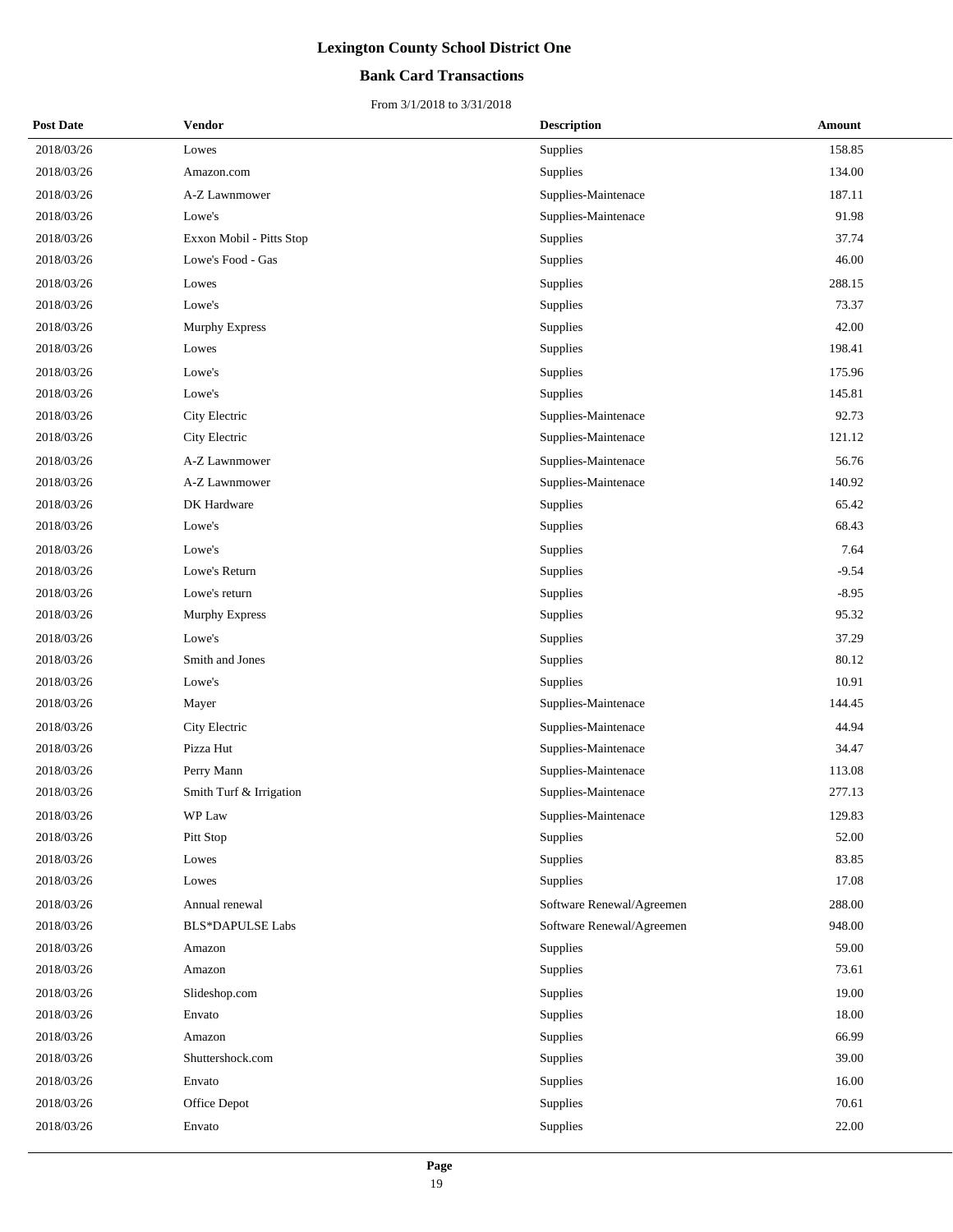# Lexington County School District One

## Bank Card Transactions

From 3/1/2018 to 3/31/2018

| Post Date | Vendor | Description | Amount |
|---|---|---|---|
| 2018/03/26 | Lowes | Supplies | 158.85 |
| 2018/03/26 | Amazon.com | Supplies | 134.00 |
| 2018/03/26 | A-Z Lawnmower | Supplies-Maintenace | 187.11 |
| 2018/03/26 | Lowe's | Supplies-Maintenace | 91.98 |
| 2018/03/26 | Exxon Mobil - Pitts Stop | Supplies | 37.74 |
| 2018/03/26 | Lowe's Food - Gas | Supplies | 46.00 |
| 2018/03/26 | Lowes | Supplies | 288.15 |
| 2018/03/26 | Lowe's | Supplies | 73.37 |
| 2018/03/26 | Murphy Express | Supplies | 42.00 |
| 2018/03/26 | Lowes | Supplies | 198.41 |
| 2018/03/26 | Lowe's | Supplies | 175.96 |
| 2018/03/26 | Lowe's | Supplies | 145.81 |
| 2018/03/26 | City Electric | Supplies-Maintenace | 92.73 |
| 2018/03/26 | City Electric | Supplies-Maintenace | 121.12 |
| 2018/03/26 | A-Z Lawnmower | Supplies-Maintenace | 56.76 |
| 2018/03/26 | A-Z Lawnmower | Supplies-Maintenace | 140.92 |
| 2018/03/26 | DK Hardware | Supplies | 65.42 |
| 2018/03/26 | Lowe's | Supplies | 68.43 |
| 2018/03/26 | Lowe's | Supplies | 7.64 |
| 2018/03/26 | Lowe's Return | Supplies | -9.54 |
| 2018/03/26 | Lowe's return | Supplies | -8.95 |
| 2018/03/26 | Murphy Express | Supplies | 95.32 |
| 2018/03/26 | Lowe's | Supplies | 37.29 |
| 2018/03/26 | Smith and Jones | Supplies | 80.12 |
| 2018/03/26 | Lowe's | Supplies | 10.91 |
| 2018/03/26 | Mayer | Supplies-Maintenace | 144.45 |
| 2018/03/26 | City Electric | Supplies-Maintenace | 44.94 |
| 2018/03/26 | Pizza Hut | Supplies-Maintenace | 34.47 |
| 2018/03/26 | Perry Mann | Supplies-Maintenace | 113.08 |
| 2018/03/26 | Smith Turf & Irrigation | Supplies-Maintenace | 277.13 |
| 2018/03/26 | WP Law | Supplies-Maintenace | 129.83 |
| 2018/03/26 | Pitt Stop | Supplies | 52.00 |
| 2018/03/26 | Lowes | Supplies | 83.85 |
| 2018/03/26 | Lowes | Supplies | 17.08 |
| 2018/03/26 | Annual renewal | Software Renewal/Agreemen | 288.00 |
| 2018/03/26 | BLS*DAPULSE Labs | Software Renewal/Agreemen | 948.00 |
| 2018/03/26 | Amazon | Supplies | 59.00 |
| 2018/03/26 | Amazon | Supplies | 73.61 |
| 2018/03/26 | Slideshop.com | Supplies | 19.00 |
| 2018/03/26 | Envato | Supplies | 18.00 |
| 2018/03/26 | Amazon | Supplies | 66.99 |
| 2018/03/26 | Shuttershock.com | Supplies | 39.00 |
| 2018/03/26 | Envato | Supplies | 16.00 |
| 2018/03/26 | Office Depot | Supplies | 70.61 |
| 2018/03/26 | Envato | Supplies | 22.00 |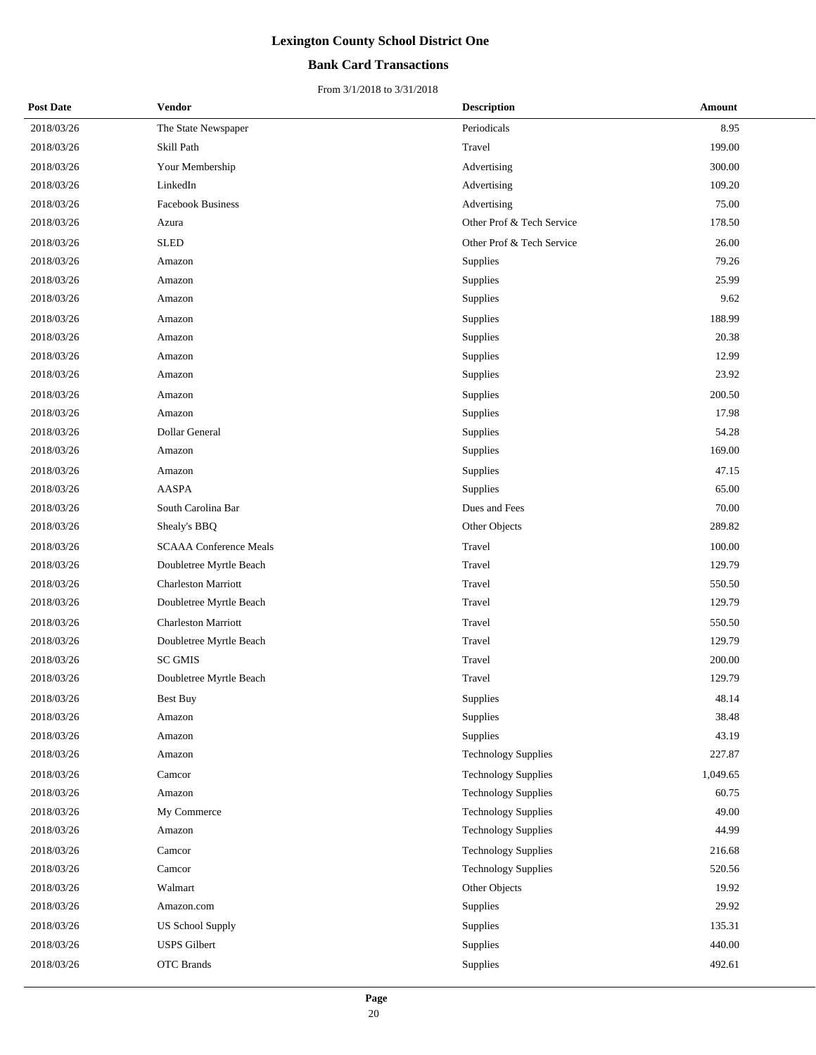# Lexington County School District One

## Bank Card Transactions

From 3/1/2018 to 3/31/2018

| Post Date | Vendor | Description | Amount |
|---|---|---|---|
| 2018/03/26 | The State Newspaper | Periodicals | 8.95 |
| 2018/03/26 | Skill Path | Travel | 199.00 |
| 2018/03/26 | Your Membership | Advertising | 300.00 |
| 2018/03/26 | LinkedIn | Advertising | 109.20 |
| 2018/03/26 | Facebook Business | Advertising | 75.00 |
| 2018/03/26 | Azura | Other Prof & Tech Service | 178.50 |
| 2018/03/26 | SLED | Other Prof & Tech Service | 26.00 |
| 2018/03/26 | Amazon | Supplies | 79.26 |
| 2018/03/26 | Amazon | Supplies | 25.99 |
| 2018/03/26 | Amazon | Supplies | 9.62 |
| 2018/03/26 | Amazon | Supplies | 188.99 |
| 2018/03/26 | Amazon | Supplies | 20.38 |
| 2018/03/26 | Amazon | Supplies | 12.99 |
| 2018/03/26 | Amazon | Supplies | 23.92 |
| 2018/03/26 | Amazon | Supplies | 200.50 |
| 2018/03/26 | Amazon | Supplies | 17.98 |
| 2018/03/26 | Dollar General | Supplies | 54.28 |
| 2018/03/26 | Amazon | Supplies | 169.00 |
| 2018/03/26 | Amazon | Supplies | 47.15 |
| 2018/03/26 | AASPA | Supplies | 65.00 |
| 2018/03/26 | South Carolina Bar | Dues and Fees | 70.00 |
| 2018/03/26 | Shealy's BBQ | Other Objects | 289.82 |
| 2018/03/26 | SCAAA Conference Meals | Travel | 100.00 |
| 2018/03/26 | Doubletree Myrtle Beach | Travel | 129.79 |
| 2018/03/26 | Charleston Marriott | Travel | 550.50 |
| 2018/03/26 | Doubletree Myrtle Beach | Travel | 129.79 |
| 2018/03/26 | Charleston Marriott | Travel | 550.50 |
| 2018/03/26 | Doubletree Myrtle Beach | Travel | 129.79 |
| 2018/03/26 | SC GMIS | Travel | 200.00 |
| 2018/03/26 | Doubletree Myrtle Beach | Travel | 129.79 |
| 2018/03/26 | Best Buy | Supplies | 48.14 |
| 2018/03/26 | Amazon | Supplies | 38.48 |
| 2018/03/26 | Amazon | Supplies | 43.19 |
| 2018/03/26 | Amazon | Technology Supplies | 227.87 |
| 2018/03/26 | Camcor | Technology Supplies | 1,049.65 |
| 2018/03/26 | Amazon | Technology Supplies | 60.75 |
| 2018/03/26 | My Commerce | Technology Supplies | 49.00 |
| 2018/03/26 | Amazon | Technology Supplies | 44.99 |
| 2018/03/26 | Camcor | Technology Supplies | 216.68 |
| 2018/03/26 | Camcor | Technology Supplies | 520.56 |
| 2018/03/26 | Walmart | Other Objects | 19.92 |
| 2018/03/26 | Amazon.com | Supplies | 29.92 |
| 2018/03/26 | US School Supply | Supplies | 135.31 |
| 2018/03/26 | USPS Gilbert | Supplies | 440.00 |
| 2018/03/26 | OTC Brands | Supplies | 492.61 |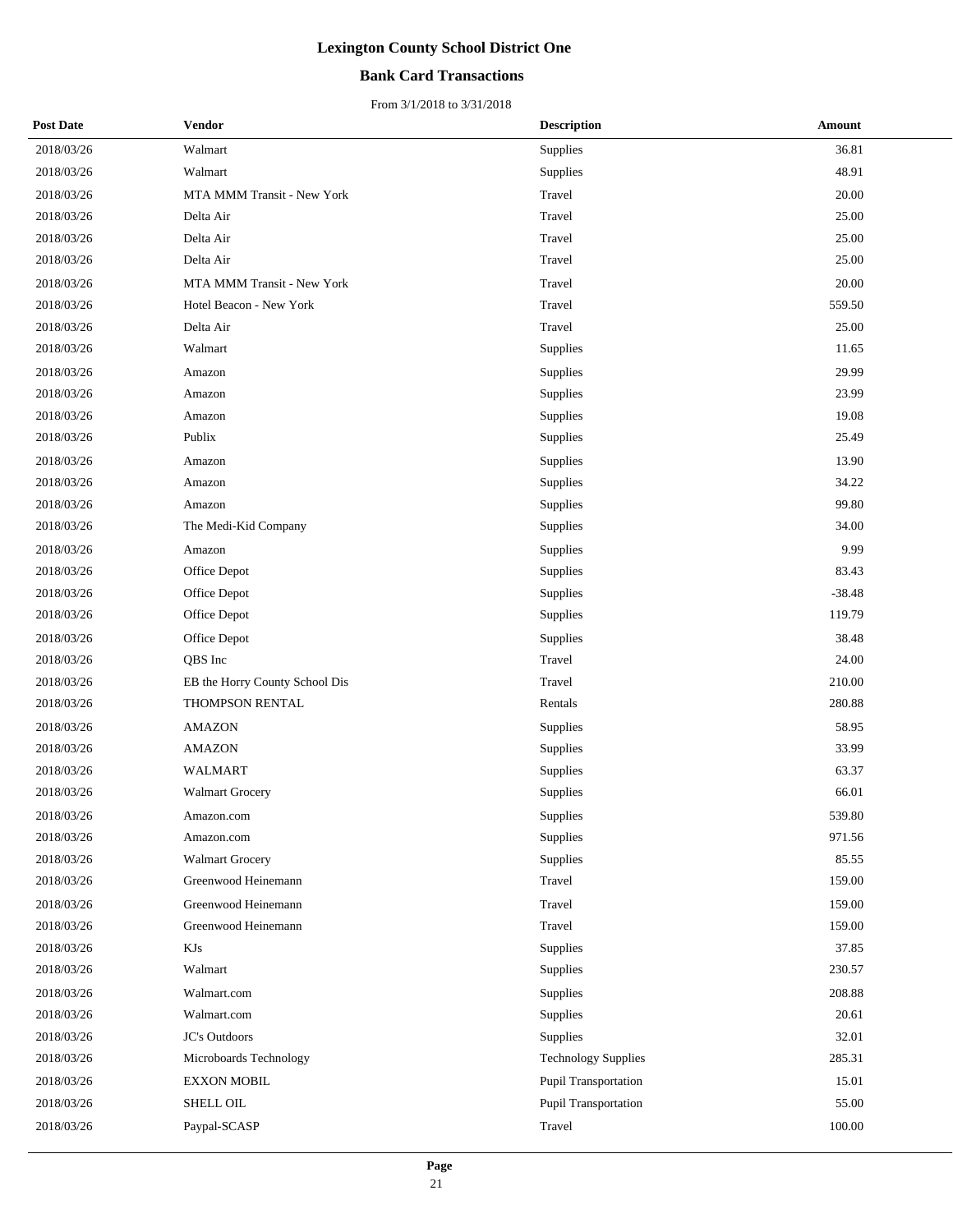# Lexington County School District One

## Bank Card Transactions

From 3/1/2018 to 3/31/2018

| Post Date | Vendor | Description | Amount |
|---|---|---|---|
| 2018/03/26 | Walmart | Supplies | 36.81 |
| 2018/03/26 | Walmart | Supplies | 48.91 |
| 2018/03/26 | MTA MMM Transit - New York | Travel | 20.00 |
| 2018/03/26 | Delta Air | Travel | 25.00 |
| 2018/03/26 | Delta Air | Travel | 25.00 |
| 2018/03/26 | Delta Air | Travel | 25.00 |
| 2018/03/26 | MTA MMM Transit - New York | Travel | 20.00 |
| 2018/03/26 | Hotel Beacon - New York | Travel | 559.50 |
| 2018/03/26 | Delta Air | Travel | 25.00 |
| 2018/03/26 | Walmart | Supplies | 11.65 |
| 2018/03/26 | Amazon | Supplies | 29.99 |
| 2018/03/26 | Amazon | Supplies | 23.99 |
| 2018/03/26 | Amazon | Supplies | 19.08 |
| 2018/03/26 | Publix | Supplies | 25.49 |
| 2018/03/26 | Amazon | Supplies | 13.90 |
| 2018/03/26 | Amazon | Supplies | 34.22 |
| 2018/03/26 | Amazon | Supplies | 99.80 |
| 2018/03/26 | The Medi-Kid Company | Supplies | 34.00 |
| 2018/03/26 | Amazon | Supplies | 9.99 |
| 2018/03/26 | Office Depot | Supplies | 83.43 |
| 2018/03/26 | Office Depot | Supplies | -38.48 |
| 2018/03/26 | Office Depot | Supplies | 119.79 |
| 2018/03/26 | Office Depot | Supplies | 38.48 |
| 2018/03/26 | QBS Inc | Travel | 24.00 |
| 2018/03/26 | EB the Horry County School Dis | Travel | 210.00 |
| 2018/03/26 | THOMPSON RENTAL | Rentals | 280.88 |
| 2018/03/26 | AMAZON | Supplies | 58.95 |
| 2018/03/26 | AMAZON | Supplies | 33.99 |
| 2018/03/26 | WALMART | Supplies | 63.37 |
| 2018/03/26 | Walmart Grocery | Supplies | 66.01 |
| 2018/03/26 | Amazon.com | Supplies | 539.80 |
| 2018/03/26 | Amazon.com | Supplies | 971.56 |
| 2018/03/26 | Walmart Grocery | Supplies | 85.55 |
| 2018/03/26 | Greenwood Heinemann | Travel | 159.00 |
| 2018/03/26 | Greenwood Heinemann | Travel | 159.00 |
| 2018/03/26 | Greenwood Heinemann | Travel | 159.00 |
| 2018/03/26 | KJs | Supplies | 37.85 |
| 2018/03/26 | Walmart | Supplies | 230.57 |
| 2018/03/26 | Walmart.com | Supplies | 208.88 |
| 2018/03/26 | Walmart.com | Supplies | 20.61 |
| 2018/03/26 | JC's Outdoors | Supplies | 32.01 |
| 2018/03/26 | Microboards Technology | Technology Supplies | 285.31 |
| 2018/03/26 | EXXON MOBIL | Pupil Transportation | 15.01 |
| 2018/03/26 | SHELL OIL | Pupil Transportation | 55.00 |
| 2018/03/26 | Paypal-SCASP | Travel | 100.00 |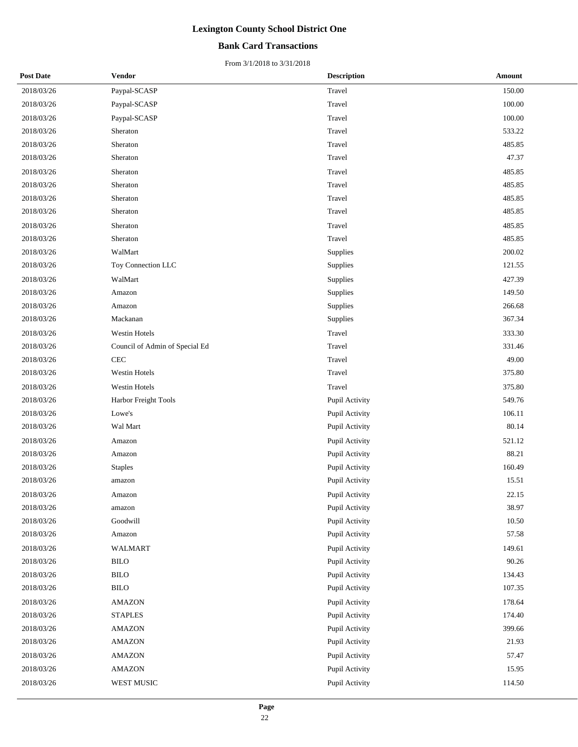# Lexington County School District One

## Bank Card Transactions

From 3/1/2018 to 3/31/2018

| Post Date | Vendor | Description | Amount |
|---|---|---|---|
| 2018/03/26 | Paypal-SCASP | Travel | 150.00 |
| 2018/03/26 | Paypal-SCASP | Travel | 100.00 |
| 2018/03/26 | Paypal-SCASP | Travel | 100.00 |
| 2018/03/26 | Sheraton | Travel | 533.22 |
| 2018/03/26 | Sheraton | Travel | 485.85 |
| 2018/03/26 | Sheraton | Travel | 47.37 |
| 2018/03/26 | Sheraton | Travel | 485.85 |
| 2018/03/26 | Sheraton | Travel | 485.85 |
| 2018/03/26 | Sheraton | Travel | 485.85 |
| 2018/03/26 | Sheraton | Travel | 485.85 |
| 2018/03/26 | Sheraton | Travel | 485.85 |
| 2018/03/26 | Sheraton | Travel | 485.85 |
| 2018/03/26 | WalMart | Supplies | 200.02 |
| 2018/03/26 | Toy Connection LLC | Supplies | 121.55 |
| 2018/03/26 | WalMart | Supplies | 427.39 |
| 2018/03/26 | Amazon | Supplies | 149.50 |
| 2018/03/26 | Amazon | Supplies | 266.68 |
| 2018/03/26 | Mackanan | Supplies | 367.34 |
| 2018/03/26 | Westin Hotels | Travel | 333.30 |
| 2018/03/26 | Council of Admin of Special Ed | Travel | 331.46 |
| 2018/03/26 | CEC | Travel | 49.00 |
| 2018/03/26 | Westin Hotels | Travel | 375.80 |
| 2018/03/26 | Westin Hotels | Travel | 375.80 |
| 2018/03/26 | Harbor Freight Tools | Pupil Activity | 549.76 |
| 2018/03/26 | Lowe's | Pupil Activity | 106.11 |
| 2018/03/26 | Wal Mart | Pupil Activity | 80.14 |
| 2018/03/26 | Amazon | Pupil Activity | 521.12 |
| 2018/03/26 | Amazon | Pupil Activity | 88.21 |
| 2018/03/26 | Staples | Pupil Activity | 160.49 |
| 2018/03/26 | amazon | Pupil Activity | 15.51 |
| 2018/03/26 | Amazon | Pupil Activity | 22.15 |
| 2018/03/26 | amazon | Pupil Activity | 38.97 |
| 2018/03/26 | Goodwill | Pupil Activity | 10.50 |
| 2018/03/26 | Amazon | Pupil Activity | 57.58 |
| 2018/03/26 | WALMART | Pupil Activity | 149.61 |
| 2018/03/26 | BILO | Pupil Activity | 90.26 |
| 2018/03/26 | BILO | Pupil Activity | 134.43 |
| 2018/03/26 | BILO | Pupil Activity | 107.35 |
| 2018/03/26 | AMAZON | Pupil Activity | 178.64 |
| 2018/03/26 | STAPLES | Pupil Activity | 174.40 |
| 2018/03/26 | AMAZON | Pupil Activity | 399.66 |
| 2018/03/26 | AMAZON | Pupil Activity | 21.93 |
| 2018/03/26 | AMAZON | Pupil Activity | 57.47 |
| 2018/03/26 | AMAZON | Pupil Activity | 15.95 |
| 2018/03/26 | WEST MUSIC | Pupil Activity | 114.50 |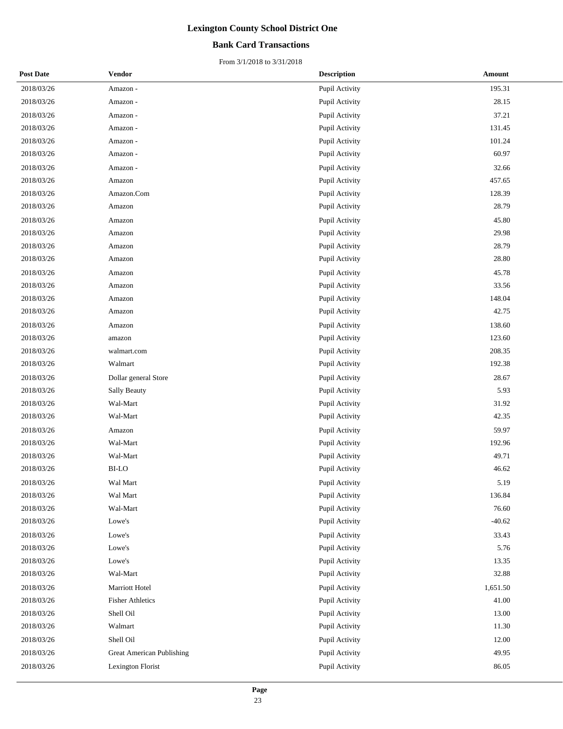# Lexington County School District One

## Bank Card Transactions

From 3/1/2018 to 3/31/2018

| Post Date | Vendor | Description | Amount |
|---|---|---|---|
| 2018/03/26 | Amazon - | Pupil Activity | 195.31 |
| 2018/03/26 | Amazon - | Pupil Activity | 28.15 |
| 2018/03/26 | Amazon - | Pupil Activity | 37.21 |
| 2018/03/26 | Amazon - | Pupil Activity | 131.45 |
| 2018/03/26 | Amazon - | Pupil Activity | 101.24 |
| 2018/03/26 | Amazon - | Pupil Activity | 60.97 |
| 2018/03/26 | Amazon - | Pupil Activity | 32.66 |
| 2018/03/26 | Amazon | Pupil Activity | 457.65 |
| 2018/03/26 | Amazon.Com | Pupil Activity | 128.39 |
| 2018/03/26 | Amazon | Pupil Activity | 28.79 |
| 2018/03/26 | Amazon | Pupil Activity | 45.80 |
| 2018/03/26 | Amazon | Pupil Activity | 29.98 |
| 2018/03/26 | Amazon | Pupil Activity | 28.79 |
| 2018/03/26 | Amazon | Pupil Activity | 28.80 |
| 2018/03/26 | Amazon | Pupil Activity | 45.78 |
| 2018/03/26 | Amazon | Pupil Activity | 33.56 |
| 2018/03/26 | Amazon | Pupil Activity | 148.04 |
| 2018/03/26 | Amazon | Pupil Activity | 42.75 |
| 2018/03/26 | Amazon | Pupil Activity | 138.60 |
| 2018/03/26 | amazon | Pupil Activity | 123.60 |
| 2018/03/26 | walmart.com | Pupil Activity | 208.35 |
| 2018/03/26 | Walmart | Pupil Activity | 192.38 |
| 2018/03/26 | Dollar general Store | Pupil Activity | 28.67 |
| 2018/03/26 | Sally Beauty | Pupil Activity | 5.93 |
| 2018/03/26 | Wal-Mart | Pupil Activity | 31.92 |
| 2018/03/26 | Wal-Mart | Pupil Activity | 42.35 |
| 2018/03/26 | Amazon | Pupil Activity | 59.97 |
| 2018/03/26 | Wal-Mart | Pupil Activity | 192.96 |
| 2018/03/26 | Wal-Mart | Pupil Activity | 49.71 |
| 2018/03/26 | BI-LO | Pupil Activity | 46.62 |
| 2018/03/26 | Wal Mart | Pupil Activity | 5.19 |
| 2018/03/26 | Wal Mart | Pupil Activity | 136.84 |
| 2018/03/26 | Wal-Mart | Pupil Activity | 76.60 |
| 2018/03/26 | Lowe's | Pupil Activity | -40.62 |
| 2018/03/26 | Lowe's | Pupil Activity | 33.43 |
| 2018/03/26 | Lowe's | Pupil Activity | 5.76 |
| 2018/03/26 | Lowe's | Pupil Activity | 13.35 |
| 2018/03/26 | Wal-Mart | Pupil Activity | 32.88 |
| 2018/03/26 | Marriott Hotel | Pupil Activity | 1,651.50 |
| 2018/03/26 | Fisher Athletics | Pupil Activity | 41.00 |
| 2018/03/26 | Shell Oil | Pupil Activity | 13.00 |
| 2018/03/26 | Walmart | Pupil Activity | 11.30 |
| 2018/03/26 | Shell Oil | Pupil Activity | 12.00 |
| 2018/03/26 | Great American Publishing | Pupil Activity | 49.95 |
| 2018/03/26 | Lexington Florist | Pupil Activity | 86.05 |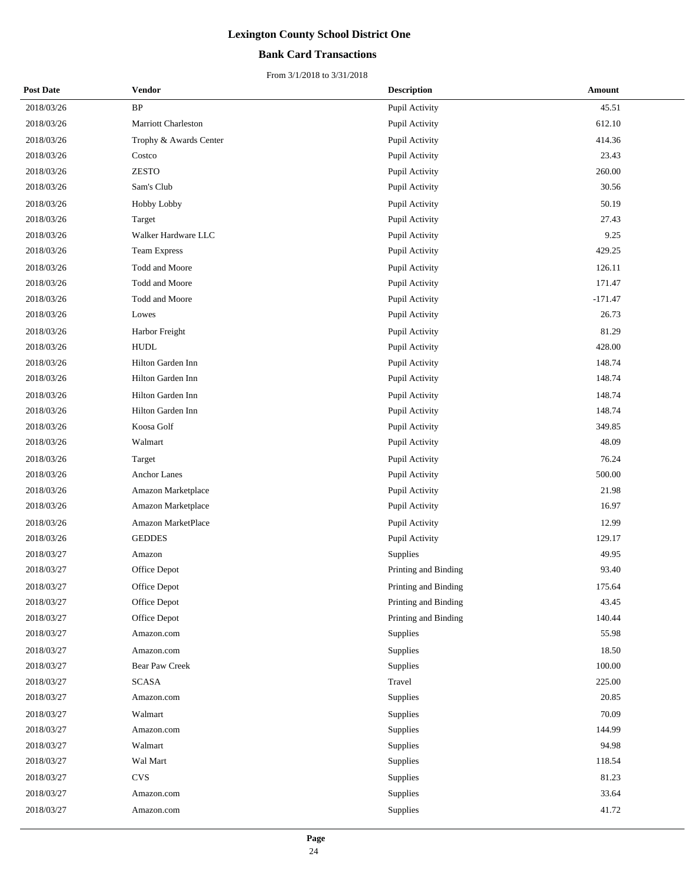# Lexington County School District One

## Bank Card Transactions

From 3/1/2018 to 3/31/2018

| Post Date | Vendor | Description | Amount |
|---|---|---|---|
| 2018/03/26 | BP | Pupil Activity | 45.51 |
| 2018/03/26 | Marriott Charleston | Pupil Activity | 612.10 |
| 2018/03/26 | Trophy & Awards Center | Pupil Activity | 414.36 |
| 2018/03/26 | Costco | Pupil Activity | 23.43 |
| 2018/03/26 | ZESTO | Pupil Activity | 260.00 |
| 2018/03/26 | Sam's Club | Pupil Activity | 30.56 |
| 2018/03/26 | Hobby Lobby | Pupil Activity | 50.19 |
| 2018/03/26 | Target | Pupil Activity | 27.43 |
| 2018/03/26 | Walker Hardware LLC | Pupil Activity | 9.25 |
| 2018/03/26 | Team Express | Pupil Activity | 429.25 |
| 2018/03/26 | Todd and Moore | Pupil Activity | 126.11 |
| 2018/03/26 | Todd and Moore | Pupil Activity | 171.47 |
| 2018/03/26 | Todd and Moore | Pupil Activity | -171.47 |
| 2018/03/26 | Lowes | Pupil Activity | 26.73 |
| 2018/03/26 | Harbor Freight | Pupil Activity | 81.29 |
| 2018/03/26 | HUDL | Pupil Activity | 428.00 |
| 2018/03/26 | Hilton Garden Inn | Pupil Activity | 148.74 |
| 2018/03/26 | Hilton Garden Inn | Pupil Activity | 148.74 |
| 2018/03/26 | Hilton Garden Inn | Pupil Activity | 148.74 |
| 2018/03/26 | Hilton Garden Inn | Pupil Activity | 148.74 |
| 2018/03/26 | Koosa Golf | Pupil Activity | 349.85 |
| 2018/03/26 | Walmart | Pupil Activity | 48.09 |
| 2018/03/26 | Target | Pupil Activity | 76.24 |
| 2018/03/26 | Anchor Lanes | Pupil Activity | 500.00 |
| 2018/03/26 | Amazon Marketplace | Pupil Activity | 21.98 |
| 2018/03/26 | Amazon Marketplace | Pupil Activity | 16.97 |
| 2018/03/26 | Amazon MarketPlace | Pupil Activity | 12.99 |
| 2018/03/26 | GEDDES | Pupil Activity | 129.17 |
| 2018/03/27 | Amazon | Supplies | 49.95 |
| 2018/03/27 | Office Depot | Printing and Binding | 93.40 |
| 2018/03/27 | Office Depot | Printing and Binding | 175.64 |
| 2018/03/27 | Office Depot | Printing and Binding | 43.45 |
| 2018/03/27 | Office Depot | Printing and Binding | 140.44 |
| 2018/03/27 | Amazon.com | Supplies | 55.98 |
| 2018/03/27 | Amazon.com | Supplies | 18.50 |
| 2018/03/27 | Bear Paw Creek | Supplies | 100.00 |
| 2018/03/27 | SCASA | Travel | 225.00 |
| 2018/03/27 | Amazon.com | Supplies | 20.85 |
| 2018/03/27 | Walmart | Supplies | 70.09 |
| 2018/03/27 | Amazon.com | Supplies | 144.99 |
| 2018/03/27 | Walmart | Supplies | 94.98 |
| 2018/03/27 | Wal Mart | Supplies | 118.54 |
| 2018/03/27 | CVS | Supplies | 81.23 |
| 2018/03/27 | Amazon.com | Supplies | 33.64 |
| 2018/03/27 | Amazon.com | Supplies | 41.72 |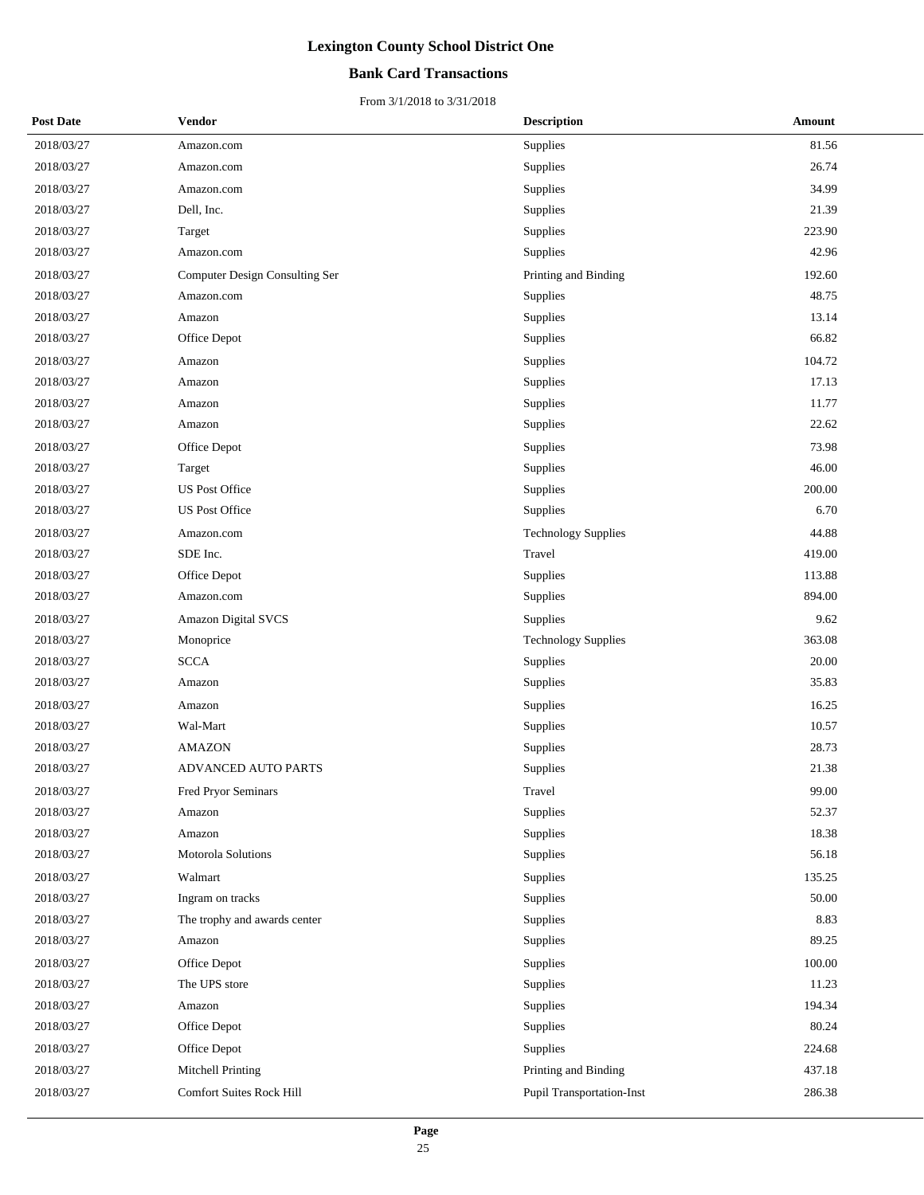# Lexington County School District One

## Bank Card Transactions

From 3/1/2018 to 3/31/2018

| Post Date | Vendor | Description | Amount |
|---|---|---|---|
| 2018/03/27 | Amazon.com | Supplies | 81.56 |
| 2018/03/27 | Amazon.com | Supplies | 26.74 |
| 2018/03/27 | Amazon.com | Supplies | 34.99 |
| 2018/03/27 | Dell, Inc. | Supplies | 21.39 |
| 2018/03/27 | Target | Supplies | 223.90 |
| 2018/03/27 | Amazon.com | Supplies | 42.96 |
| 2018/03/27 | Computer Design Consulting Ser | Printing and Binding | 192.60 |
| 2018/03/27 | Amazon.com | Supplies | 48.75 |
| 2018/03/27 | Amazon | Supplies | 13.14 |
| 2018/03/27 | Office Depot | Supplies | 66.82 |
| 2018/03/27 | Amazon | Supplies | 104.72 |
| 2018/03/27 | Amazon | Supplies | 17.13 |
| 2018/03/27 | Amazon | Supplies | 11.77 |
| 2018/03/27 | Amazon | Supplies | 22.62 |
| 2018/03/27 | Office Depot | Supplies | 73.98 |
| 2018/03/27 | Target | Supplies | 46.00 |
| 2018/03/27 | US Post Office | Supplies | 200.00 |
| 2018/03/27 | US Post Office | Supplies | 6.70 |
| 2018/03/27 | Amazon.com | Technology Supplies | 44.88 |
| 2018/03/27 | SDE Inc. | Travel | 419.00 |
| 2018/03/27 | Office Depot | Supplies | 113.88 |
| 2018/03/27 | Amazon.com | Supplies | 894.00 |
| 2018/03/27 | Amazon Digital SVCS | Supplies | 9.62 |
| 2018/03/27 | Monoprice | Technology Supplies | 363.08 |
| 2018/03/27 | SCCA | Supplies | 20.00 |
| 2018/03/27 | Amazon | Supplies | 35.83 |
| 2018/03/27 | Amazon | Supplies | 16.25 |
| 2018/03/27 | Wal-Mart | Supplies | 10.57 |
| 2018/03/27 | AMAZON | Supplies | 28.73 |
| 2018/03/27 | ADVANCED AUTO PARTS | Supplies | 21.38 |
| 2018/03/27 | Fred Pryor Seminars | Travel | 99.00 |
| 2018/03/27 | Amazon | Supplies | 52.37 |
| 2018/03/27 | Amazon | Supplies | 18.38 |
| 2018/03/27 | Motorola Solutions | Supplies | 56.18 |
| 2018/03/27 | Walmart | Supplies | 135.25 |
| 2018/03/27 | Ingram on tracks | Supplies | 50.00 |
| 2018/03/27 | The trophy and awards center | Supplies | 8.83 |
| 2018/03/27 | Amazon | Supplies | 89.25 |
| 2018/03/27 | Office Depot | Supplies | 100.00 |
| 2018/03/27 | The UPS store | Supplies | 11.23 |
| 2018/03/27 | Amazon | Supplies | 194.34 |
| 2018/03/27 | Office Depot | Supplies | 80.24 |
| 2018/03/27 | Office Depot | Supplies | 224.68 |
| 2018/03/27 | Mitchell Printing | Printing and Binding | 437.18 |
| 2018/03/27 | Comfort Suites Rock Hill | Pupil Transportation-Inst | 286.38 |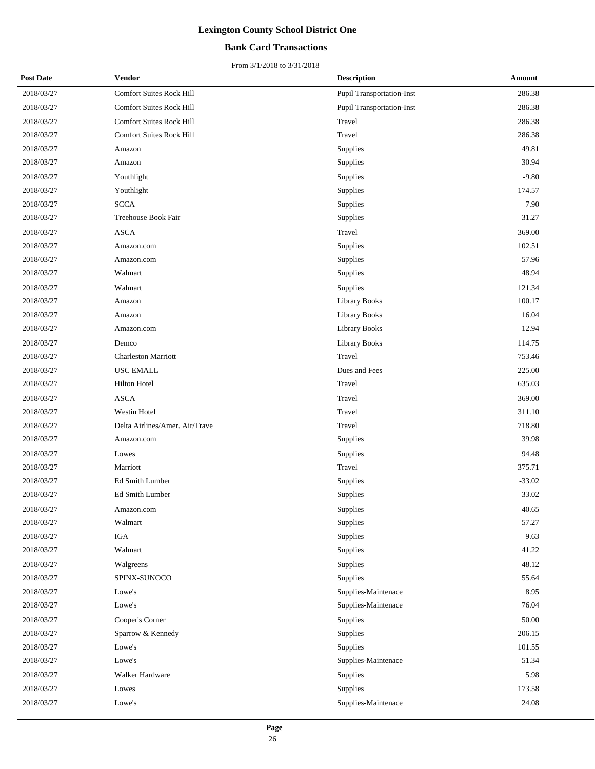# Lexington County School District One

## Bank Card Transactions

From 3/1/2018 to 3/31/2018

| Post Date | Vendor | Description | Amount |
|---|---|---|---|
| 2018/03/27 | Comfort Suites Rock Hill | Pupil Transportation-Inst | 286.38 |
| 2018/03/27 | Comfort Suites Rock Hill | Pupil Transportation-Inst | 286.38 |
| 2018/03/27 | Comfort Suites Rock Hill | Travel | 286.38 |
| 2018/03/27 | Comfort Suites Rock Hill | Travel | 286.38 |
| 2018/03/27 | Amazon | Supplies | 49.81 |
| 2018/03/27 | Amazon | Supplies | 30.94 |
| 2018/03/27 | Youthlight | Supplies | -9.80 |
| 2018/03/27 | Youthlight | Supplies | 174.57 |
| 2018/03/27 | SCCA | Supplies | 7.90 |
| 2018/03/27 | Treehouse Book Fair | Supplies | 31.27 |
| 2018/03/27 | ASCA | Travel | 369.00 |
| 2018/03/27 | Amazon.com | Supplies | 102.51 |
| 2018/03/27 | Amazon.com | Supplies | 57.96 |
| 2018/03/27 | Walmart | Supplies | 48.94 |
| 2018/03/27 | Walmart | Supplies | 121.34 |
| 2018/03/27 | Amazon | Library Books | 100.17 |
| 2018/03/27 | Amazon | Library Books | 16.04 |
| 2018/03/27 | Amazon.com | Library Books | 12.94 |
| 2018/03/27 | Demco | Library Books | 114.75 |
| 2018/03/27 | Charleston Marriott | Travel | 753.46 |
| 2018/03/27 | USC EMALL | Dues and Fees | 225.00 |
| 2018/03/27 | Hilton Hotel | Travel | 635.03 |
| 2018/03/27 | ASCA | Travel | 369.00 |
| 2018/03/27 | Westin Hotel | Travel | 311.10 |
| 2018/03/27 | Delta Airlines/Amer. Air/Trave | Travel | 718.80 |
| 2018/03/27 | Amazon.com | Supplies | 39.98 |
| 2018/03/27 | Lowes | Supplies | 94.48 |
| 2018/03/27 | Marriott | Travel | 375.71 |
| 2018/03/27 | Ed Smith Lumber | Supplies | -33.02 |
| 2018/03/27 | Ed Smith Lumber | Supplies | 33.02 |
| 2018/03/27 | Amazon.com | Supplies | 40.65 |
| 2018/03/27 | Walmart | Supplies | 57.27 |
| 2018/03/27 | IGA | Supplies | 9.63 |
| 2018/03/27 | Walmart | Supplies | 41.22 |
| 2018/03/27 | Walgreens | Supplies | 48.12 |
| 2018/03/27 | SPINX-SUNOCO | Supplies | 55.64 |
| 2018/03/27 | Lowe's | Supplies-Maintenace | 8.95 |
| 2018/03/27 | Lowe's | Supplies-Maintenace | 76.04 |
| 2018/03/27 | Cooper's Corner | Supplies | 50.00 |
| 2018/03/27 | Sparrow & Kennedy | Supplies | 206.15 |
| 2018/03/27 | Lowe's | Supplies | 101.55 |
| 2018/03/27 | Lowe's | Supplies-Maintenace | 51.34 |
| 2018/03/27 | Walker Hardware | Supplies | 5.98 |
| 2018/03/27 | Lowes | Supplies | 173.58 |
| 2018/03/27 | Lowe's | Supplies-Maintenace | 24.08 |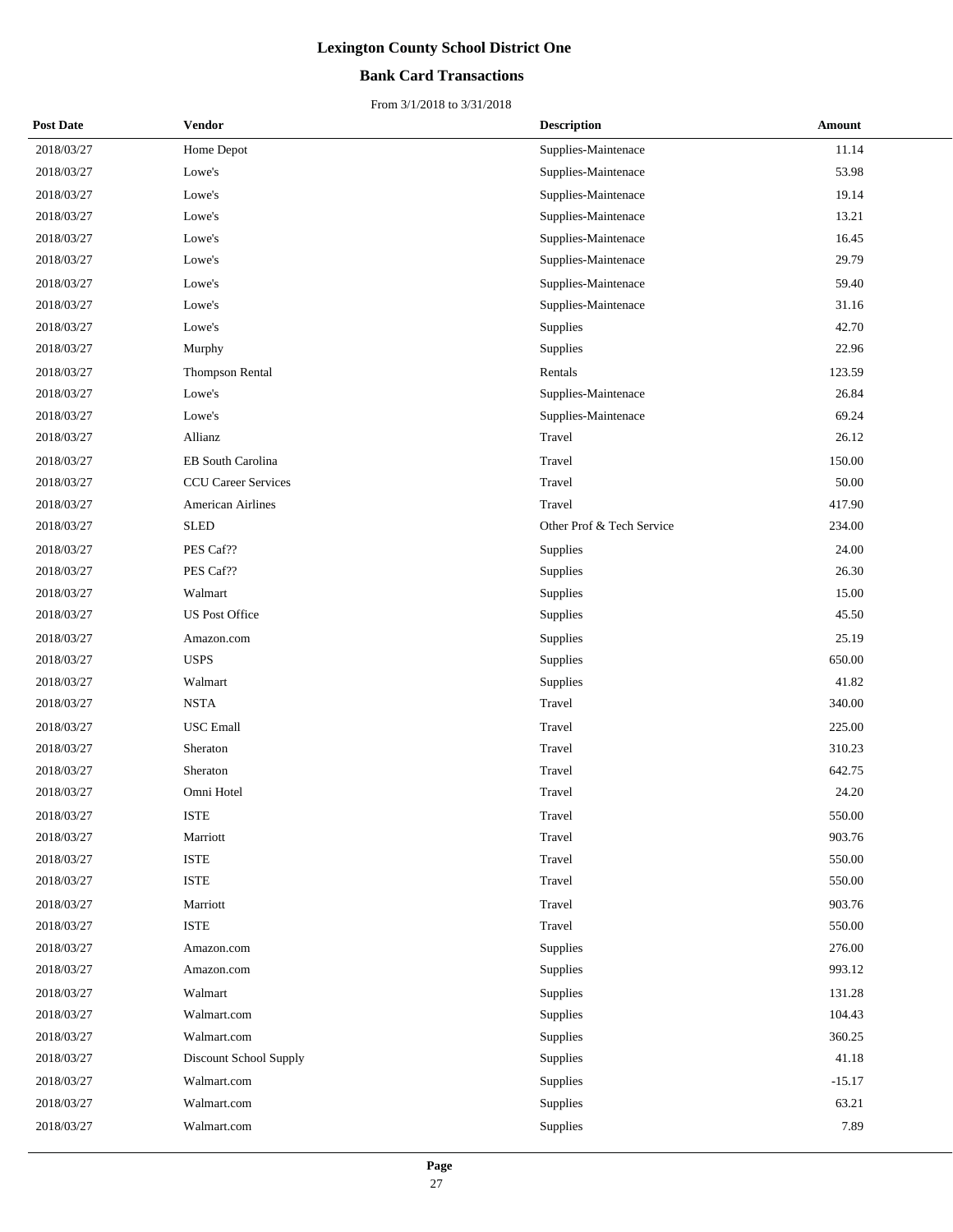# Lexington County School District One

## Bank Card Transactions

From 3/1/2018 to 3/31/2018

| Post Date | Vendor | Description | Amount |
|---|---|---|---|
| 2018/03/27 | Home Depot | Supplies-Maintenace | 11.14 |
| 2018/03/27 | Lowe's | Supplies-Maintenace | 53.98 |
| 2018/03/27 | Lowe's | Supplies-Maintenace | 19.14 |
| 2018/03/27 | Lowe's | Supplies-Maintenace | 13.21 |
| 2018/03/27 | Lowe's | Supplies-Maintenace | 16.45 |
| 2018/03/27 | Lowe's | Supplies-Maintenace | 29.79 |
| 2018/03/27 | Lowe's | Supplies-Maintenace | 59.40 |
| 2018/03/27 | Lowe's | Supplies-Maintenace | 31.16 |
| 2018/03/27 | Lowe's | Supplies | 42.70 |
| 2018/03/27 | Murphy | Supplies | 22.96 |
| 2018/03/27 | Thompson Rental | Rentals | 123.59 |
| 2018/03/27 | Lowe's | Supplies-Maintenace | 26.84 |
| 2018/03/27 | Lowe's | Supplies-Maintenace | 69.24 |
| 2018/03/27 | Allianz | Travel | 26.12 |
| 2018/03/27 | EB South Carolina | Travel | 150.00 |
| 2018/03/27 | CCU Career Services | Travel | 50.00 |
| 2018/03/27 | American Airlines | Travel | 417.90 |
| 2018/03/27 | SLED | Other Prof & Tech Service | 234.00 |
| 2018/03/27 | PES Caf?? | Supplies | 24.00 |
| 2018/03/27 | PES Caf?? | Supplies | 26.30 |
| 2018/03/27 | Walmart | Supplies | 15.00 |
| 2018/03/27 | US Post Office | Supplies | 45.50 |
| 2018/03/27 | Amazon.com | Supplies | 25.19 |
| 2018/03/27 | USPS | Supplies | 650.00 |
| 2018/03/27 | Walmart | Supplies | 41.82 |
| 2018/03/27 | NSTA | Travel | 340.00 |
| 2018/03/27 | USC Emall | Travel | 225.00 |
| 2018/03/27 | Sheraton | Travel | 310.23 |
| 2018/03/27 | Sheraton | Travel | 642.75 |
| 2018/03/27 | Omni Hotel | Travel | 24.20 |
| 2018/03/27 | ISTE | Travel | 550.00 |
| 2018/03/27 | Marriott | Travel | 903.76 |
| 2018/03/27 | ISTE | Travel | 550.00 |
| 2018/03/27 | ISTE | Travel | 550.00 |
| 2018/03/27 | Marriott | Travel | 903.76 |
| 2018/03/27 | ISTE | Travel | 550.00 |
| 2018/03/27 | Amazon.com | Supplies | 276.00 |
| 2018/03/27 | Amazon.com | Supplies | 993.12 |
| 2018/03/27 | Walmart | Supplies | 131.28 |
| 2018/03/27 | Walmart.com | Supplies | 104.43 |
| 2018/03/27 | Walmart.com | Supplies | 360.25 |
| 2018/03/27 | Discount School Supply | Supplies | 41.18 |
| 2018/03/27 | Walmart.com | Supplies | -15.17 |
| 2018/03/27 | Walmart.com | Supplies | 63.21 |
| 2018/03/27 | Walmart.com | Supplies | 7.89 |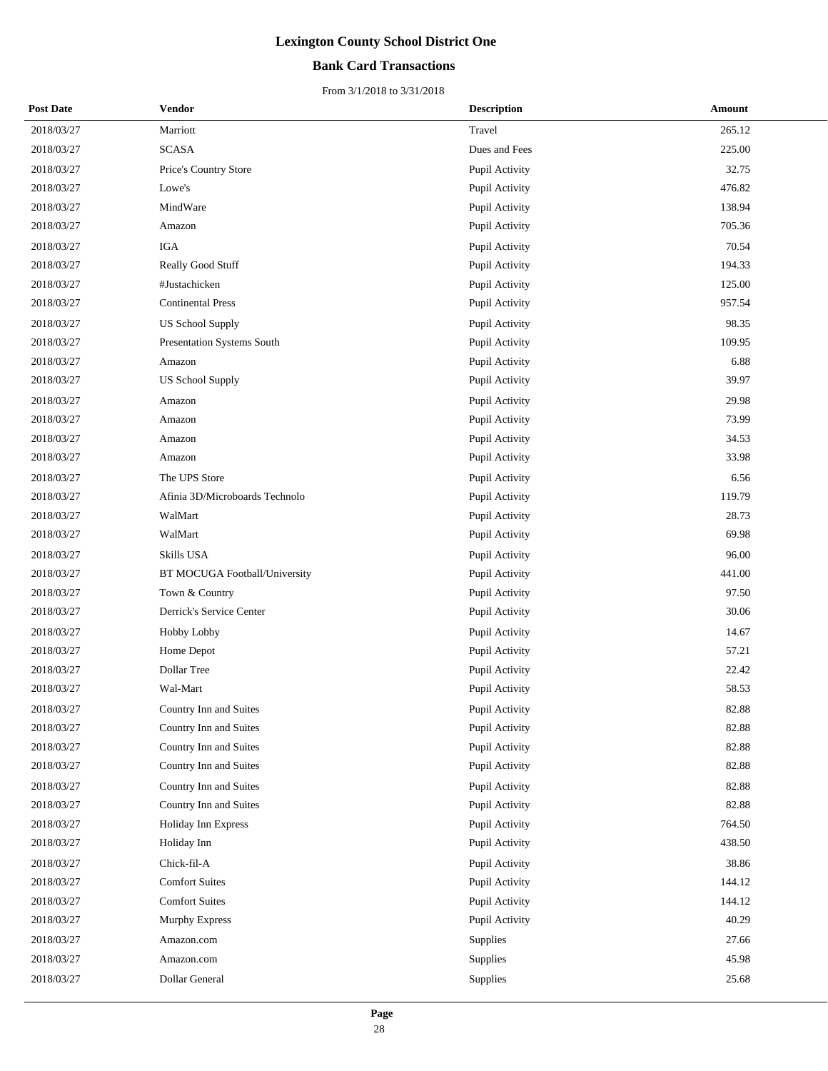# Lexington County School District One

## Bank Card Transactions

From 3/1/2018 to 3/31/2018

| Post Date | Vendor | Description | Amount |
|---|---|---|---|
| 2018/03/27 | Marriott | Travel | 265.12 |
| 2018/03/27 | SCASA | Dues and Fees | 225.00 |
| 2018/03/27 | Price's Country Store | Pupil Activity | 32.75 |
| 2018/03/27 | Lowe's | Pupil Activity | 476.82 |
| 2018/03/27 | MindWare | Pupil Activity | 138.94 |
| 2018/03/27 | Amazon | Pupil Activity | 705.36 |
| 2018/03/27 | IGA | Pupil Activity | 70.54 |
| 2018/03/27 | Really Good Stuff | Pupil Activity | 194.33 |
| 2018/03/27 | #Justachicken | Pupil Activity | 125.00 |
| 2018/03/27 | Continental Press | Pupil Activity | 957.54 |
| 2018/03/27 | US School Supply | Pupil Activity | 98.35 |
| 2018/03/27 | Presentation Systems South | Pupil Activity | 109.95 |
| 2018/03/27 | Amazon | Pupil Activity | 6.88 |
| 2018/03/27 | US School Supply | Pupil Activity | 39.97 |
| 2018/03/27 | Amazon | Pupil Activity | 29.98 |
| 2018/03/27 | Amazon | Pupil Activity | 73.99 |
| 2018/03/27 | Amazon | Pupil Activity | 34.53 |
| 2018/03/27 | Amazon | Pupil Activity | 33.98 |
| 2018/03/27 | The UPS Store | Pupil Activity | 6.56 |
| 2018/03/27 | Afinia 3D/Microboards Technolo | Pupil Activity | 119.79 |
| 2018/03/27 | WalMart | Pupil Activity | 28.73 |
| 2018/03/27 | WalMart | Pupil Activity | 69.98 |
| 2018/03/27 | Skills USA | Pupil Activity | 96.00 |
| 2018/03/27 | BT MOCUGA Football/University | Pupil Activity | 441.00 |
| 2018/03/27 | Town & Country | Pupil Activity | 97.50 |
| 2018/03/27 | Derrick's Service Center | Pupil Activity | 30.06 |
| 2018/03/27 | Hobby Lobby | Pupil Activity | 14.67 |
| 2018/03/27 | Home Depot | Pupil Activity | 57.21 |
| 2018/03/27 | Dollar Tree | Pupil Activity | 22.42 |
| 2018/03/27 | Wal-Mart | Pupil Activity | 58.53 |
| 2018/03/27 | Country Inn and Suites | Pupil Activity | 82.88 |
| 2018/03/27 | Country Inn and Suites | Pupil Activity | 82.88 |
| 2018/03/27 | Country Inn and Suites | Pupil Activity | 82.88 |
| 2018/03/27 | Country Inn and Suites | Pupil Activity | 82.88 |
| 2018/03/27 | Country Inn and Suites | Pupil Activity | 82.88 |
| 2018/03/27 | Country Inn and Suites | Pupil Activity | 82.88 |
| 2018/03/27 | Holiday Inn Express | Pupil Activity | 764.50 |
| 2018/03/27 | Holiday Inn | Pupil Activity | 438.50 |
| 2018/03/27 | Chick-fil-A | Pupil Activity | 38.86 |
| 2018/03/27 | Comfort Suites | Pupil Activity | 144.12 |
| 2018/03/27 | Comfort Suites | Pupil Activity | 144.12 |
| 2018/03/27 | Murphy Express | Pupil Activity | 40.29 |
| 2018/03/27 | Amazon.com | Supplies | 27.66 |
| 2018/03/27 | Amazon.com | Supplies | 45.98 |
| 2018/03/27 | Dollar General | Supplies | 25.68 |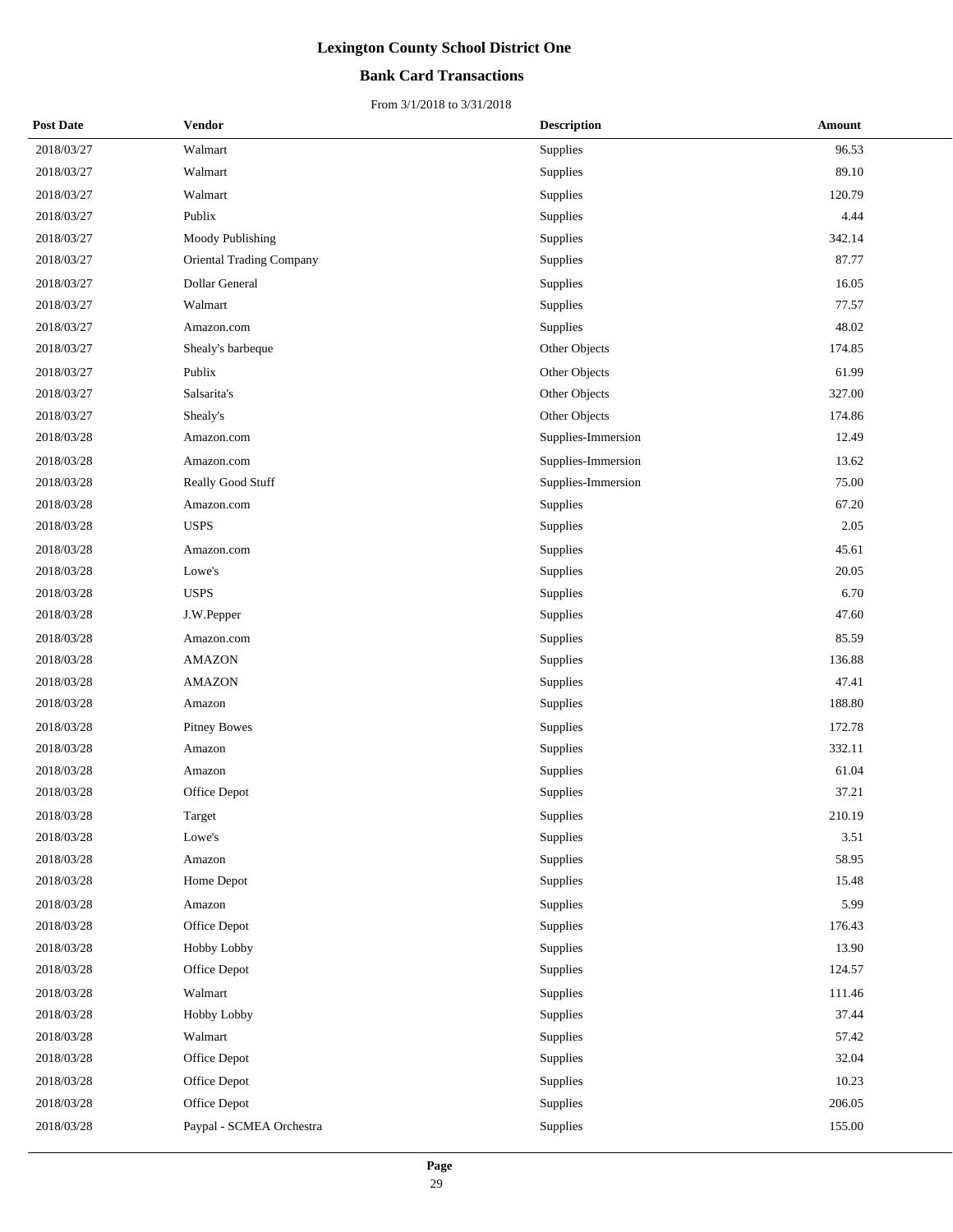# Lexington County School District One

## Bank Card Transactions

From 3/1/2018 to 3/31/2018

| Post Date | Vendor | Description | Amount |
|---|---|---|---|
| 2018/03/27 | Walmart | Supplies | 96.53 |
| 2018/03/27 | Walmart | Supplies | 89.10 |
| 2018/03/27 | Walmart | Supplies | 120.79 |
| 2018/03/27 | Publix | Supplies | 4.44 |
| 2018/03/27 | Moody Publishing | Supplies | 342.14 |
| 2018/03/27 | Oriental Trading Company | Supplies | 87.77 |
| 2018/03/27 | Dollar General | Supplies | 16.05 |
| 2018/03/27 | Walmart | Supplies | 77.57 |
| 2018/03/27 | Amazon.com | Supplies | 48.02 |
| 2018/03/27 | Shealy's barbeque | Other Objects | 174.85 |
| 2018/03/27 | Publix | Other Objects | 61.99 |
| 2018/03/27 | Salsarita's | Other Objects | 327.00 |
| 2018/03/27 | Shealy's | Other Objects | 174.86 |
| 2018/03/28 | Amazon.com | Supplies-Immersion | 12.49 |
| 2018/03/28 | Amazon.com | Supplies-Immersion | 13.62 |
| 2018/03/28 | Really Good Stuff | Supplies-Immersion | 75.00 |
| 2018/03/28 | Amazon.com | Supplies | 67.20 |
| 2018/03/28 | USPS | Supplies | 2.05 |
| 2018/03/28 | Amazon.com | Supplies | 45.61 |
| 2018/03/28 | Lowe's | Supplies | 20.05 |
| 2018/03/28 | USPS | Supplies | 6.70 |
| 2018/03/28 | J.W.Pepper | Supplies | 47.60 |
| 2018/03/28 | Amazon.com | Supplies | 85.59 |
| 2018/03/28 | AMAZON | Supplies | 136.88 |
| 2018/03/28 | AMAZON | Supplies | 47.41 |
| 2018/03/28 | Amazon | Supplies | 188.80 |
| 2018/03/28 | Pitney Bowes | Supplies | 172.78 |
| 2018/03/28 | Amazon | Supplies | 332.11 |
| 2018/03/28 | Amazon | Supplies | 61.04 |
| 2018/03/28 | Office Depot | Supplies | 37.21 |
| 2018/03/28 | Target | Supplies | 210.19 |
| 2018/03/28 | Lowe's | Supplies | 3.51 |
| 2018/03/28 | Amazon | Supplies | 58.95 |
| 2018/03/28 | Home Depot | Supplies | 15.48 |
| 2018/03/28 | Amazon | Supplies | 5.99 |
| 2018/03/28 | Office Depot | Supplies | 176.43 |
| 2018/03/28 | Hobby Lobby | Supplies | 13.90 |
| 2018/03/28 | Office Depot | Supplies | 124.57 |
| 2018/03/28 | Walmart | Supplies | 111.46 |
| 2018/03/28 | Hobby Lobby | Supplies | 37.44 |
| 2018/03/28 | Walmart | Supplies | 57.42 |
| 2018/03/28 | Office Depot | Supplies | 32.04 |
| 2018/03/28 | Office Depot | Supplies | 10.23 |
| 2018/03/28 | Office Depot | Supplies | 206.05 |
| 2018/03/28 | Paypal - SCMEA Orchestra | Supplies | 155.00 |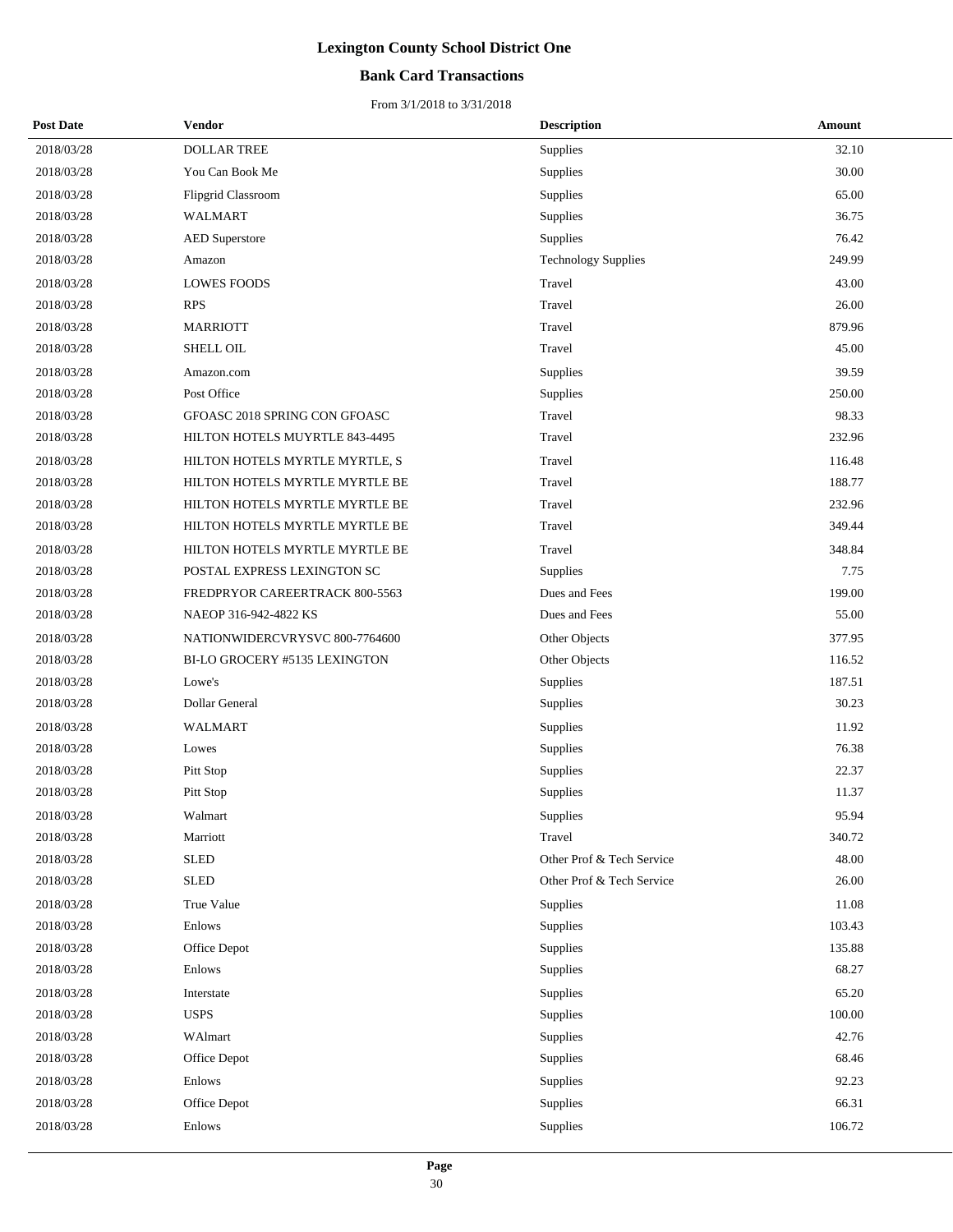# Lexington County School District One

## Bank Card Transactions

From 3/1/2018 to 3/31/2018

| Post Date | Vendor | Description | Amount |
|---|---|---|---|
| 2018/03/28 | DOLLAR TREE | Supplies | 32.10 |
| 2018/03/28 | You Can Book Me | Supplies | 30.00 |
| 2018/03/28 | Flipgrid Classroom | Supplies | 65.00 |
| 2018/03/28 | WALMART | Supplies | 36.75 |
| 2018/03/28 | AED Superstore | Supplies | 76.42 |
| 2018/03/28 | Amazon | Technology Supplies | 249.99 |
| 2018/03/28 | LOWES FOODS | Travel | 43.00 |
| 2018/03/28 | RPS | Travel | 26.00 |
| 2018/03/28 | MARRIOTT | Travel | 879.96 |
| 2018/03/28 | SHELL OIL | Travel | 45.00 |
| 2018/03/28 | Amazon.com | Supplies | 39.59 |
| 2018/03/28 | Post Office | Supplies | 250.00 |
| 2018/03/28 | GFOASC 2018 SPRING CON GFOASC | Travel | 98.33 |
| 2018/03/28 | HILTON HOTELS MUYRTLE 843-4495 | Travel | 232.96 |
| 2018/03/28 | HILTON HOTELS MYRTLE MYRTLE, S | Travel | 116.48 |
| 2018/03/28 | HILTON HOTELS MYRTLE MYRTLE BE | Travel | 188.77 |
| 2018/03/28 | HILTON HOTELS MYRTLE MYRTLE BE | Travel | 232.96 |
| 2018/03/28 | HILTON HOTELS MYRTLE MYRTLE BE | Travel | 349.44 |
| 2018/03/28 | HILTON HOTELS MYRTLE MYRTLE BE | Travel | 348.84 |
| 2018/03/28 | POSTAL EXPRESS LEXINGTON SC | Supplies | 7.75 |
| 2018/03/28 | FREDPRYOR CAREERTRACK 800-5563 | Dues and Fees | 199.00 |
| 2018/03/28 | NAEOP 316-942-4822 KS | Dues and Fees | 55.00 |
| 2018/03/28 | NATIONWIDERCVRYSVC 800-7764600 | Other Objects | 377.95 |
| 2018/03/28 | BI-LO GROCERY #5135 LEXINGTON | Other Objects | 116.52 |
| 2018/03/28 | Lowe's | Supplies | 187.51 |
| 2018/03/28 | Dollar General | Supplies | 30.23 |
| 2018/03/28 | WALMART | Supplies | 11.92 |
| 2018/03/28 | Lowes | Supplies | 76.38 |
| 2018/03/28 | Pitt Stop | Supplies | 22.37 |
| 2018/03/28 | Pitt Stop | Supplies | 11.37 |
| 2018/03/28 | Walmart | Supplies | 95.94 |
| 2018/03/28 | Marriott | Travel | 340.72 |
| 2018/03/28 | SLED | Other Prof & Tech Service | 48.00 |
| 2018/03/28 | SLED | Other Prof & Tech Service | 26.00 |
| 2018/03/28 | True Value | Supplies | 11.08 |
| 2018/03/28 | Enlows | Supplies | 103.43 |
| 2018/03/28 | Office Depot | Supplies | 135.88 |
| 2018/03/28 | Enlows | Supplies | 68.27 |
| 2018/03/28 | Interstate | Supplies | 65.20 |
| 2018/03/28 | USPS | Supplies | 100.00 |
| 2018/03/28 | WAlmart | Supplies | 42.76 |
| 2018/03/28 | Office Depot | Supplies | 68.46 |
| 2018/03/28 | Enlows | Supplies | 92.23 |
| 2018/03/28 | Office Depot | Supplies | 66.31 |
| 2018/03/28 | Enlows | Supplies | 106.72 |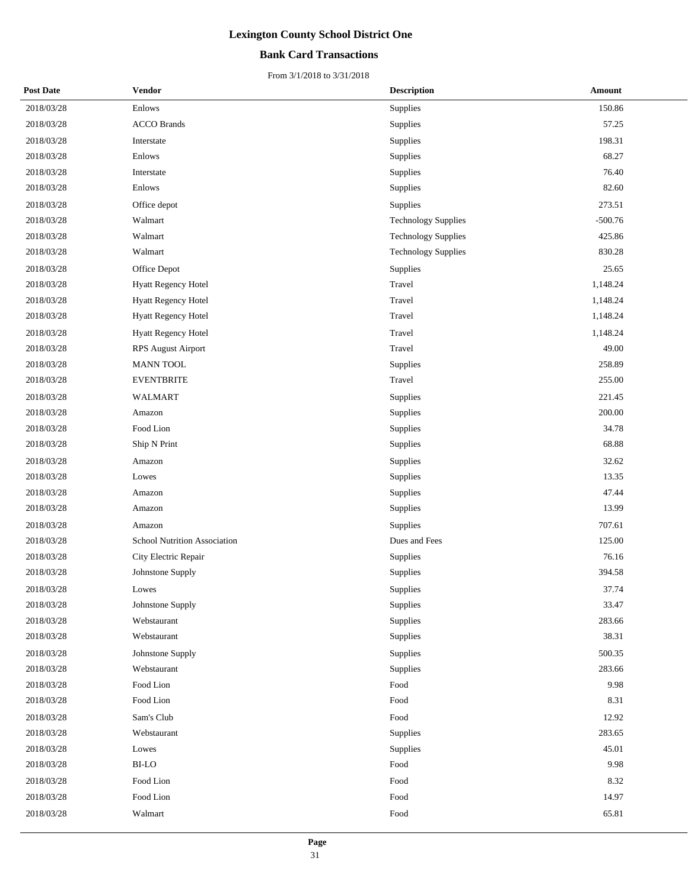# Lexington County School District One

## Bank Card Transactions

From 3/1/2018 to 3/31/2018

| Post Date | Vendor | Description | Amount |
|---|---|---|---|
| 2018/03/28 | Enlows | Supplies | 150.86 |
| 2018/03/28 | ACCO Brands | Supplies | 57.25 |
| 2018/03/28 | Interstate | Supplies | 198.31 |
| 2018/03/28 | Enlows | Supplies | 68.27 |
| 2018/03/28 | Interstate | Supplies | 76.40 |
| 2018/03/28 | Enlows | Supplies | 82.60 |
| 2018/03/28 | Office depot | Supplies | 273.51 |
| 2018/03/28 | Walmart | Technology Supplies | -500.76 |
| 2018/03/28 | Walmart | Technology Supplies | 425.86 |
| 2018/03/28 | Walmart | Technology Supplies | 830.28 |
| 2018/03/28 | Office Depot | Supplies | 25.65 |
| 2018/03/28 | Hyatt Regency Hotel | Travel | 1,148.24 |
| 2018/03/28 | Hyatt Regency Hotel | Travel | 1,148.24 |
| 2018/03/28 | Hyatt Regency Hotel | Travel | 1,148.24 |
| 2018/03/28 | Hyatt Regency Hotel | Travel | 1,148.24 |
| 2018/03/28 | RPS August Airport | Travel | 49.00 |
| 2018/03/28 | MANN TOOL | Supplies | 258.89 |
| 2018/03/28 | EVENTBRITE | Travel | 255.00 |
| 2018/03/28 | WALMART | Supplies | 221.45 |
| 2018/03/28 | Amazon | Supplies | 200.00 |
| 2018/03/28 | Food Lion | Supplies | 34.78 |
| 2018/03/28 | Ship N Print | Supplies | 68.88 |
| 2018/03/28 | Amazon | Supplies | 32.62 |
| 2018/03/28 | Lowes | Supplies | 13.35 |
| 2018/03/28 | Amazon | Supplies | 47.44 |
| 2018/03/28 | Amazon | Supplies | 13.99 |
| 2018/03/28 | Amazon | Supplies | 707.61 |
| 2018/03/28 | School Nutrition Association | Dues and Fees | 125.00 |
| 2018/03/28 | City Electric Repair | Supplies | 76.16 |
| 2018/03/28 | Johnstone Supply | Supplies | 394.58 |
| 2018/03/28 | Lowes | Supplies | 37.74 |
| 2018/03/28 | Johnstone Supply | Supplies | 33.47 |
| 2018/03/28 | Webstaurant | Supplies | 283.66 |
| 2018/03/28 | Webstaurant | Supplies | 38.31 |
| 2018/03/28 | Johnstone Supply | Supplies | 500.35 |
| 2018/03/28 | Webstaurant | Supplies | 283.66 |
| 2018/03/28 | Food Lion | Food | 9.98 |
| 2018/03/28 | Food Lion | Food | 8.31 |
| 2018/03/28 | Sam's Club | Food | 12.92 |
| 2018/03/28 | Webstaurant | Supplies | 283.65 |
| 2018/03/28 | Lowes | Supplies | 45.01 |
| 2018/03/28 | BI-LO | Food | 9.98 |
| 2018/03/28 | Food Lion | Food | 8.32 |
| 2018/03/28 | Food Lion | Food | 14.97 |
| 2018/03/28 | Walmart | Food | 65.81 |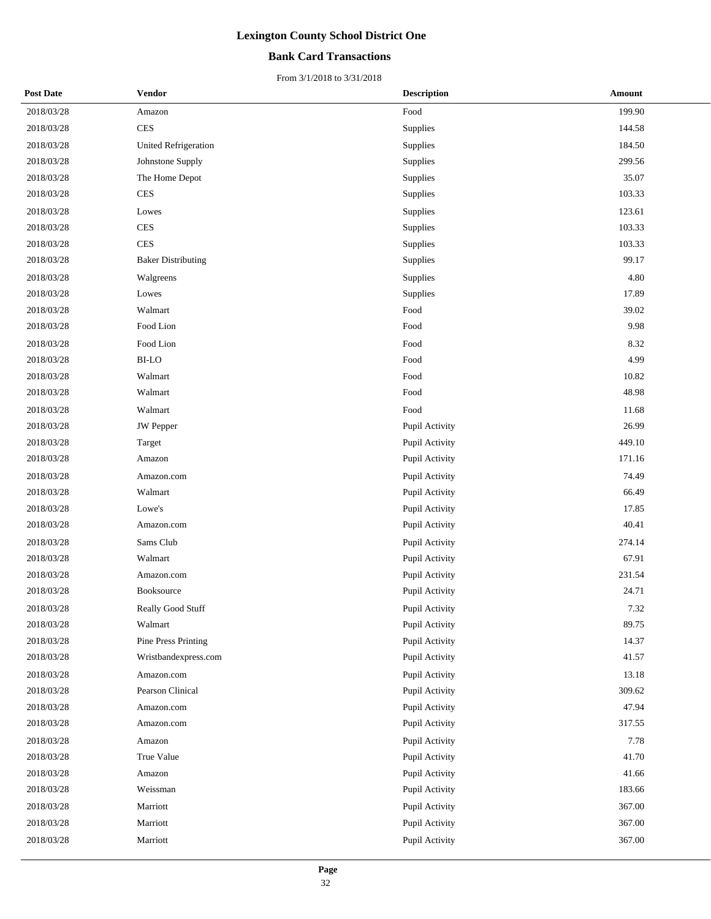# Lexington County School District One

## Bank Card Transactions

From 3/1/2018 to 3/31/2018

| Post Date | Vendor | Description | Amount |
|---|---|---|---|
| 2018/03/28 | Amazon | Food | 199.90 |
| 2018/03/28 | CES | Supplies | 144.58 |
| 2018/03/28 | United Refrigeration | Supplies | 184.50 |
| 2018/03/28 | Johnstone Supply | Supplies | 299.56 |
| 2018/03/28 | The Home Depot | Supplies | 35.07 |
| 2018/03/28 | CES | Supplies | 103.33 |
| 2018/03/28 | Lowes | Supplies | 123.61 |
| 2018/03/28 | CES | Supplies | 103.33 |
| 2018/03/28 | CES | Supplies | 103.33 |
| 2018/03/28 | Baker Distributing | Supplies | 99.17 |
| 2018/03/28 | Walgreens | Supplies | 4.80 |
| 2018/03/28 | Lowes | Supplies | 17.89 |
| 2018/03/28 | Walmart | Food | 39.02 |
| 2018/03/28 | Food Lion | Food | 9.98 |
| 2018/03/28 | Food Lion | Food | 8.32 |
| 2018/03/28 | BI-LO | Food | 4.99 |
| 2018/03/28 | Walmart | Food | 10.82 |
| 2018/03/28 | Walmart | Food | 48.98 |
| 2018/03/28 | Walmart | Food | 11.68 |
| 2018/03/28 | JW Pepper | Pupil Activity | 26.99 |
| 2018/03/28 | Target | Pupil Activity | 449.10 |
| 2018/03/28 | Amazon | Pupil Activity | 171.16 |
| 2018/03/28 | Amazon.com | Pupil Activity | 74.49 |
| 2018/03/28 | Walmart | Pupil Activity | 66.49 |
| 2018/03/28 | Lowe's | Pupil Activity | 17.85 |
| 2018/03/28 | Amazon.com | Pupil Activity | 40.41 |
| 2018/03/28 | Sams Club | Pupil Activity | 274.14 |
| 2018/03/28 | Walmart | Pupil Activity | 67.91 |
| 2018/03/28 | Amazon.com | Pupil Activity | 231.54 |
| 2018/03/28 | Booksource | Pupil Activity | 24.71 |
| 2018/03/28 | Really Good Stuff | Pupil Activity | 7.32 |
| 2018/03/28 | Walmart | Pupil Activity | 89.75 |
| 2018/03/28 | Pine Press Printing | Pupil Activity | 14.37 |
| 2018/03/28 | Wristbandexpress.com | Pupil Activity | 41.57 |
| 2018/03/28 | Amazon.com | Pupil Activity | 13.18 |
| 2018/03/28 | Pearson Clinical | Pupil Activity | 309.62 |
| 2018/03/28 | Amazon.com | Pupil Activity | 47.94 |
| 2018/03/28 | Amazon.com | Pupil Activity | 317.55 |
| 2018/03/28 | Amazon | Pupil Activity | 7.78 |
| 2018/03/28 | True Value | Pupil Activity | 41.70 |
| 2018/03/28 | Amazon | Pupil Activity | 41.66 |
| 2018/03/28 | Weissman | Pupil Activity | 183.66 |
| 2018/03/28 | Marriott | Pupil Activity | 367.00 |
| 2018/03/28 | Marriott | Pupil Activity | 367.00 |
| 2018/03/28 | Marriott | Pupil Activity | 367.00 |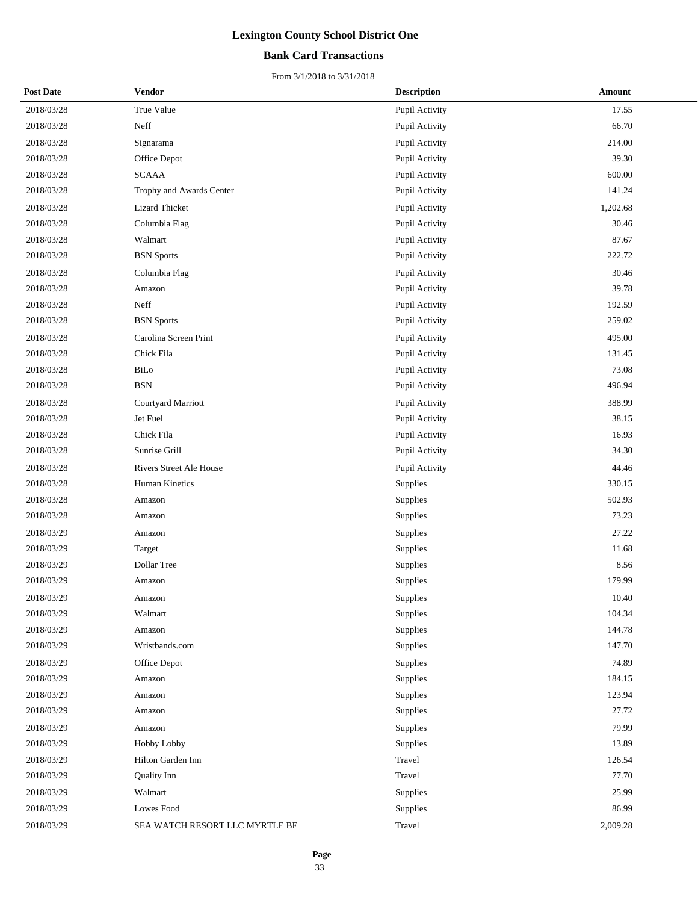# Lexington County School District One

## Bank Card Transactions

From 3/1/2018 to 3/31/2018

| Post Date | Vendor | Description | Amount |
|---|---|---|---|
| 2018/03/28 | True Value | Pupil Activity | 17.55 |
| 2018/03/28 | Neff | Pupil Activity | 66.70 |
| 2018/03/28 | Signarama | Pupil Activity | 214.00 |
| 2018/03/28 | Office Depot | Pupil Activity | 39.30 |
| 2018/03/28 | SCAAA | Pupil Activity | 600.00 |
| 2018/03/28 | Trophy and Awards Center | Pupil Activity | 141.24 |
| 2018/03/28 | Lizard Thicket | Pupil Activity | 1,202.68 |
| 2018/03/28 | Columbia Flag | Pupil Activity | 30.46 |
| 2018/03/28 | Walmart | Pupil Activity | 87.67 |
| 2018/03/28 | BSN Sports | Pupil Activity | 222.72 |
| 2018/03/28 | Columbia Flag | Pupil Activity | 30.46 |
| 2018/03/28 | Amazon | Pupil Activity | 39.78 |
| 2018/03/28 | Neff | Pupil Activity | 192.59 |
| 2018/03/28 | BSN Sports | Pupil Activity | 259.02 |
| 2018/03/28 | Carolina Screen Print | Pupil Activity | 495.00 |
| 2018/03/28 | Chick Fila | Pupil Activity | 131.45 |
| 2018/03/28 | BiLo | Pupil Activity | 73.08 |
| 2018/03/28 | BSN | Pupil Activity | 496.94 |
| 2018/03/28 | Courtyard Marriott | Pupil Activity | 388.99 |
| 2018/03/28 | Jet Fuel | Pupil Activity | 38.15 |
| 2018/03/28 | Chick Fila | Pupil Activity | 16.93 |
| 2018/03/28 | Sunrise Grill | Pupil Activity | 34.30 |
| 2018/03/28 | Rivers Street Ale House | Pupil Activity | 44.46 |
| 2018/03/28 | Human Kinetics | Supplies | 330.15 |
| 2018/03/28 | Amazon | Supplies | 502.93 |
| 2018/03/28 | Amazon | Supplies | 73.23 |
| 2018/03/29 | Amazon | Supplies | 27.22 |
| 2018/03/29 | Target | Supplies | 11.68 |
| 2018/03/29 | Dollar Tree | Supplies | 8.56 |
| 2018/03/29 | Amazon | Supplies | 179.99 |
| 2018/03/29 | Amazon | Supplies | 10.40 |
| 2018/03/29 | Walmart | Supplies | 104.34 |
| 2018/03/29 | Amazon | Supplies | 144.78 |
| 2018/03/29 | Wristbands.com | Supplies | 147.70 |
| 2018/03/29 | Office Depot | Supplies | 74.89 |
| 2018/03/29 | Amazon | Supplies | 184.15 |
| 2018/03/29 | Amazon | Supplies | 123.94 |
| 2018/03/29 | Amazon | Supplies | 27.72 |
| 2018/03/29 | Amazon | Supplies | 79.99 |
| 2018/03/29 | Hobby Lobby | Supplies | 13.89 |
| 2018/03/29 | Hilton Garden Inn | Travel | 126.54 |
| 2018/03/29 | Quality Inn | Travel | 77.70 |
| 2018/03/29 | Walmart | Supplies | 25.99 |
| 2018/03/29 | Lowes Food | Supplies | 86.99 |
| 2018/03/29 | SEA WATCH RESORT LLC MYRTLE BE | Travel | 2,009.28 |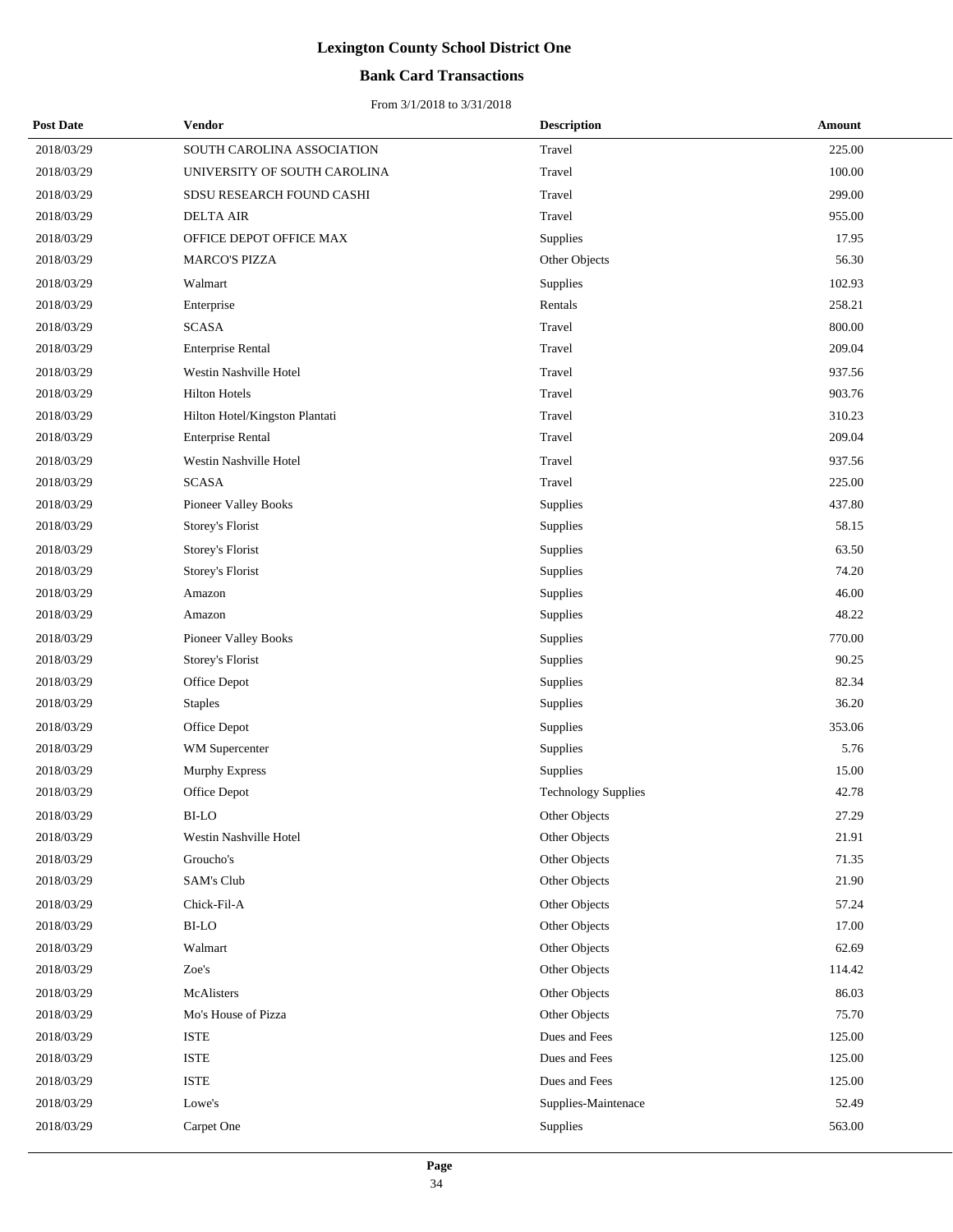# Lexington County School District One

## Bank Card Transactions

From 3/1/2018 to 3/31/2018

| Post Date | Vendor | Description | Amount |
|---|---|---|---|
| 2018/03/29 | SOUTH CAROLINA ASSOCIATION | Travel | 225.00 |
| 2018/03/29 | UNIVERSITY OF SOUTH CAROLINA | Travel | 100.00 |
| 2018/03/29 | SDSU RESEARCH FOUND CASHI | Travel | 299.00 |
| 2018/03/29 | DELTA AIR | Travel | 955.00 |
| 2018/03/29 | OFFICE DEPOT OFFICE MAX | Supplies | 17.95 |
| 2018/03/29 | MARCO'S PIZZA | Other Objects | 56.30 |
| 2018/03/29 | Walmart | Supplies | 102.93 |
| 2018/03/29 | Enterprise | Rentals | 258.21 |
| 2018/03/29 | SCASA | Travel | 800.00 |
| 2018/03/29 | Enterprise Rental | Travel | 209.04 |
| 2018/03/29 | Westin Nashville Hotel | Travel | 937.56 |
| 2018/03/29 | Hilton Hotels | Travel | 903.76 |
| 2018/03/29 | Hilton Hotel/Kingston Plantati | Travel | 310.23 |
| 2018/03/29 | Enterprise Rental | Travel | 209.04 |
| 2018/03/29 | Westin Nashville Hotel | Travel | 937.56 |
| 2018/03/29 | SCASA | Travel | 225.00 |
| 2018/03/29 | Pioneer Valley Books | Supplies | 437.80 |
| 2018/03/29 | Storey's Florist | Supplies | 58.15 |
| 2018/03/29 | Storey's Florist | Supplies | 63.50 |
| 2018/03/29 | Storey's Florist | Supplies | 74.20 |
| 2018/03/29 | Amazon | Supplies | 46.00 |
| 2018/03/29 | Amazon | Supplies | 48.22 |
| 2018/03/29 | Pioneer Valley Books | Supplies | 770.00 |
| 2018/03/29 | Storey's Florist | Supplies | 90.25 |
| 2018/03/29 | Office Depot | Supplies | 82.34 |
| 2018/03/29 | Staples | Supplies | 36.20 |
| 2018/03/29 | Office Depot | Supplies | 353.06 |
| 2018/03/29 | WM Supercenter | Supplies | 5.76 |
| 2018/03/29 | Murphy Express | Supplies | 15.00 |
| 2018/03/29 | Office Depot | Technology Supplies | 42.78 |
| 2018/03/29 | BI-LO | Other Objects | 27.29 |
| 2018/03/29 | Westin Nashville Hotel | Other Objects | 21.91 |
| 2018/03/29 | Groucho's | Other Objects | 71.35 |
| 2018/03/29 | SAM's Club | Other Objects | 21.90 |
| 2018/03/29 | Chick-Fil-A | Other Objects | 57.24 |
| 2018/03/29 | BI-LO | Other Objects | 17.00 |
| 2018/03/29 | Walmart | Other Objects | 62.69 |
| 2018/03/29 | Zoe's | Other Objects | 114.42 |
| 2018/03/29 | McAlisters | Other Objects | 86.03 |
| 2018/03/29 | Mo's House of Pizza | Other Objects | 75.70 |
| 2018/03/29 | ISTE | Dues and Fees | 125.00 |
| 2018/03/29 | ISTE | Dues and Fees | 125.00 |
| 2018/03/29 | ISTE | Dues and Fees | 125.00 |
| 2018/03/29 | Lowe's | Supplies-Maintenace | 52.49 |
| 2018/03/29 | Carpet One | Supplies | 563.00 |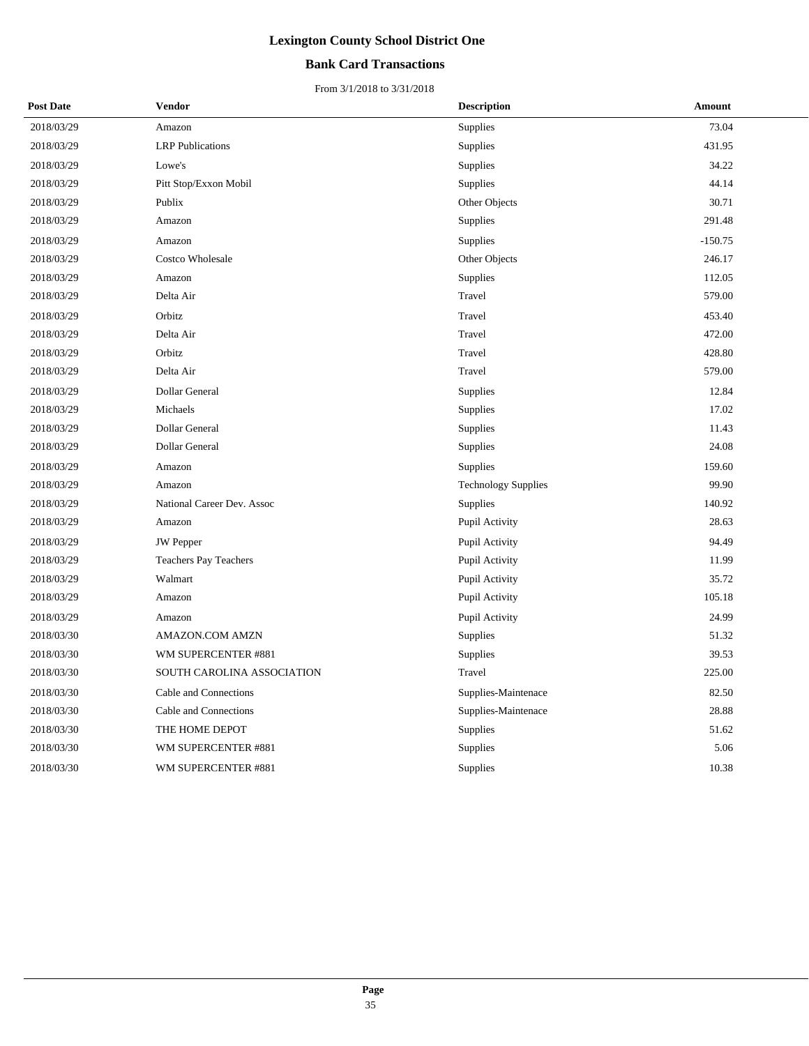# Lexington County School District One

## Bank Card Transactions

From 3/1/2018 to 3/31/2018

| Post Date | Vendor | Description | Amount |
|---|---|---|---|
| 2018/03/29 | Amazon | Supplies | 73.04 |
| 2018/03/29 | LRP Publications | Supplies | 431.95 |
| 2018/03/29 | Lowe's | Supplies | 34.22 |
| 2018/03/29 | Pitt Stop/Exxon Mobil | Supplies | 44.14 |
| 2018/03/29 | Publix | Other Objects | 30.71 |
| 2018/03/29 | Amazon | Supplies | 291.48 |
| 2018/03/29 | Amazon | Supplies | -150.75 |
| 2018/03/29 | Costco Wholesale | Other Objects | 246.17 |
| 2018/03/29 | Amazon | Supplies | 112.05 |
| 2018/03/29 | Delta Air | Travel | 579.00 |
| 2018/03/29 | Orbitz | Travel | 453.40 |
| 2018/03/29 | Delta Air | Travel | 472.00 |
| 2018/03/29 | Orbitz | Travel | 428.80 |
| 2018/03/29 | Delta Air | Travel | 579.00 |
| 2018/03/29 | Dollar General | Supplies | 12.84 |
| 2018/03/29 | Michaels | Supplies | 17.02 |
| 2018/03/29 | Dollar General | Supplies | 11.43 |
| 2018/03/29 | Dollar General | Supplies | 24.08 |
| 2018/03/29 | Amazon | Supplies | 159.60 |
| 2018/03/29 | Amazon | Technology Supplies | 99.90 |
| 2018/03/29 | National Career Dev. Assoc | Supplies | 140.92 |
| 2018/03/29 | Amazon | Pupil Activity | 28.63 |
| 2018/03/29 | JW Pepper | Pupil Activity | 94.49 |
| 2018/03/29 | Teachers Pay Teachers | Pupil Activity | 11.99 |
| 2018/03/29 | Walmart | Pupil Activity | 35.72 |
| 2018/03/29 | Amazon | Pupil Activity | 105.18 |
| 2018/03/29 | Amazon | Pupil Activity | 24.99 |
| 2018/03/30 | AMAZON.COM AMZN | Supplies | 51.32 |
| 2018/03/30 | WM SUPERCENTER #881 | Supplies | 39.53 |
| 2018/03/30 | SOUTH CAROLINA ASSOCIATION | Travel | 225.00 |
| 2018/03/30 | Cable and Connections | Supplies-Maintenace | 82.50 |
| 2018/03/30 | Cable and Connections | Supplies-Maintenace | 28.88 |
| 2018/03/30 | THE HOME DEPOT | Supplies | 51.62 |
| 2018/03/30 | WM SUPERCENTER #881 | Supplies | 5.06 |
| 2018/03/30 | WM SUPERCENTER #881 | Supplies | 10.38 |